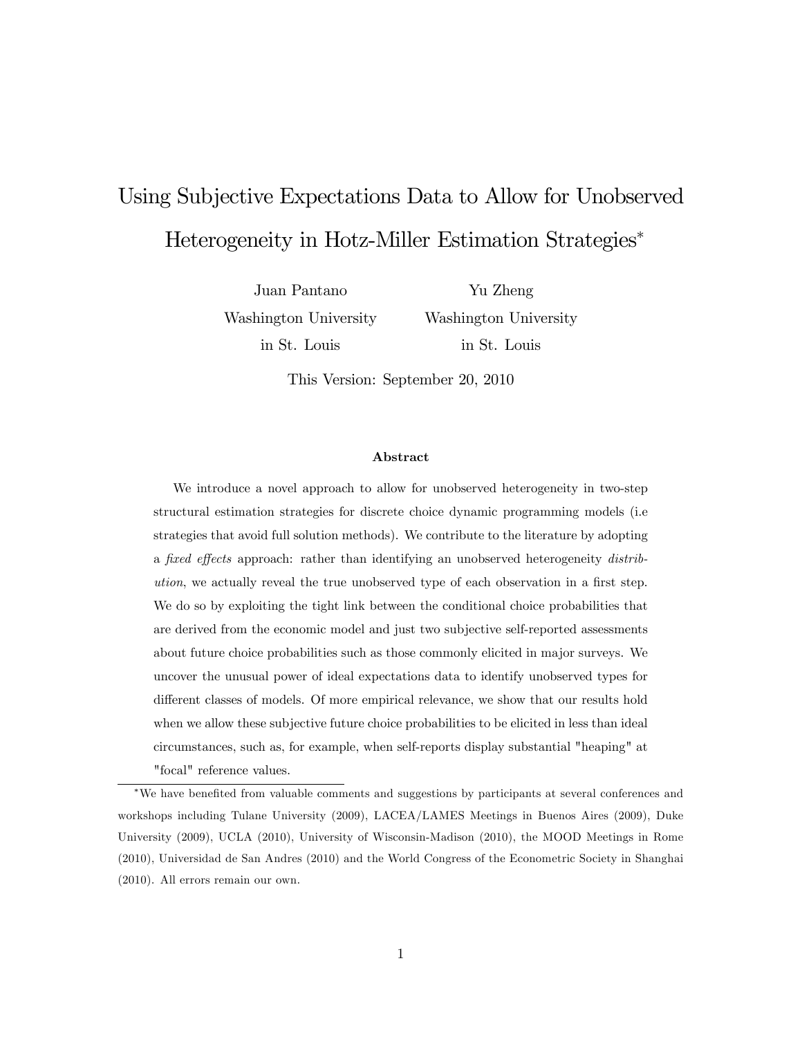# Using Subjective Expectations Data to Allow for Unobserved Heterogeneity in Hotz-Miller Estimation Strategies[*]

Juan Pantano
Washington University
in St. Louis

Yu Zheng
Washington University
in St. Louis

This Version: September 20, 2010

### Abstract

We introduce a novel approach to allow for unobserved heterogeneity in two-step structural estimation strategies for discrete choice dynamic programming models (i.e strategies that avoid full solution methods). We contribute to the literature by adopting a *fixed effects* approach: rather than identifying an unobserved heterogeneity *distribution*, we actually reveal the true unobserved type of each observation in a first step. We do so by exploiting the tight link between the conditional choice probabilities that are derived from the economic model and just two subjective self-reported assessments about future choice probabilities such as those commonly elicited in major surveys. We uncover the unusual power of ideal expectations data to identify unobserved types for different classes of models. Of more empirical relevance, we show that our results hold when we allow these subjective future choice probabilities to be elicited in less than ideal circumstances, such as, for example, when self-reports display substantial "heaping" at "focal" reference values.

[*]We have benefited from valuable comments and suggestions by participants at several conferences and workshops including Tulane University (2009), LACEA/LAMES Meetings in Buenos Aires (2009), Duke University (2009), UCLA (2010), University of Wisconsin-Madison (2010), the MOOD Meetings in Rome (2010), Universidad de San Andres (2010) and the World Congress of the Econometric Society in Shanghai (2010). All errors remain our own.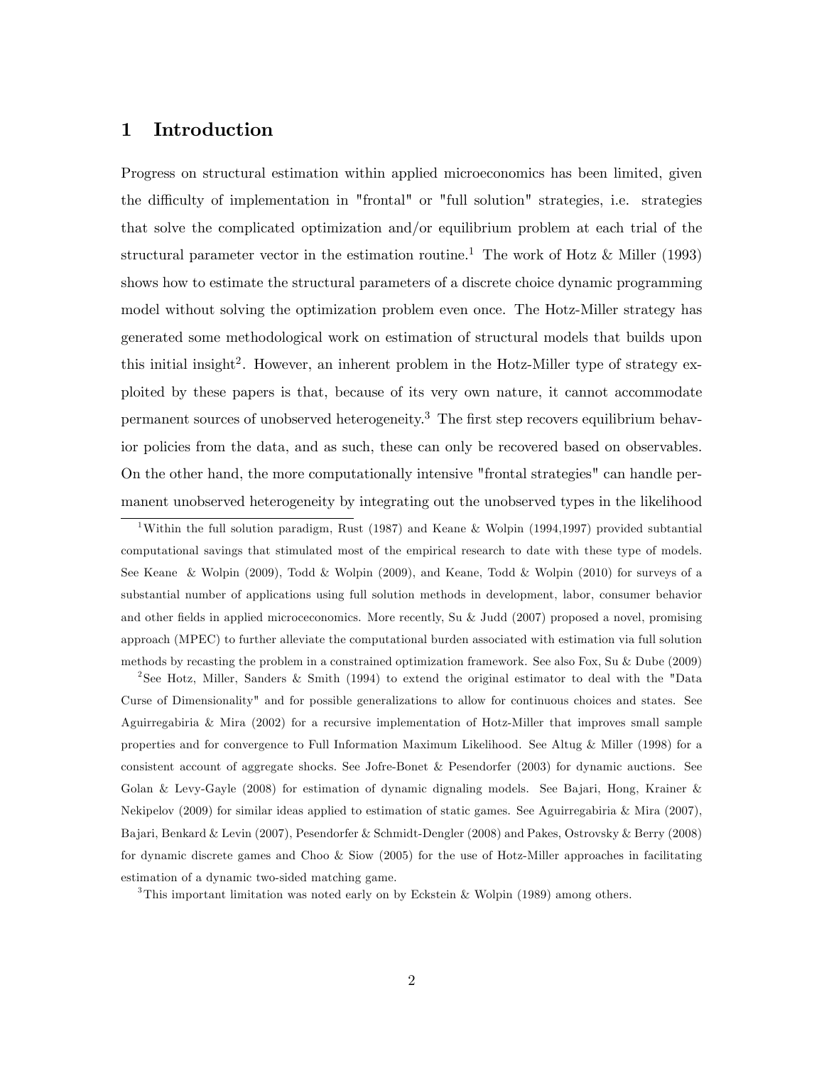## 1 Introduction

Progress on structural estimation within applied microeconomics has been limited, given the difficulty of implementation in "frontal" or "full solution" strategies, i.e. strategies that solve the complicated optimization and/or equilibrium problem at each trial of the structural parameter vector in the estimation routine.[1] The work of Hotz & Miller (1993) shows how to estimate the structural parameters of a discrete choice dynamic programming model without solving the optimization problem even once. The Hotz-Miller strategy has generated some methodological work on estimation of structural models that builds upon this initial insight[2]. However, an inherent problem in the Hotz-Miller type of strategy exploited by these papers is that, because of its very own nature, it cannot accommodate permanent sources of unobserved heterogeneity.[3] The first step recovers equilibrium behavior policies from the data, and as such, these can only be recovered based on observables. On the other hand, the more computationally intensive "frontal strategies" can handle permanent unobserved heterogeneity by integrating out the unobserved types in the likelihood

[1] Within the full solution paradigm, Rust (1987) and Keane & Wolpin (1994,1997) provided subtantial computational savings that stimulated most of the empirical research to date with these type of models. See Keane & Wolpin (2009), Todd & Wolpin (2009), and Keane, Todd & Wolpin (2010) for surveys of a substantial number of applications using full solution methods in development, labor, consumer behavior and other fields in applied microceconomics. More recently, Su & Judd (2007) proposed a novel, promising approach (MPEC) to further alleviate the computational burden associated with estimation via full solution methods by recasting the problem in a constrained optimization framework. See also Fox, Su & Dube (2009)

[2] See Hotz, Miller, Sanders & Smith (1994) to extend the original estimator to deal with the "Data Curse of Dimensionality" and for possible generalizations to allow for continuous choices and states. See Aguirregabiria & Mira (2002) for a recursive implementation of Hotz-Miller that improves small sample properties and for convergence to Full Information Maximum Likelihood. See Altug & Miller (1998) for a consistent account of aggregate shocks. See Jofre-Bonet & Pesendorfer (2003) for dynamic auctions. See Golan & Levy-Gayle (2008) for estimation of dynamic dignaling models. See Bajari, Hong, Krainer & Nekipelov (2009) for similar ideas applied to estimation of static games. See Aguirregabiria & Mira (2007), Bajari, Benkard & Levin (2007), Pesendorfer & Schmidt-Dengler (2008) and Pakes, Ostrovsky & Berry (2008) for dynamic discrete games and Choo & Siow (2005) for the use of Hotz-Miller approaches in facilitating estimation of a dynamic two-sided matching game.

[3] This important limitation was noted early on by Eckstein & Wolpin (1989) among others.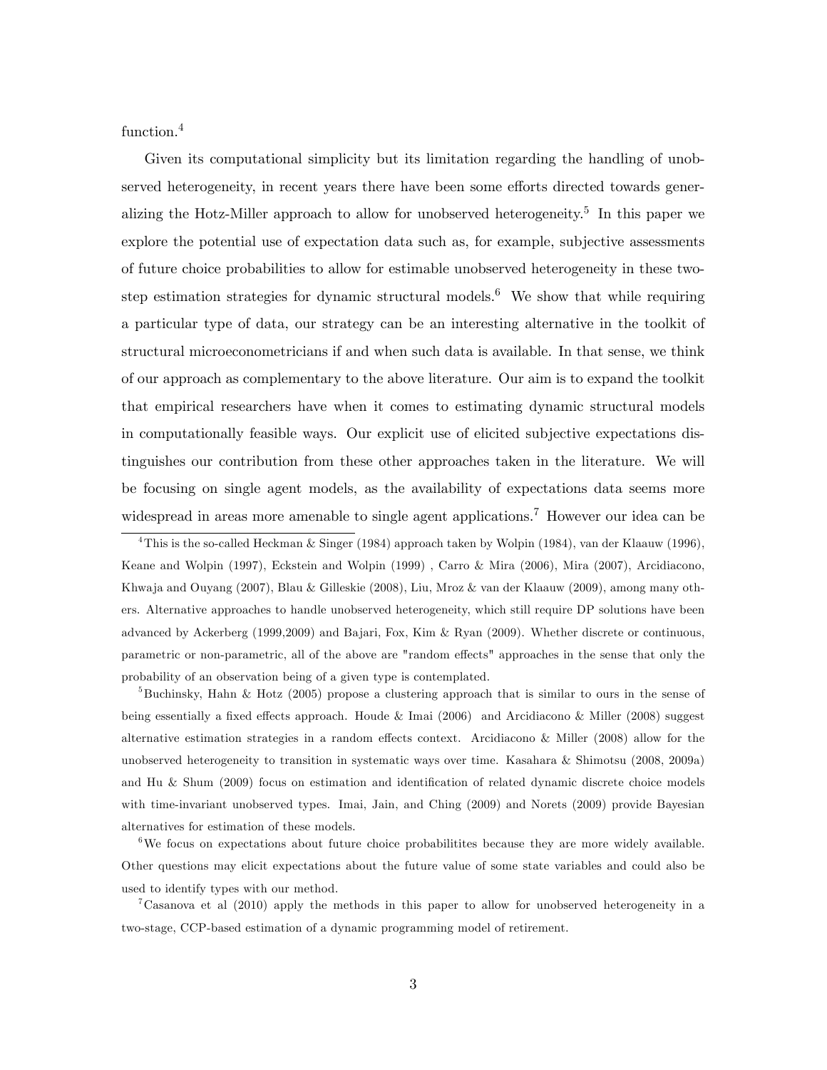function.[4]

Given its computational simplicity but its limitation regarding the handling of unobserved heterogeneity, in recent years there have been some efforts directed towards generalizing the Hotz-Miller approach to allow for unobserved heterogeneity.[5] In this paper we explore the potential use of expectation data such as, for example, subjective assessments of future choice probabilities to allow for estimable unobserved heterogeneity in these two-step estimation strategies for dynamic structural models.[6] We show that while requiring a particular type of data, our strategy can be an interesting alternative in the toolkit of structural microeconometricians if and when such data is available. In that sense, we think of our approach as complementary to the above literature. Our aim is to expand the toolkit that empirical researchers have when it comes to estimating dynamic structural models in computationally feasible ways. Our explicit use of elicited subjective expectations distinguishes our contribution from these other approaches taken in the literature. We will be focusing on single agent models, as the availability of expectations data seems more widespread in areas more amenable to single agent applications.[7] However our idea can be

[4] This is the so-called Heckman & Singer (1984) approach taken by Wolpin (1984), van der Klaauw (1996), Keane and Wolpin (1997), Eckstein and Wolpin (1999) , Carro & Mira (2006), Mira (2007), Arcidiacono, Khwaja and Ouyang (2007), Blau & Gilleskie (2008), Liu, Mroz & van der Klaauw (2009), among many others. Alternative approaches to handle unobserved heterogeneity, which still require DP solutions have been advanced by Ackerberg (1999,2009) and Bajari, Fox, Kim & Ryan (2009). Whether discrete or continuous, parametric or non-parametric, all of the above are "random effects" approaches in the sense that only the probability of an observation being of a given type is contemplated.

[5] Buchinsky, Hahn & Hotz (2005) propose a clustering approach that is similar to ours in the sense of being essentially a fixed effects approach. Houde & Imai (2006) and Arcidiacono & Miller (2008) suggest alternative estimation strategies in a random effects context. Arcidiacono & Miller (2008) allow for the unobserved heterogeneity to transition in systematic ways over time. Kasahara & Shimotsu (2008, 2009a) and Hu & Shum (2009) focus on estimation and identification of related dynamic discrete choice models with time-invariant unobserved types. Imai, Jain, and Ching (2009) and Norets (2009) provide Bayesian alternatives for estimation of these models.

[6] We focus on expectations about future choice probabilitites because they are more widely available. Other questions may elicit expectations about the future value of some state variables and could also be used to identify types with our method.

[7] Casanova et al (2010) apply the methods in this paper to allow for unobserved heterogeneity in a two-stage, CCP-based estimation of a dynamic programming model of retirement.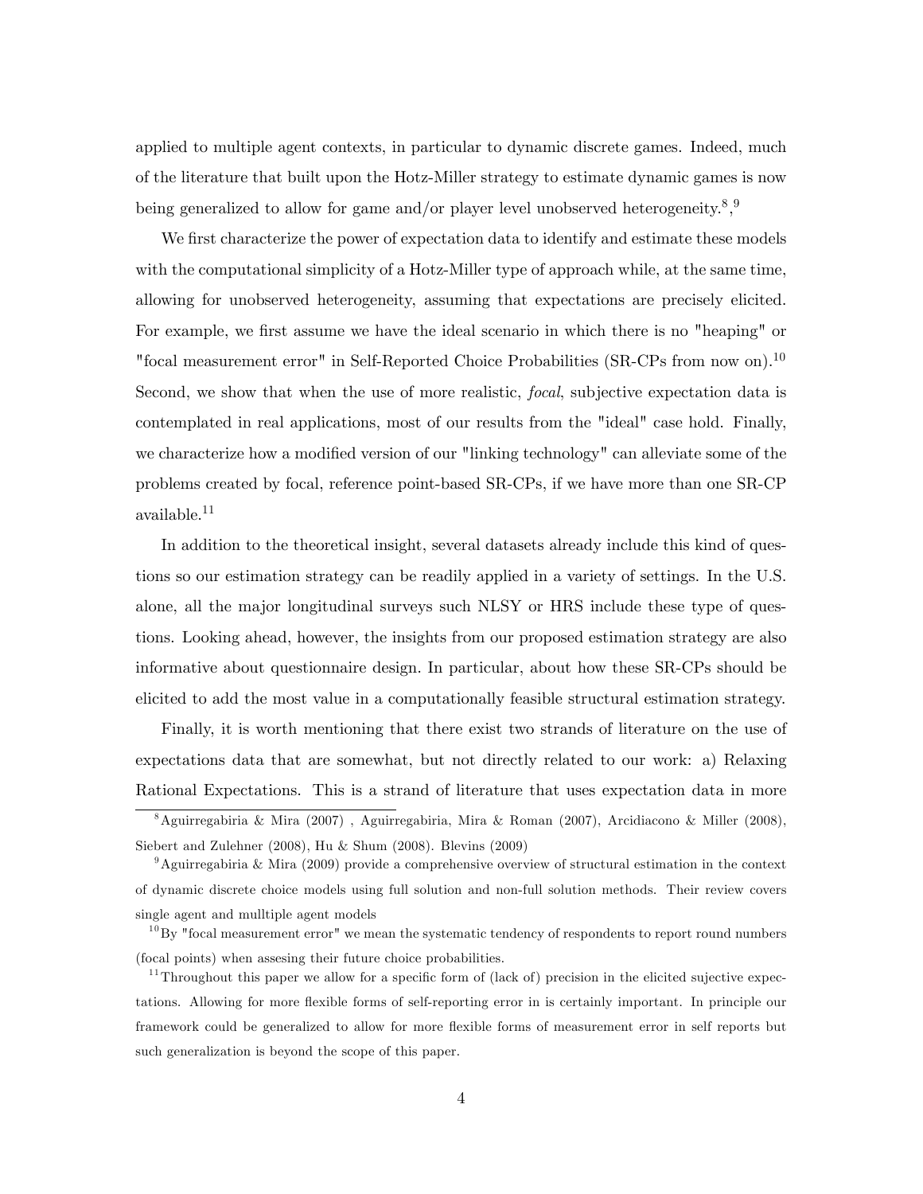applied to multiple agent contexts, in particular to dynamic discrete games. Indeed, much of the literature that built upon the Hotz-Miller strategy to estimate dynamic games is now being generalized to allow for game and/or player level unobserved heterogeneity.[8],[9]

We first characterize the power of expectation data to identify and estimate these models with the computational simplicity of a Hotz-Miller type of approach while, at the same time, allowing for unobserved heterogeneity, assuming that expectations are precisely elicited. For example, we first assume we have the ideal scenario in which there is no "heaping" or "focal measurement error" in Self-Reported Choice Probabilities (SR-CPs from now on).[10] Second, we show that when the use of more realistic, *focal*, subjective expectation data is contemplated in real applications, most of our results from the "ideal" case hold. Finally, we characterize how a modified version of our "linking technology" can alleviate some of the problems created by focal, reference point-based SR-CPs, if we have more than one SR-CP available.[11]

In addition to the theoretical insight, several datasets already include this kind of questions so our estimation strategy can be readily applied in a variety of settings. In the U.S. alone, all the major longitudinal surveys such NLSY or HRS include these type of questions. Looking ahead, however, the insights from our proposed estimation strategy are also informative about questionnaire design. In particular, about how these SR-CPs should be elicited to add the most value in a computationally feasible structural estimation strategy.

Finally, it is worth mentioning that there exist two strands of literature on the use of expectations data that are somewhat, but not directly related to our work: a) Relaxing Rational Expectations. This is a strand of literature that uses expectation data in more

---

[8] Aguirregabiria & Mira (2007) , Aguirregabiria, Mira & Roman (2007), Arcidiacono & Miller (2008), Siebert and Zulehner (2008), Hu & Shum (2008). Blevins (2009)

[9] Aguirregabiria & Mira (2009) provide a comprehensive overview of structural estimation in the context of dynamic discrete choice models using full solution and non-full solution methods. Their review covers single agent and mulltiple agent models

[10] By "focal measurement error" we mean the systematic tendency of respondents to report round numbers (focal points) when assesing their future choice probabilities.

[11] Throughout this paper we allow for a specific form of (lack of) precision in the elicited sujective expectations. Allowing for more flexible forms of self-reporting error in is certainly important. In principle our framework could be generalized to allow for more flexible forms of measurement error in self reports but such generalization is beyond the scope of this paper.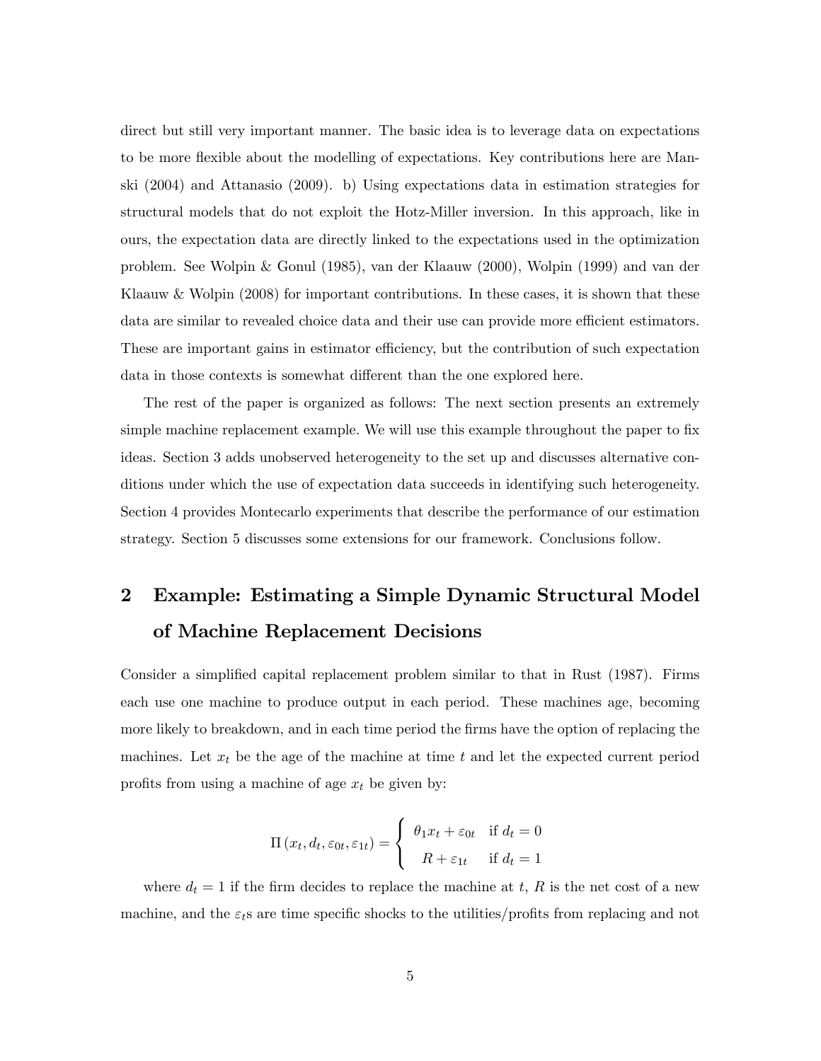direct but still very important manner. The basic idea is to leverage data on expectations to be more flexible about the modelling of expectations. Key contributions here are Manski (2004) and Attanasio (2009). b) Using expectations data in estimation strategies for structural models that do not exploit the Hotz-Miller inversion. In this approach, like in ours, the expectation data are directly linked to the expectations used in the optimization problem. See Wolpin & Gonul (1985), van der Klaauw (2000), Wolpin (1999) and van der Klaauw & Wolpin (2008) for important contributions. In these cases, it is shown that these data are similar to revealed choice data and their use can provide more efficient estimators. These are important gains in estimator efficiency, but the contribution of such expectation data in those contexts is somewhat different than the one explored here.

The rest of the paper is organized as follows: The next section presents an extremely simple machine replacement example. We will use this example throughout the paper to fix ideas. Section 3 adds unobserved heterogeneity to the set up and discusses alternative conditions under which the use of expectation data succeeds in identifying such heterogeneity. Section 4 provides Montecarlo experiments that describe the performance of our estimation strategy. Section 5 discusses some extensions for our framework. Conclusions follow.

## 2 Example: Estimating a Simple Dynamic Structural Model of Machine Replacement Decisions

Consider a simplified capital replacement problem similar to that in Rust (1987). Firms each use one machine to produce output in each period. These machines age, becoming more likely to breakdown, and in each time period the firms have the option of replacing the machines. Let $x_t$ be the age of the machine at time $t$ and let the expected current period profits from using a machine of age $x_t$ be given by:

$$\Pi\left(x_t, d_t, \varepsilon_{0t}, \varepsilon_{1t}\right) = \begin{cases} \theta_1 x_t + \varepsilon_{0t} & \text{if } d_t = 0 \\ R + \varepsilon_{1t} & \text{if } d_t = 1 \end{cases}$$

where $d_t = 1$ if the firm decides to replace the machine at $t$, $R$ is the net cost of a new machine, and the $\varepsilon_t$s are time specific shocks to the utilities/profits from replacing and not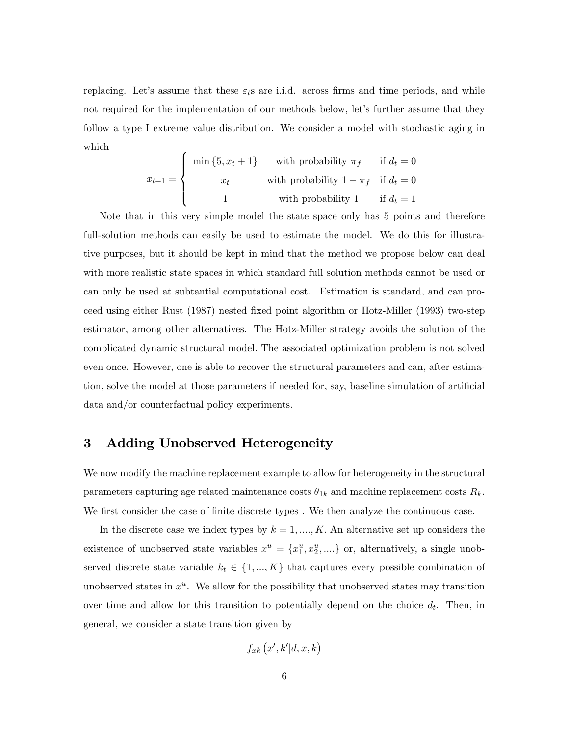replacing. Let's assume that these $\varepsilon_t$s are i.i.d. across firms and time periods, and while not required for the implementation of our methods below, let's further assume that they follow a type I extreme value distribution. We consider a model with stochastic aging in which

$$x_{t+1} = \begin{cases} \min\{5, x_t + 1\} & \text{with probability } \pi_f & \text{if } d_t = 0 \\ x_t & \text{with probability } 1 - \pi_f & \text{if } d_t = 0 \\ 1 & \text{with probability } 1 & \text{if } d_t = 1 \end{cases}$$

Note that in this very simple model the state space only has 5 points and therefore full-solution methods can easily be used to estimate the model. We do this for illustrative purposes, but it should be kept in mind that the method we propose below can deal with more realistic state spaces in which standard full solution methods cannot be used or can only be used at subtantial computational cost. Estimation is standard, and can proceed using either Rust (1987) nested fixed point algorithm or Hotz-Miller (1993) two-step estimator, among other alternatives. The Hotz-Miller strategy avoids the solution of the complicated dynamic structural model. The associated optimization problem is not solved even once. However, one is able to recover the structural parameters and can, after estimation, solve the model at those parameters if needed for, say, baseline simulation of artificial data and/or counterfactual policy experiments.

# 3 Adding Unobserved Heterogeneity

We now modify the machine replacement example to allow for heterogeneity in the structural parameters capturing age related maintenance costs $\theta_{1k}$ and machine replacement costs $R_k$. We first consider the case of finite discrete types . We then analyze the continuous case.

In the discrete case we index types by $k = 1, ...., K$. An alternative set up considers the existence of unobserved state variables $x^u = \{x_1^u, x_2^u, ....\}$ or, alternatively, a single unobserved discrete state variable $k_t \in \{1, ..., K\}$ that captures every possible combination of unobserved states in $x^u$. We allow for the possibility that unobserved states may transition over time and allow for this transition to potentially depend on the choice $d_t$. Then, in general, we consider a state transition given by

$$f_{xk}(x', k'|d, x, k)$$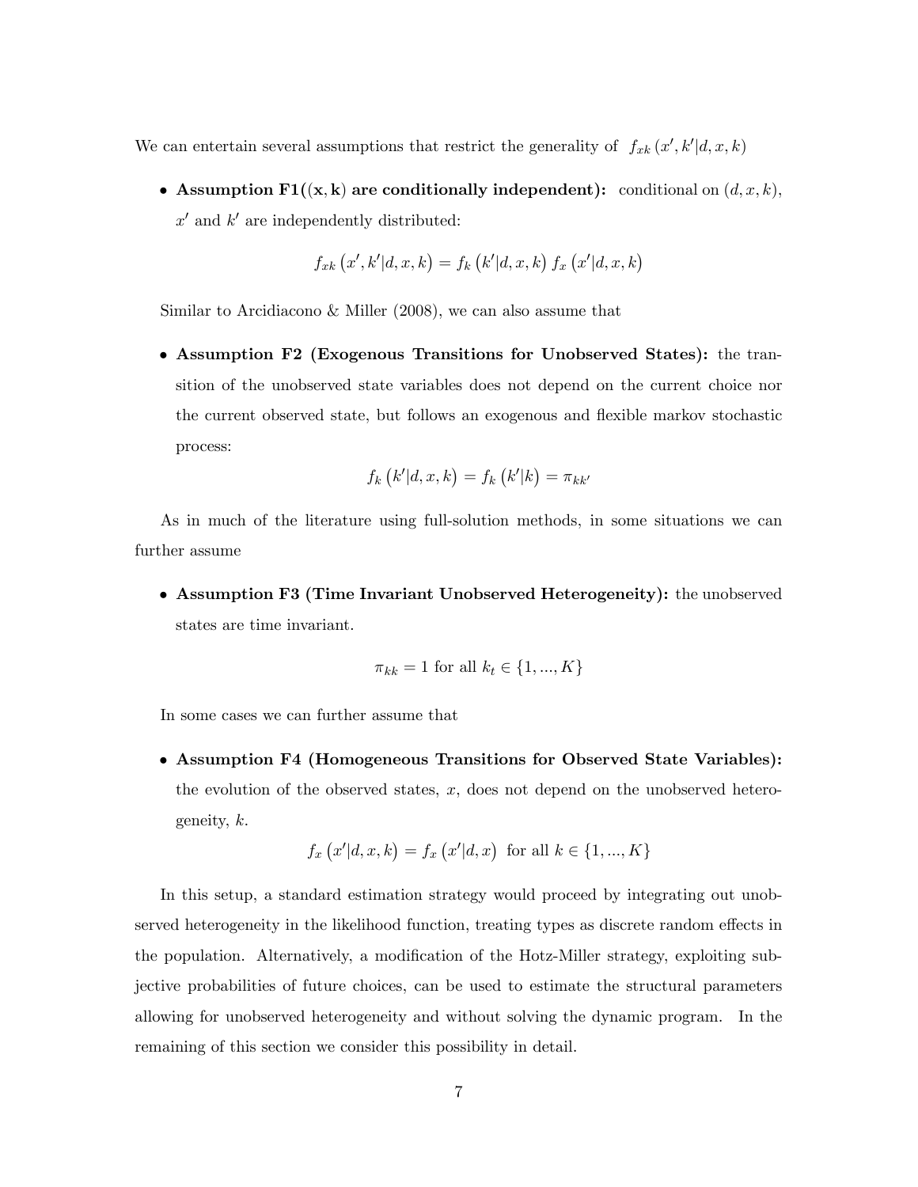We can entertain several assumptions that restrict the generality of $f_{xk}(x', k'|d, x, k)$

- **Assumption F1($(\mathbf{x}, \mathbf{k})$ are conditionally independent):** conditional on $(d, x, k)$, $x'$ and $k'$ are independently distributed:

$$f_{xk}(x', k'|d, x, k) = f_k(k'|d, x, k)\, f_x(x'|d, x, k)$$

Similar to Arcidiacono & Miller (2008), we can also assume that

- **Assumption F2 (Exogenous Transitions for Unobserved States):** the transition of the unobserved state variables does not depend on the current choice nor the current observed state, but follows an exogenous and flexible markov stochastic process:

$$f_k(k'|d, x, k) = f_k(k'|k) = \pi_{kk'}$$

As in much of the literature using full-solution methods, in some situations we can further assume

- **Assumption F3 (Time Invariant Unobserved Heterogeneity):** the unobserved states are time invariant.

$$\pi_{kk} = 1 \text{ for all } k_t \in \{1, ..., K\}$$

In some cases we can further assume that

- **Assumption F4 (Homogeneous Transitions for Observed State Variables):** the evolution of the observed states, $x$, does not depend on the unobserved heterogeneity, $k$.

$$f_x(x'|d, x, k) = f_x(x'|d, x) \text{ for all } k \in \{1, ..., K\}$$

In this setup, a standard estimation strategy would proceed by integrating out unobserved heterogeneity in the likelihood function, treating types as discrete random effects in the population. Alternatively, a modification of the Hotz-Miller strategy, exploiting subjective probabilities of future choices, can be used to estimate the structural parameters allowing for unobserved heterogeneity and without solving the dynamic program. In the remaining of this section we consider this possibility in detail.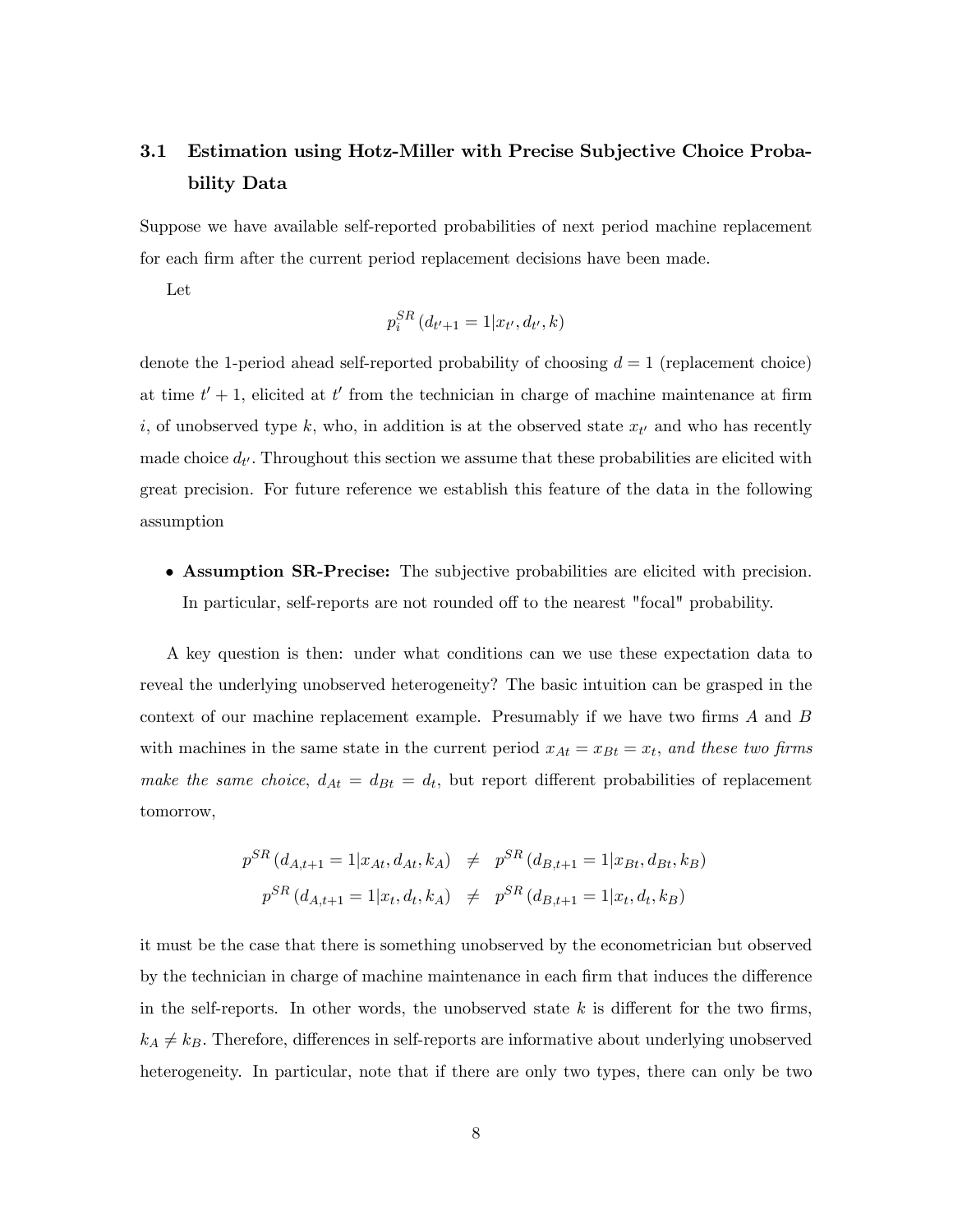### 3.1 Estimation using Hotz-Miller with Precise Subjective Choice Probability Data

Suppose we have available self-reported probabilities of next period machine replacement for each firm after the current period replacement decisions have been made.

Let

$$p_i^{SR}\left(d_{t'+1} = 1 | x_{t'}, d_{t'}, k\right)$$

denote the 1-period ahead self-reported probability of choosing $d = 1$ (replacement choice) at time $t' + 1$, elicited at $t'$ from the technician in charge of machine maintenance at firm $i$, of unobserved type $k$, who, in addition is at the observed state $x_{t'}$ and who has recently made choice $d_{t'}$. Throughout this section we assume that these probabilities are elicited with great precision. For future reference we establish this feature of the data in the following assumption

- **Assumption SR-Precise:** The subjective probabilities are elicited with precision. In particular, self-reports are not rounded off to the nearest "focal" probability.

A key question is then: under what conditions can we use these expectation data to reveal the underlying unobserved heterogeneity? The basic intuition can be grasped in the context of our machine replacement example. Presumably if we have two firms $A$ and $B$ with machines in the same state in the current period $x_{At} = x_{Bt} = x_t$, *and these two firms make the same choice*, $d_{At} = d_{Bt} = d_t$, but report different probabilities of replacement tomorrow,

$$\begin{aligned} p^{SR}\left(d_{A,t+1} = 1 | x_{At}, d_{At}, k_A\right) &\neq p^{SR}\left(d_{B,t+1} = 1 | x_{Bt}, d_{Bt}, k_B\right) \\ p^{SR}\left(d_{A,t+1} = 1 | x_t, d_t, k_A\right) &\neq p^{SR}\left(d_{B,t+1} = 1 | x_t, d_t, k_B\right) \end{aligned}$$

it must be the case that there is something unobserved by the econometrician but observed by the technician in charge of machine maintenance in each firm that induces the difference in the self-reports. In other words, the unobserved state $k$ is different for the two firms, $k_A \neq k_B$. Therefore, differences in self-reports are informative about underlying unobserved heterogeneity. In particular, note that if there are only two types, there can only be two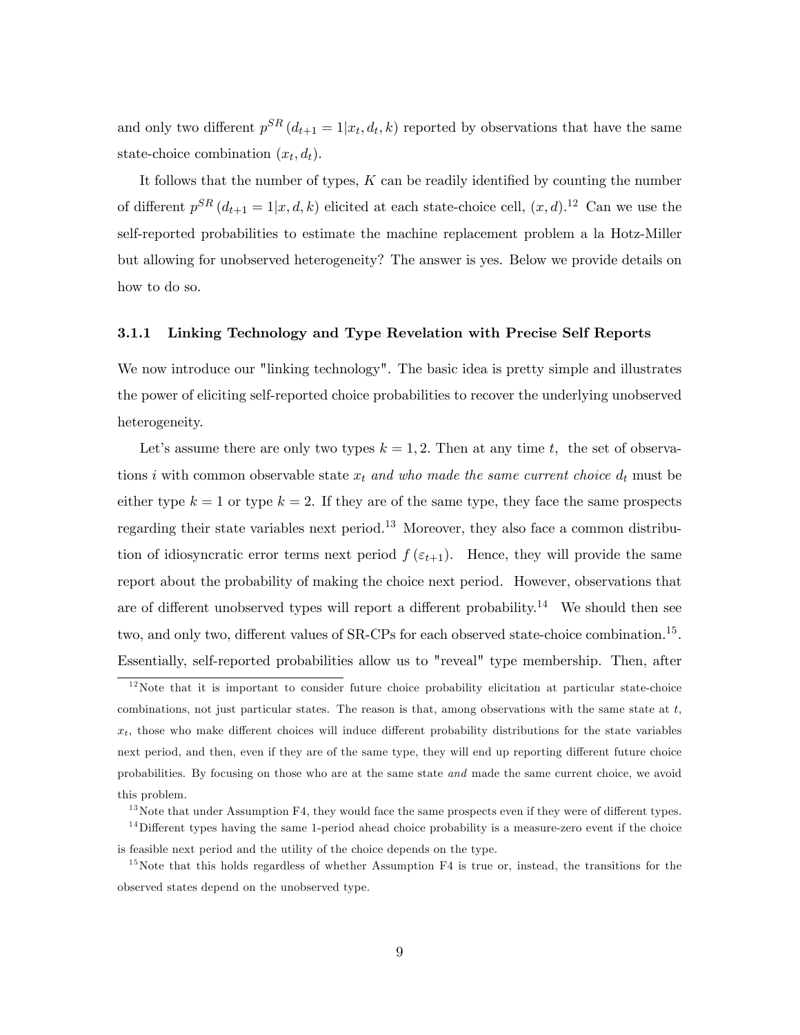and only two different $p^{SR}(d_{t+1}=1|x_t,d_t,k)$ reported by observations that have the same state-choice combination $(x_t,d_t)$.

It follows that the number of types, $K$ can be readily identified by counting the number of different $p^{SR}(d_{t+1}=1|x,d,k)$ elicited at each state-choice cell, $(x,d)$.[12] Can we use the self-reported probabilities to estimate the machine replacement problem a la Hotz-Miller but allowing for unobserved heterogeneity? The answer is yes. Below we provide details on how to do so.

### 3.1.1 Linking Technology and Type Revelation with Precise Self Reports

We now introduce our "linking technology". The basic idea is pretty simple and illustrates the power of eliciting self-reported choice probabilities to recover the underlying unobserved heterogeneity.

Let's assume there are only two types $k=1,2$. Then at any time $t$, the set of observations $i$ with common observable state $x_t$ *and who made the same current choice* $d_t$ must be either type $k=1$ or type $k=2$. If they are of the same type, they face the same prospects regarding their state variables next period.[13] Moreover, they also face a common distribution of idiosyncratic error terms next period $f(\varepsilon_{t+1})$. Hence, they will provide the same report about the probability of making the choice next period. However, observations that are of different unobserved types will report a different probability.[14] We should then see two, and only two, different values of SR-CPs for each observed state-choice combination.[15]. Essentially, self-reported probabilities allow us to "reveal" type membership. Then, after

[12] Note that it is important to consider future choice probability elicitation at particular state-choice combinations, not just particular states. The reason is that, among observations with the same state at $t$, $x_t$, those who make different choices will induce different probability distributions for the state variables next period, and then, even if they are of the same type, they will end up reporting different future choice probabilities. By focusing on those who are at the same state *and* made the same current choice, we avoid this problem.

[13] Note that under Assumption F4, they would face the same prospects even if they were of different types.

[14] Different types having the same 1-period ahead choice probability is a measure-zero event if the choice is feasible next period and the utility of the choice depends on the type.

[15] Note that this holds regardless of whether Assumption F4 is true or, instead, the transitions for the observed states depend on the unobserved type.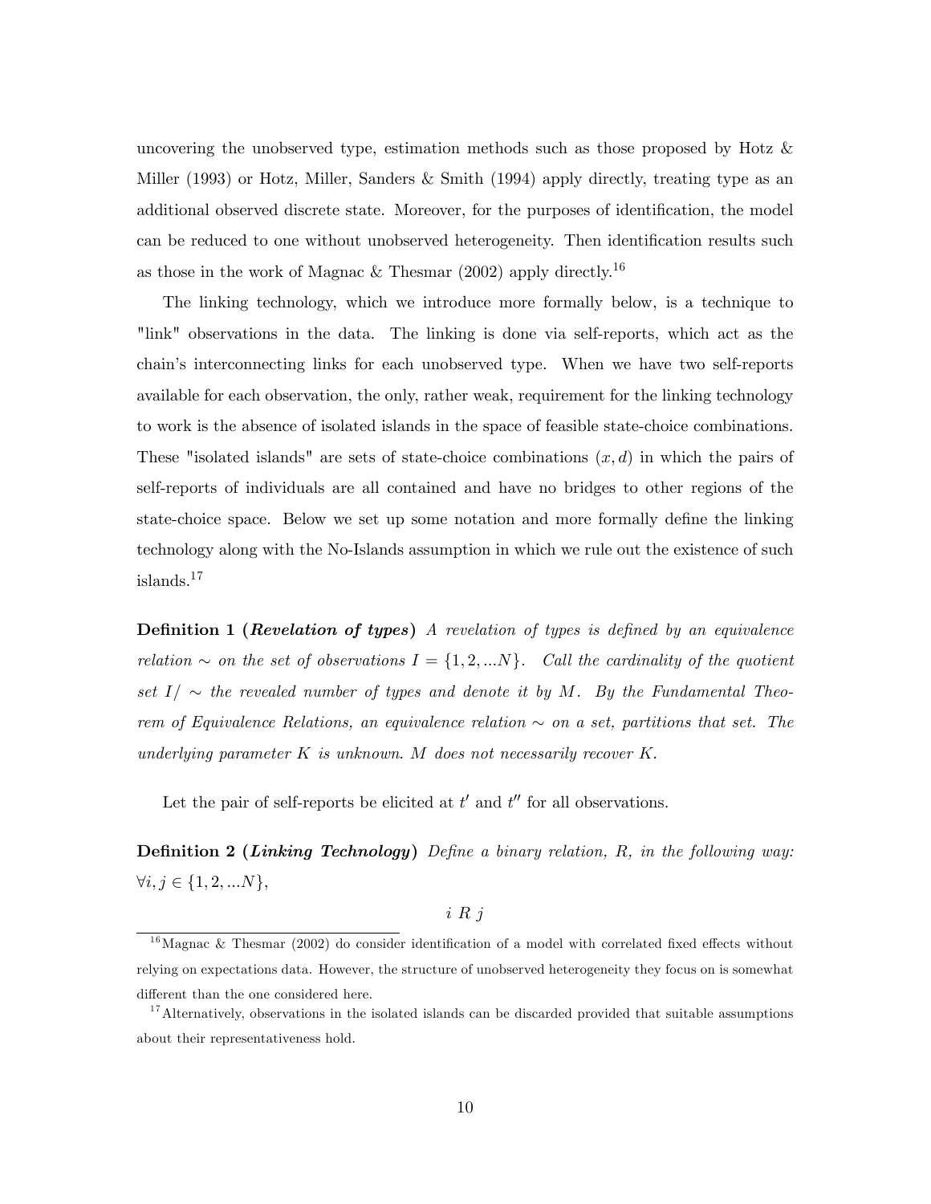uncovering the unobserved type, estimation methods such as those proposed by Hotz & Miller (1993) or Hotz, Miller, Sanders & Smith (1994) apply directly, treating type as an additional observed discrete state. Moreover, for the purposes of identification, the model can be reduced to one without unobserved heterogeneity. Then identification results such as those in the work of Magnac & Thesmar (2002) apply directly.[16]

The linking technology, which we introduce more formally below, is a technique to "link" observations in the data. The linking is done via self-reports, which act as the chain's interconnecting links for each unobserved type. When we have two self-reports available for each observation, the only, rather weak, requirement for the linking technology to work is the absence of isolated islands in the space of feasible state-choice combinations. These "isolated islands" are sets of state-choice combinations $(x, d)$ in which the pairs of self-reports of individuals are all contained and have no bridges to other regions of the state-choice space. Below we set up some notation and more formally define the linking technology along with the No-Islands assumption in which we rule out the existence of such islands.[17]

**Definition 1 (*Revelation of types*)** *A revelation of types is defined by an equivalence relation $\sim$ on the set of observations $I = \{1, 2, ...N\}$. Call the cardinality of the quotient set $I/\sim$ the revealed number of types and denote it by $M$. By the Fundamental Theorem of Equivalence Relations, an equivalence relation $\sim$ on a set, partitions that set. The underlying parameter $K$ is unknown. $M$ does not necessarily recover $K$.*

Let the pair of self-reports be elicited at $t'$ and $t''$ for all observations.

**Definition 2 (*Linking Technology*)** *Define a binary relation, $R$, in the following way: $\forall i, j \in \{1, 2, ...N\}$,*

$$i \; R \; j$$

[16] Magnac & Thesmar (2002) do consider identification of a model with correlated fixed effects without relying on expectations data. However, the structure of unobserved heterogeneity they focus on is somewhat different than the one considered here.

[17] Alternatively, observations in the isolated islands can be discarded provided that suitable assumptions about their representativeness hold.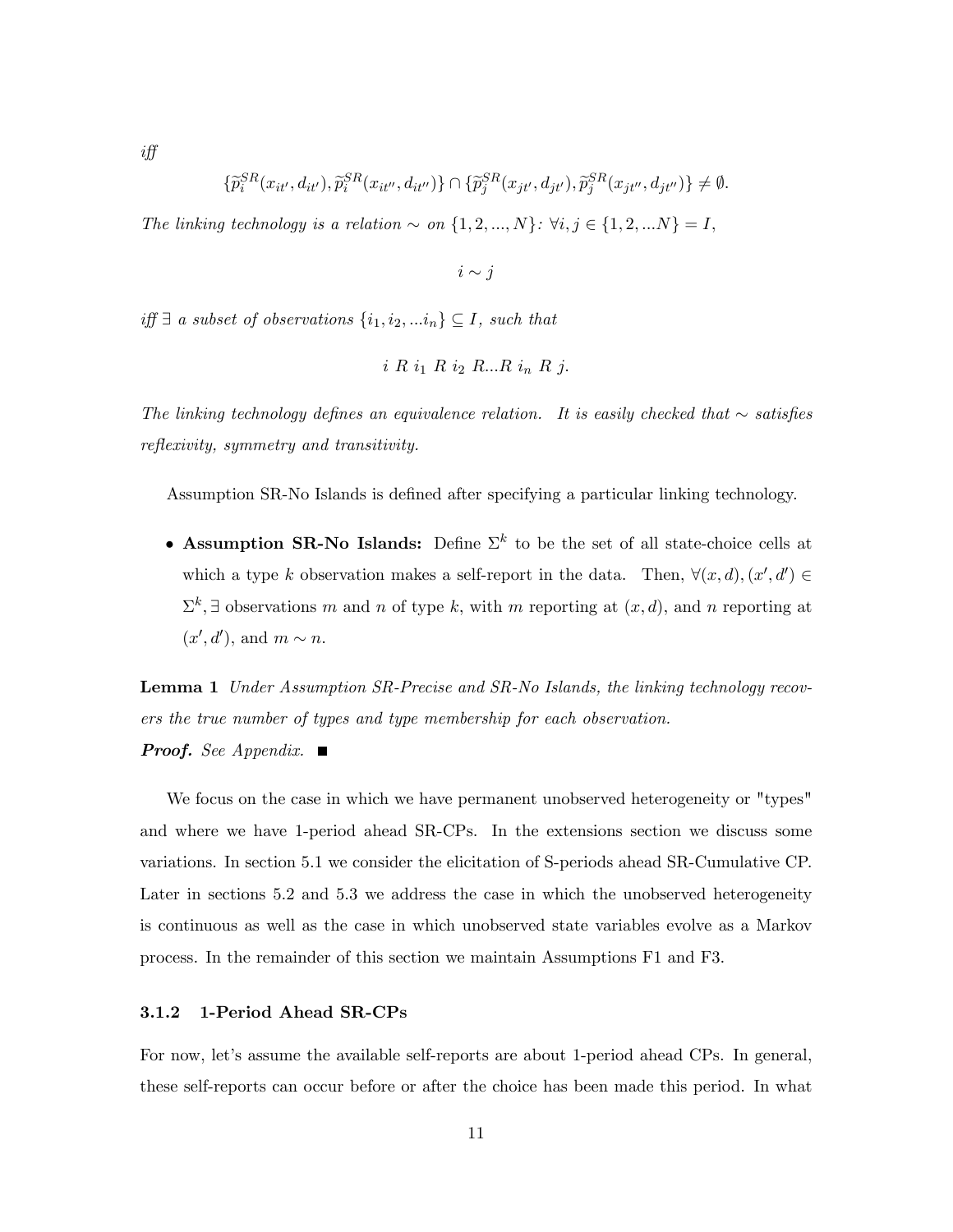*iff*

$$\{\widetilde{p}_i^{SR}(x_{it'}, d_{it'}), \widetilde{p}_i^{SR}(x_{it''}, d_{it''})\} \cap \{\widetilde{p}_j^{SR}(x_{jt'}, d_{jt'}), \widetilde{p}_j^{SR}(x_{jt''}, d_{jt''})\} \neq \emptyset.$$

*The linking technology is a relation* $\sim$ *on* $\{1, 2, ..., N\}$*:* $\forall i, j \in \{1, 2, ...N\} = I,$

$$i \sim j$$

*iff* $\exists$ *a subset of observations* $\{i_1, i_2, ...i_n\} \subseteq I$*, such that*

$$i \ R \ i_1 \ R \ i_2 \ R ... R \ i_n \ R \ j.$$

*The linking technology defines an equivalence relation. It is easily checked that* $\sim$ *satisfies reflexivity, symmetry and transitivity.*

Assumption SR-No Islands is defined after specifying a particular linking technology.

- **Assumption SR-No Islands:** Define $\Sigma^k$ to be the set of all state-choice cells at which a type $k$ observation makes a self-report in the data. Then, $\forall (x, d), (x', d') \in \Sigma^k$, $\exists$ observations $m$ and $n$ of type $k$, with $m$ reporting at $(x, d)$, and $n$ reporting at $(x', d')$, and $m \sim n$.

**Lemma 1** *Under Assumption SR-Precise and SR-No Islands, the linking technology recovers the true number of types and type membership for each observation.*

***Proof.*** *See Appendix.* ■

We focus on the case in which we have permanent unobserved heterogeneity or "types" and where we have 1-period ahead SR-CPs. In the extensions section we discuss some variations. In section 5.1 we consider the elicitation of S-periods ahead SR-Cumulative CP. Later in sections 5.2 and 5.3 we address the case in which the unobserved heterogeneity is continuous as well as the case in which unobserved state variables evolve as a Markov process. In the remainder of this section we maintain Assumptions F1 and F3.

### 3.1.2 1-Period Ahead SR-CPs

For now, let's assume the available self-reports are about 1-period ahead CPs. In general, these self-reports can occur before or after the choice has been made this period. In what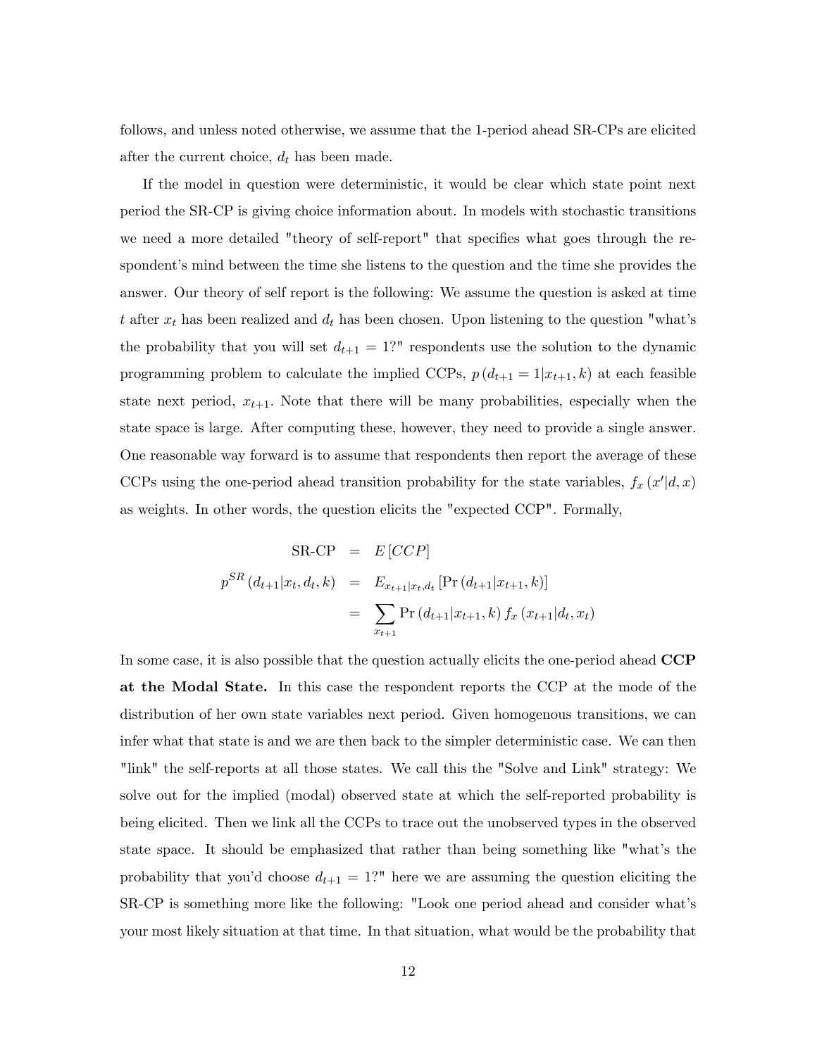follows, and unless noted otherwise, we assume that the 1-period ahead SR-CPs are elicited after the current choice, $d_t$ has been made.

If the model in question were deterministic, it would be clear which state point next period the SR-CP is giving choice information about. In models with stochastic transitions we need a more detailed "theory of self-report" that specifies what goes through the respondent's mind between the time she listens to the question and the time she provides the answer. Our theory of self report is the following: We assume the question is asked at time $t$ after $x_t$ has been realized and $d_t$ has been chosen. Upon listening to the question "what's the probability that you will set $d_{t+1} = 1$?" respondents use the solution to the dynamic programming problem to calculate the implied CCPs, $p(d_{t+1} = 1|x_{t+1}, k)$ at each feasible state next period, $x_{t+1}$. Note that there will be many probabilities, especially when the state space is large. After computing these, however, they need to provide a single answer. One reasonable way forward is to assume that respondents then report the average of these CCPs using the one-period ahead transition probability for the state variables, $f_x(x'|d, x)$ as weights. In other words, the question elicits the "expected CCP". Formally,

$$
\begin{aligned}
\text{SR-CP} &= E[CCP] \\
p^{SR}(d_{t+1}|x_t, d_t, k) &= E_{x_{t+1}|x_t, d_t}\left[\Pr(d_{t+1}|x_{t+1}, k)\right] \\
&= \sum_{x_{t+1}} \Pr(d_{t+1}|x_{t+1}, k) f_x(x_{t+1}|d_t, x_t)
\end{aligned}
$$

In some case, it is also possible that the question actually elicits the one-period ahead **CCP at the Modal State.** In this case the respondent reports the CCP at the mode of the distribution of her own state variables next period. Given homogenous transitions, we can infer what that state is and we are then back to the simpler deterministic case. We can then "link" the self-reports at all those states. We call this the "Solve and Link" strategy: We solve out for the implied (modal) observed state at which the self-reported probability is being elicited. Then we link all the CCPs to trace out the unobserved types in the observed state space. It should be emphasized that rather than being something like "what's the probability that you'd choose $d_{t+1} = 1$?" here we are assuming the question eliciting the SR-CP is something more like the following: "Look one period ahead and consider what's your most likely situation at that time. In that situation, what would be the probability that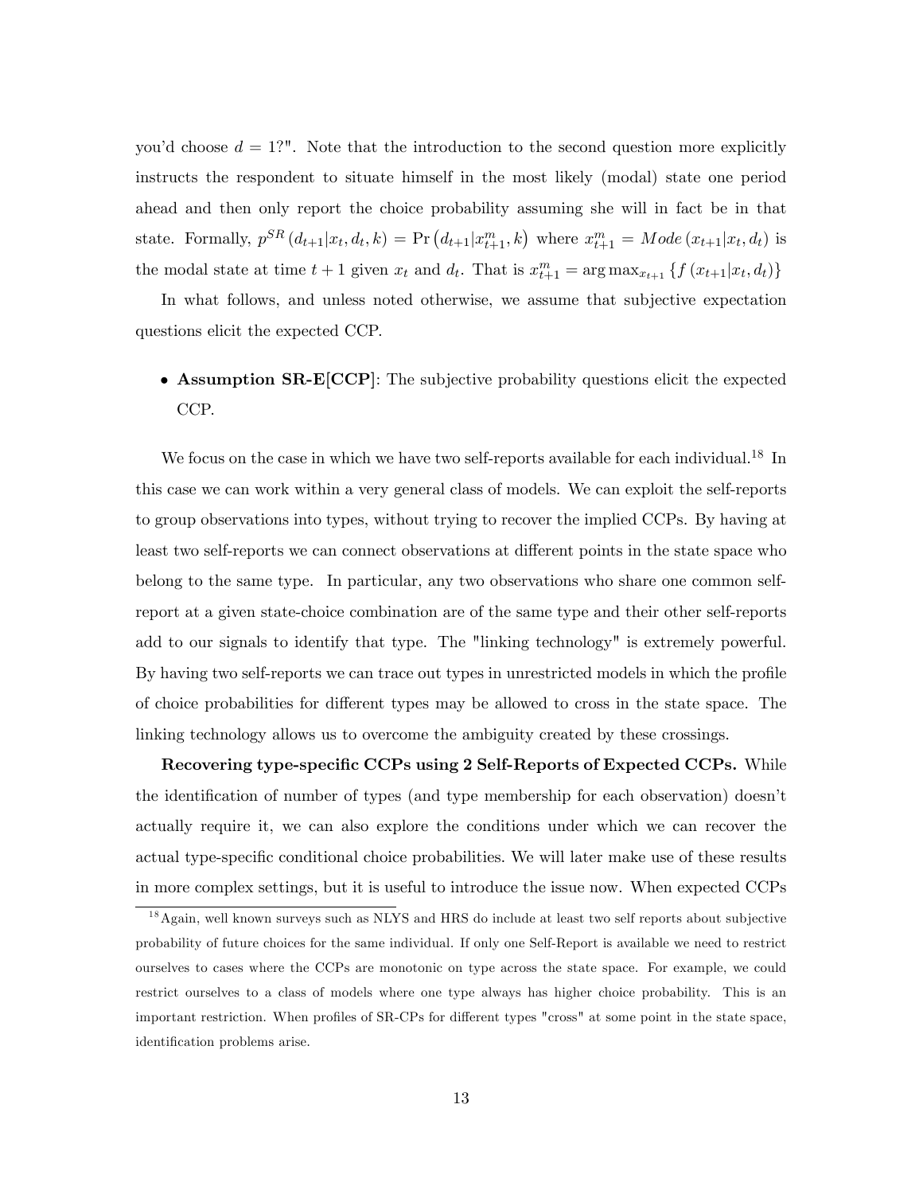you'd choose $d = 1$?". Note that the introduction to the second question more explicitly instructs the respondent to situate himself in the most likely (modal) state one period ahead and then only report the choice probability assuming she will in fact be in that state. Formally, $p^{SR}(d_{t+1}|x_t, d_t, k) = \Pr(d_{t+1}|x^m_{t+1}, k)$ where $x^m_{t+1} = Mode(x_{t+1}|x_t, d_t)$ is the modal state at time $t+1$ given $x_t$ and $d_t$. That is $x^m_{t+1} = \arg\max_{x_{t+1}} \{f(x_{t+1}|x_t, d_t)\}$

In what follows, and unless noted otherwise, we assume that subjective expectation questions elicit the expected CCP.

- **Assumption SR-E[CCP]**: The subjective probability questions elicit the expected CCP.

We focus on the case in which we have two self-reports available for each individual.[18] In this case we can work within a very general class of models. We can exploit the self-reports to group observations into types, without trying to recover the implied CCPs. By having at least two self-reports we can connect observations at different points in the state space who belong to the same type. In particular, any two observations who share one common self-report at a given state-choice combination are of the same type and their other self-reports add to our signals to identify that type. The "linking technology" is extremely powerful. By having two self-reports we can trace out types in unrestricted models in which the profile of choice probabilities for different types may be allowed to cross in the state space. The linking technology allows us to overcome the ambiguity created by these crossings.

**Recovering type-specific CCPs using 2 Self-Reports of Expected CCPs.** While the identification of number of types (and type membership for each observation) doesn't actually require it, we can also explore the conditions under which we can recover the actual type-specific conditional choice probabilities. We will later make use of these results in more complex settings, but it is useful to introduce the issue now. When expected CCPs

[18] Again, well known surveys such as NLYS and HRS do include at least two self reports about subjective probability of future choices for the same individual. If only one Self-Report is available we need to restrict ourselves to cases where the CCPs are monotonic on type across the state space. For example, we could restrict ourselves to a class of models where one type always has higher choice probability. This is an important restriction. When profiles of SR-CPs for different types "cross" at some point in the state space, identification problems arise.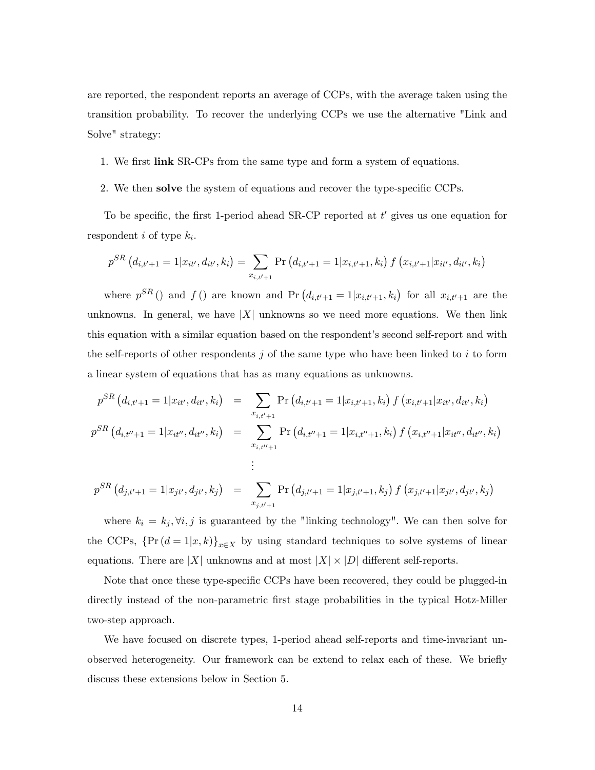are reported, the respondent reports an average of CCPs, with the average taken using the transition probability. To recover the underlying CCPs we use the alternative "Link and Solve" strategy:

1. We first **link** SR-CPs from the same type and form a system of equations.
2. We then **solve** the system of equations and recover the type-specific CCPs.

To be specific, the first 1-period ahead SR-CP reported at $t'$ gives us one equation for respondent $i$ of type $k_i$.

$$p^{SR}\left(d_{i,t'+1}=1|x_{it'},d_{it'},k_i\right)=\sum_{x_{i,t'+1}}\Pr\left(d_{i,t'+1}=1|x_{i,t'+1},k_i\right)f\left(x_{i,t'+1}|x_{it'},d_{it'},k_i\right)$$

where $p^{SR}()$ and $f()$ are known and $\Pr\left(d_{i,t'+1}=1|x_{i,t'+1},k_i\right)$ for all $x_{i,t'+1}$ are the unknowns. In general, we have $|X|$ unknowns so we need more equations. We then link this equation with a similar equation based on the respondent's second self-report and with the self-reports of other respondents $j$ of the same type who have been linked to $i$ to form a linear system of equations that has as many equations as unknowns.

$$\begin{aligned}
p^{SR}\left(d_{i,t'+1}=1|x_{it'},d_{it'},k_i\right) &= \sum_{x_{i,t'+1}}\Pr\left(d_{i,t'+1}=1|x_{i,t'+1},k_i\right)f\left(x_{i,t'+1}|x_{it'},d_{it'},k_i\right)\\
p^{SR}\left(d_{i,t''+1}=1|x_{it''},d_{it''},k_i\right) &= \sum_{x_{i,t''+1}}\Pr\left(d_{i,t''+1}=1|x_{i,t''+1},k_i\right)f\left(x_{i,t''+1}|x_{it''},d_{it''},k_i\right)\\
&\vdots\\
p^{SR}\left(d_{j,t'+1}=1|x_{jt'},d_{jt'},k_j\right) &= \sum_{x_{j,t'+1}}\Pr\left(d_{j,t'+1}=1|x_{j,t'+1},k_j\right)f\left(x_{j,t'+1}|x_{jt'},d_{jt'},k_j\right)
\end{aligned}$$

where $k_i = k_j, \forall i, j$ is guaranteed by the "linking technology". We can then solve for the CCPs, $\{\Pr(d=1|x,k)\}_{x\in X}$ by using standard techniques to solve systems of linear equations. There are $|X|$ unknowns and at most $|X|\times|D|$ different self-reports.

Note that once these type-specific CCPs have been recovered, they could be plugged-in directly instead of the non-parametric first stage probabilities in the typical Hotz-Miller two-step approach.

We have focused on discrete types, 1-period ahead self-reports and time-invariant unobserved heterogeneity. Our framework can be extend to relax each of these. We briefly discuss these extensions below in Section 5.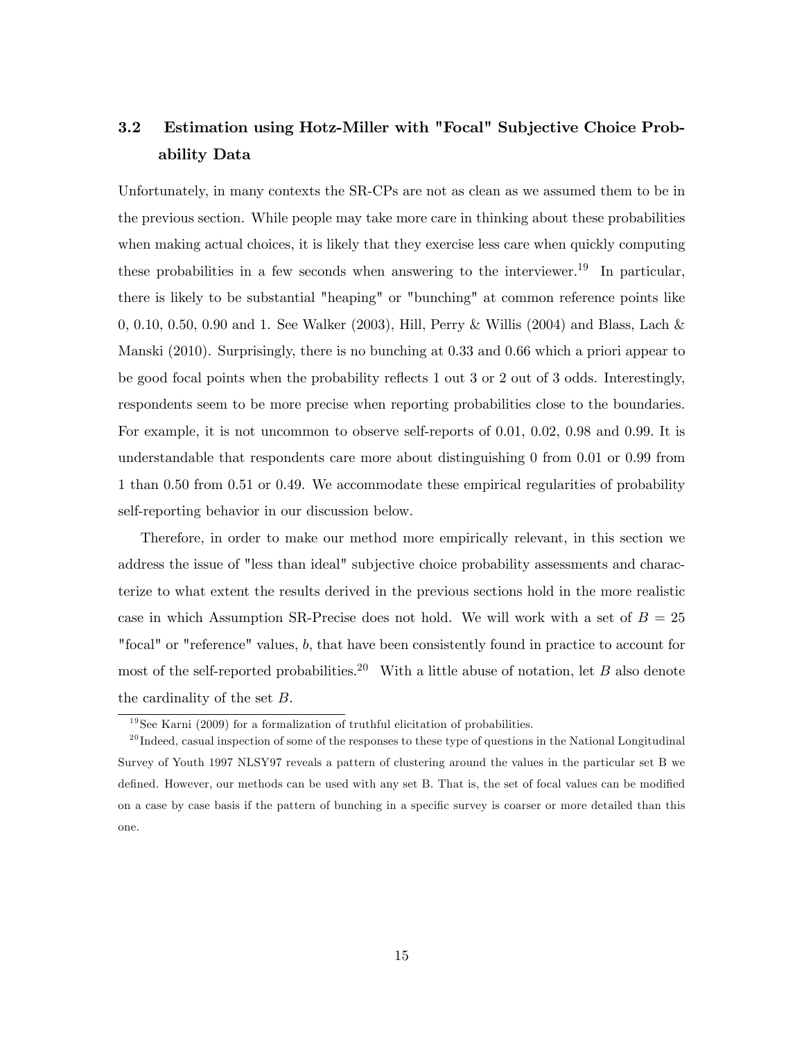### 3.2 Estimation using Hotz-Miller with "Focal" Subjective Choice Probability Data

Unfortunately, in many contexts the SR-CPs are not as clean as we assumed them to be in the previous section. While people may take more care in thinking about these probabilities when making actual choices, it is likely that they exercise less care when quickly computing these probabilities in a few seconds when answering to the interviewer.[19] In particular, there is likely to be substantial "heaping" or "bunching" at common reference points like 0, 0.10, 0.50, 0.90 and 1. See Walker (2003), Hill, Perry & Willis (2004) and Blass, Lach & Manski (2010). Surprisingly, there is no bunching at 0.33 and 0.66 which a priori appear to be good focal points when the probability reflects 1 out 3 or 2 out of 3 odds. Interestingly, respondents seem to be more precise when reporting probabilities close to the boundaries. For example, it is not uncommon to observe self-reports of 0.01, 0.02, 0.98 and 0.99. It is understandable that respondents care more about distinguishing 0 from 0.01 or 0.99 from 1 than 0.50 from 0.51 or 0.49. We accommodate these empirical regularities of probability self-reporting behavior in our discussion below.

Therefore, in order to make our method more empirically relevant, in this section we address the issue of "less than ideal" subjective choice probability assessments and characterize to what extent the results derived in the previous sections hold in the more realistic case in which Assumption SR-Precise does not hold. We will work with a set of $B = 25$ "focal" or "reference" values, $b$, that have been consistently found in practice to account for most of the self-reported probabilities.[20] With a little abuse of notation, let $B$ also denote the cardinality of the set $B$.

[19] See Karni (2009) for a formalization of truthful elicitation of probabilities.

[20] Indeed, casual inspection of some of the responses to these type of questions in the National Longitudinal Survey of Youth 1997 NLSY97 reveals a pattern of clustering around the values in the particular set B we defined. However, our methods can be used with any set B. That is, the set of focal values can be modified on a case by case basis if the pattern of bunching in a specific survey is coarser or more detailed than this one.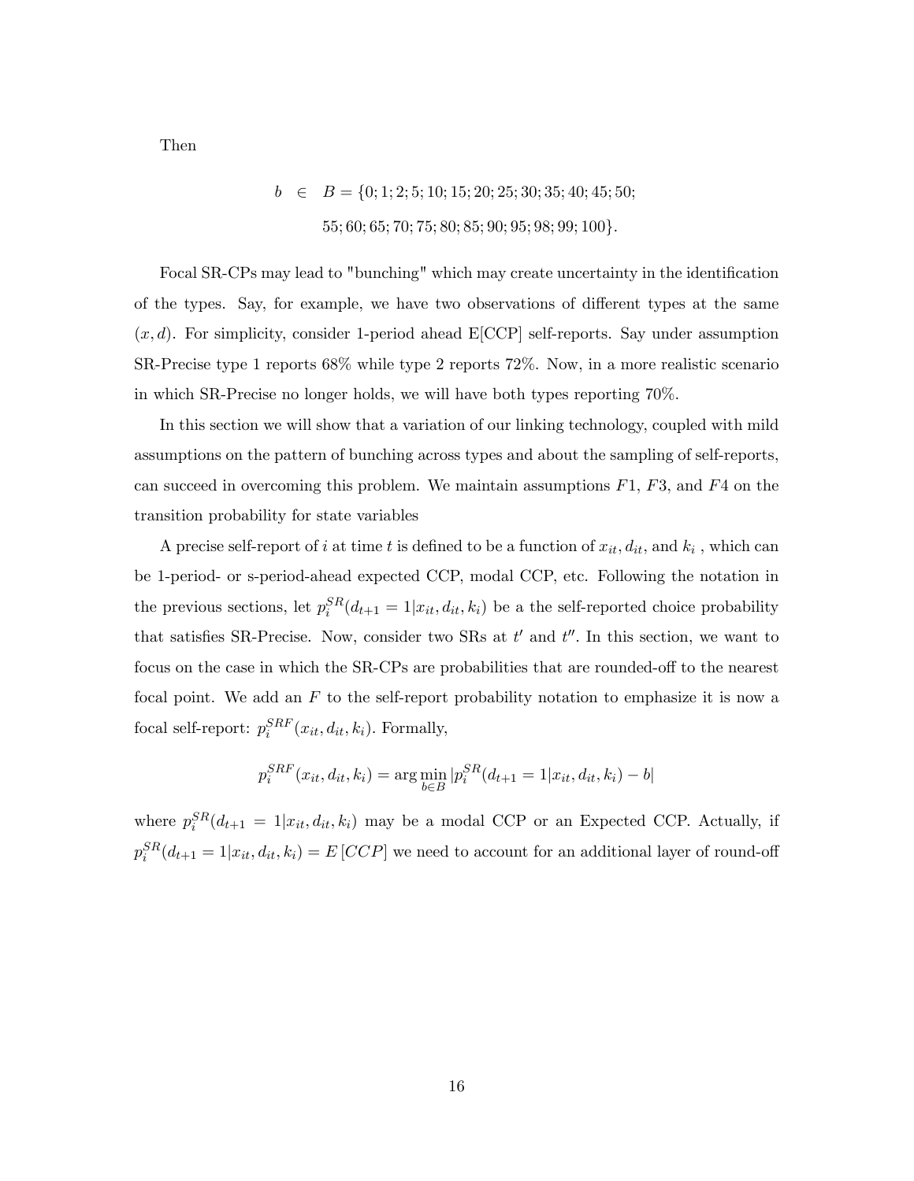Then

$$b \in B = \{0; 1; 2; 5; 10; 15; 20; 25; 30; 35; 40; 45; 50;$$
$$55; 60; 65; 70; 75; 80; 85; 90; 95; 98; 99; 100\}.$$

Focal SR-CPs may lead to "bunching" which may create uncertainty in the identification of the types. Say, for example, we have two observations of different types at the same $(x, d)$. For simplicity, consider 1-period ahead E[CCP] self-reports. Say under assumption SR-Precise type 1 reports 68% while type 2 reports 72%. Now, in a more realistic scenario in which SR-Precise no longer holds, we will have both types reporting 70%.

In this section we will show that a variation of our linking technology, coupled with mild assumptions on the pattern of bunching across types and about the sampling of self-reports, can succeed in overcoming this problem. We maintain assumptions $F1$, $F3$, and $F4$ on the transition probability for state variables

A precise self-report of $i$ at time $t$ is defined to be a function of $x_{it}$, $d_{it}$, and $k_i$ , which can be 1-period- or s-period-ahead expected CCP, modal CCP, etc. Following the notation in the previous sections, let $p_i^{SR}(d_{t+1} = 1|x_{it}, d_{it}, k_i)$ be a the self-reported choice probability that satisfies SR-Precise. Now, consider two SRs at $t'$ and $t''$. In this section, we want to focus on the case in which the SR-CPs are probabilities that are rounded-off to the nearest focal point. We add an $F$ to the self-report probability notation to emphasize it is now a focal self-report: $p_i^{SRF}(x_{it}, d_{it}, k_i)$. Formally,

$$p_i^{SRF}(x_{it}, d_{it}, k_i) = \arg\min_{b \in B} |p_i^{SR}(d_{t+1} = 1|x_{it}, d_{it}, k_i) - b|$$

where $p_i^{SR}(d_{t+1} = 1|x_{it}, d_{it}, k_i)$ may be a modal CCP or an Expected CCP. Actually, if $p_i^{SR}(d_{t+1} = 1|x_{it}, d_{it}, k_i) = E[CCP]$ we need to account for an additional layer of round-off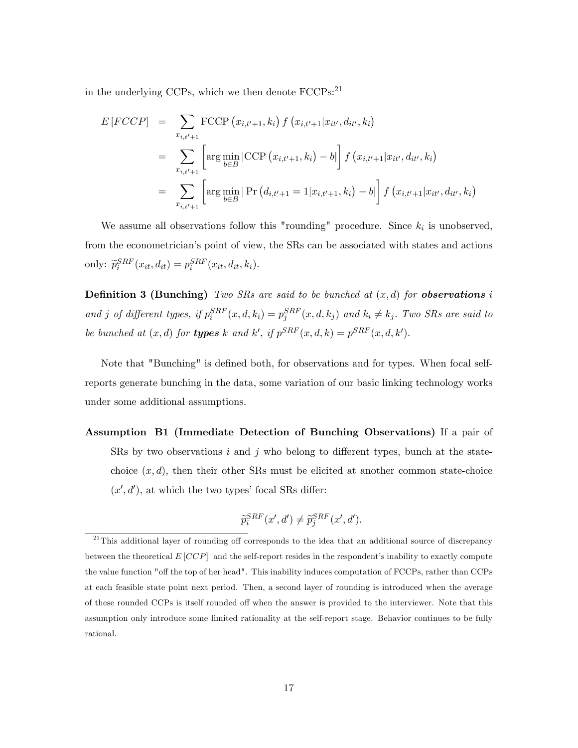in the underlying CCPs, which we then denote FCCPs:[21]

$$
\begin{aligned}
E\left[FCCP\right] &= \sum_{x_{i,t'+1}} \text{FCCP}\left(x_{i,t'+1}, k_i\right) f\left(x_{i,t'+1}|x_{it'}, d_{it'}, k_i\right) \\
&= \sum_{x_{i,t'+1}} \left[\arg\min_{b\in B} \left|\text{CCP}\left(x_{i,t'+1}, k_i\right) - b\right|\right] f\left(x_{i,t'+1}|x_{it'}, d_{it'}, k_i\right) \\
&= \sum_{x_{i,t'+1}} \left[\arg\min_{b\in B} \left|\Pr\left(d_{i,t'+1} = 1|x_{i,t'+1}, k_i\right) - b\right|\right] f\left(x_{i,t'+1}|x_{it'}, d_{it'}, k_i\right)
\end{aligned}
$$

We assume all observations follow this "rounding" procedure. Since $k_i$ is unobserved, from the econometrician's point of view, the SRs can be associated with states and actions only: $\widetilde{p}_i^{SRF}(x_{it}, d_{it}) = p_i^{SRF}(x_{it}, d_{it}, k_i)$.

**Definition 3 (Bunching)** *Two SRs are said to be bunched at $(x, d)$ for* ***observations*** *$i$ and $j$ of different types, if $p_i^{SRF}(x, d, k_i) = p_j^{SRF}(x, d, k_j)$ and $k_i \neq k_j$. Two SRs are said to be bunched at $(x, d)$ for* ***types*** *$k$ and $k'$, if $p^{SRF}(x, d, k) = p^{SRF}(x, d, k')$.*

Note that "Bunching" is defined both, for observations and for types. When focal self-reports generate bunching in the data, some variation of our basic linking technology works under some additional assumptions.

**Assumption B1 (Immediate Detection of Bunching Observations)** If a pair of SRs by two observations $i$ and $j$ who belong to different types, bunch at the state-choice $(x, d)$, then their other SRs must be elicited at another common state-choice $(x', d')$, at which the two types' focal SRs differ:

$$\widetilde{p}_i^{SRF}(x', d') \neq \widetilde{p}_j^{SRF}(x', d').$$

[21] This additional layer of rounding off corresponds to the idea that an additional source of discrepancy between the theoretical $E\left[CCP\right]$ and the self-report resides in the respondent's inability to exactly compute the value function "off the top of her head". This inability induces computation of FCCPs, rather than CCPs at each feasible state point next period. Then, a second layer of rounding is introduced when the average of these rounded CCPs is itself rounded off when the answer is provided to the interviewer. Note that this assumption only introduce some limited rationality at the self-report stage. Behavior continues to be fully rational.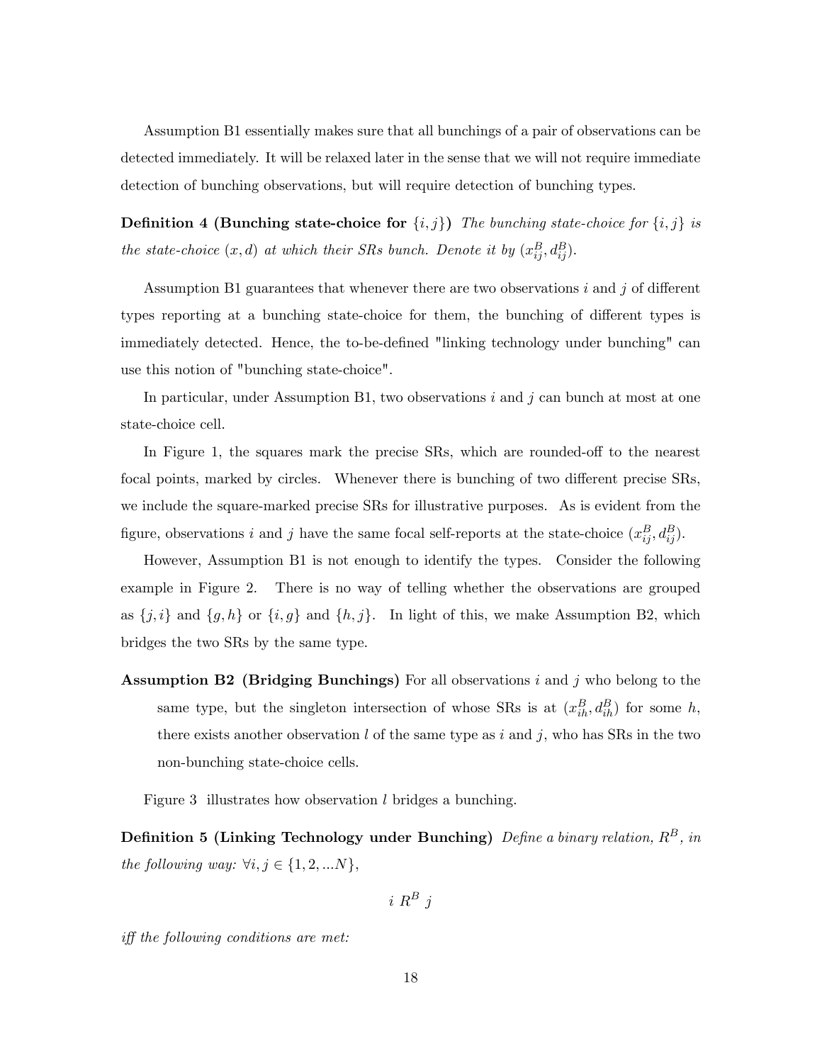Assumption B1 essentially makes sure that all bunchings of a pair of observations can be detected immediately. It will be relaxed later in the sense that we will not require immediate detection of bunching observations, but will require detection of bunching types.

**Definition 4 (Bunching state-choice for $\{i, j\}$)** *The bunching state-choice for $\{i, j\}$ is the state-choice $(x, d)$ at which their SRs bunch. Denote it by $(x_{ij}^B, d_{ij}^B)$.*

Assumption B1 guarantees that whenever there are two observations $i$ and $j$ of different types reporting at a bunching state-choice for them, the bunching of different types is immediately detected. Hence, the to-be-defined "linking technology under bunching" can use this notion of "bunching state-choice".

In particular, under Assumption B1, two observations $i$ and $j$ can bunch at most at one state-choice cell.

In Figure 1, the squares mark the precise SRs, which are rounded-off to the nearest focal points, marked by circles. Whenever there is bunching of two different precise SRs, we include the square-marked precise SRs for illustrative purposes. As is evident from the figure, observations $i$ and $j$ have the same focal self-reports at the state-choice $(x_{ij}^B, d_{ij}^B)$.

However, Assumption B1 is not enough to identify the types. Consider the following example in Figure 2. There is no way of telling whether the observations are grouped as $\{j, i\}$ and $\{g, h\}$ or $\{i, g\}$ and $\{h, j\}$. In light of this, we make Assumption B2, which bridges the two SRs by the same type.

**Assumption B2 (Bridging Bunchings)** For all observations $i$ and $j$ who belong to the same type, but the singleton intersection of whose SRs is at $(x_{ih}^B, d_{ih}^B)$ for some $h$, there exists another observation $l$ of the same type as $i$ and $j$, who has SRs in the two non-bunching state-choice cells.

Figure 3 illustrates how observation $l$ bridges a bunching.

**Definition 5 (Linking Technology under Bunching)** *Define a binary relation, $R^B$, in the following way: $\forall i, j \in \{1, 2, ...N\}$,*

$$i \; R^B \; j$$

*iff the following conditions are met:*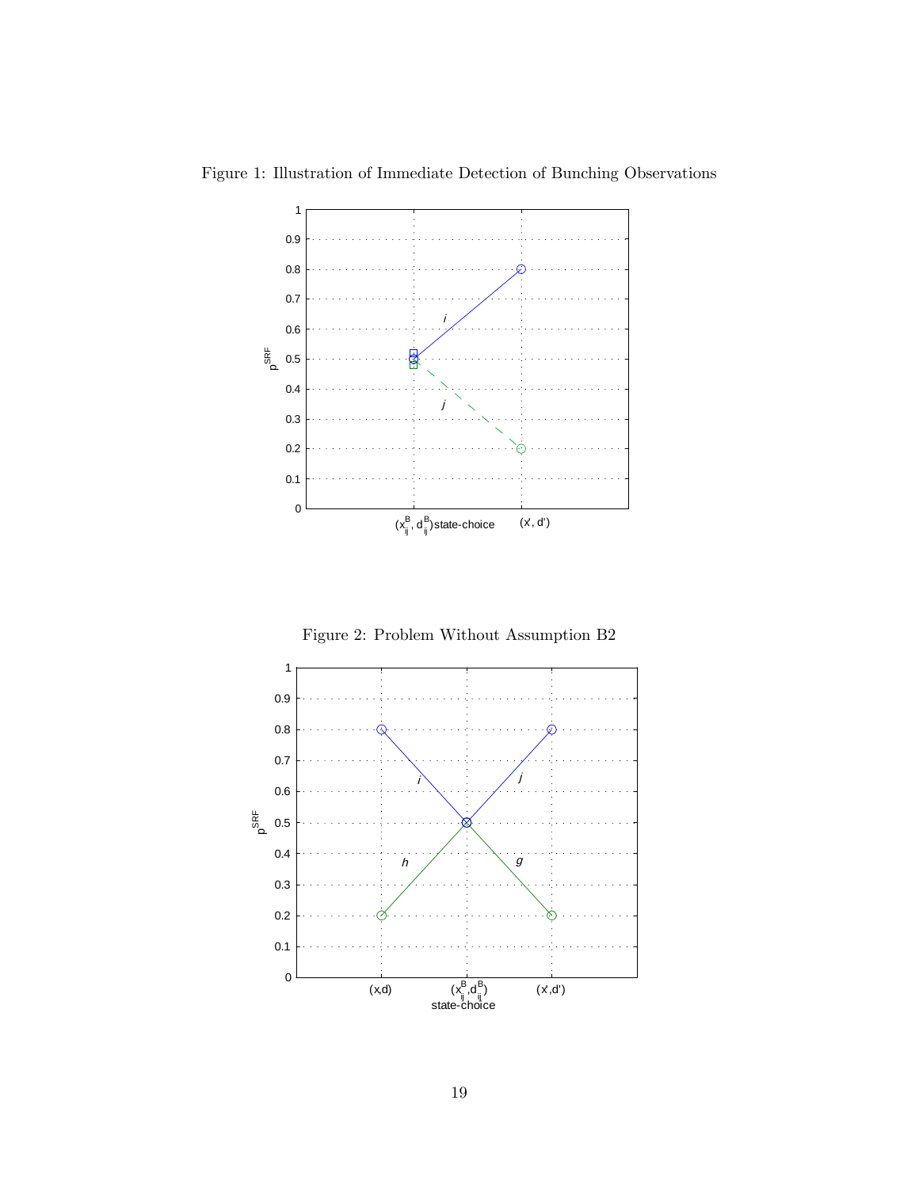Figure 1: Illustration of Immediate Detection of Bunching Observations

Figure 2: Problem Without Assumption B2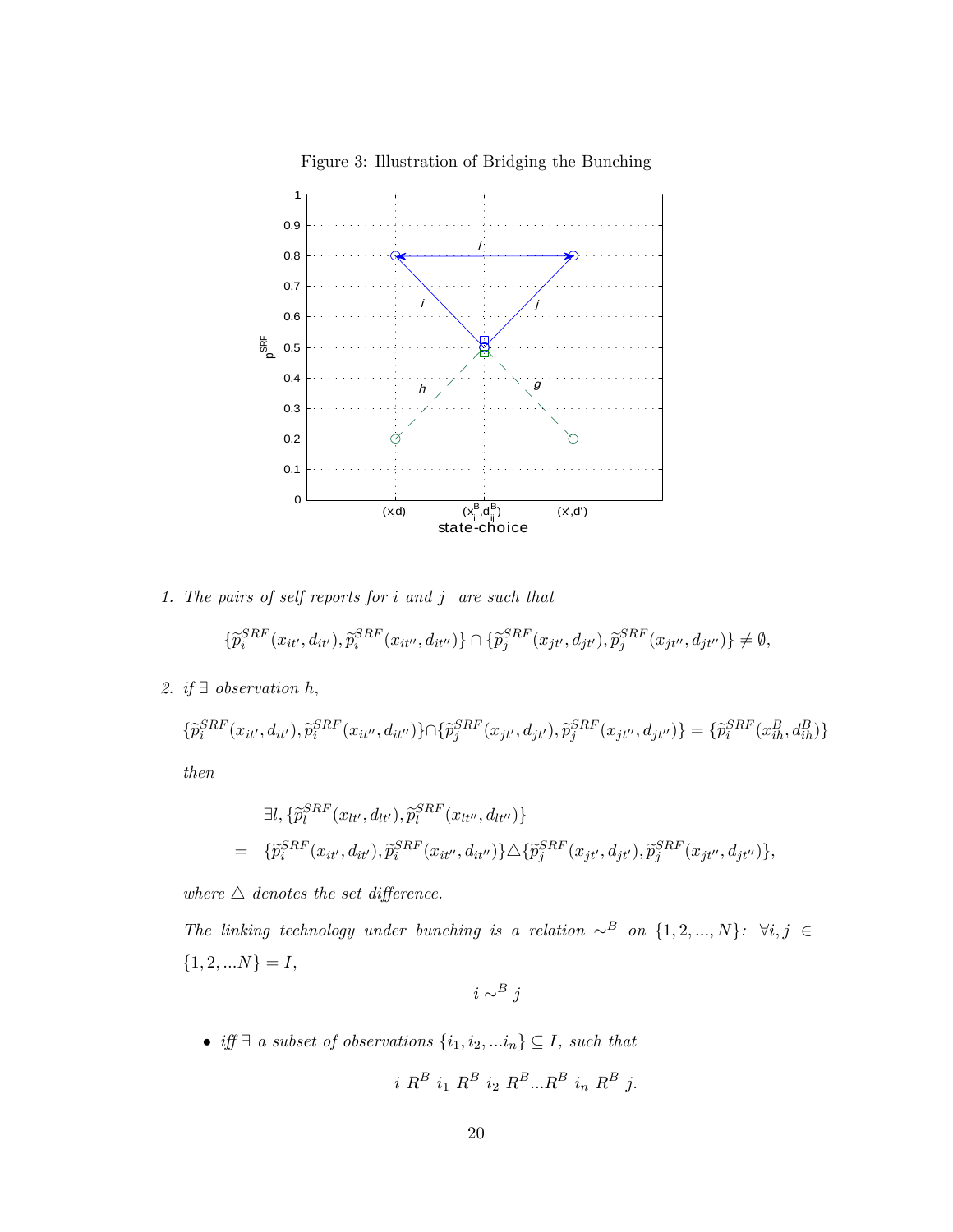Figure 3: Illustration of Bridging the Bunching

1. *The pairs of self reports for $i$ and $j$ are such that*

$$\{\widetilde{p}_i^{SRF}(x_{it'}, d_{it'}), \widetilde{p}_i^{SRF}(x_{it''}, d_{it''})\} \cap \{\widetilde{p}_j^{SRF}(x_{jt'}, d_{jt'}), \widetilde{p}_j^{SRF}(x_{jt''}, d_{jt''})\} \neq \emptyset,$$

2. *if $\exists$ observation $h$,*

$$\{\widetilde{p}_i^{SRF}(x_{it'}, d_{it'}), \widetilde{p}_i^{SRF}(x_{it''}, d_{it''})\} \cap \{\widetilde{p}_j^{SRF}(x_{jt'}, d_{jt'}), \widetilde{p}_j^{SRF}(x_{jt''}, d_{jt''})\} = \{\widetilde{p}_i^{SRF}(x_{ih}^B, d_{ih}^B)\}$$

*then*

$$\begin{aligned} & \exists l, \{\widetilde{p}_l^{SRF}(x_{lt'}, d_{lt'}), \widetilde{p}_l^{SRF}(x_{lt''}, d_{lt''})\} \\ = \ & \{\widetilde{p}_i^{SRF}(x_{it'}, d_{it'}), \widetilde{p}_i^{SRF}(x_{it''}, d_{it''})\} \triangle \{\widetilde{p}_j^{SRF}(x_{jt'}, d_{jt'}), \widetilde{p}_j^{SRF}(x_{jt''}, d_{jt''})\}, \end{aligned}$$

*where $\triangle$ denotes the set difference.*

*The linking technology under bunching is a relation $\sim^B$ on $\{1, 2, ..., N\}$: $\forall i, j \in \{1, 2, ...N\} = I$,*

$$i \sim^B j$$

- *iff $\exists$ a subset of observations $\{i_1, i_2, ...i_n\} \subseteq I$, such that*

$$i \ R^B \ i_1 \ R^B \ i_2 \ R^B ... R^B \ i_n \ R^B \ j.$$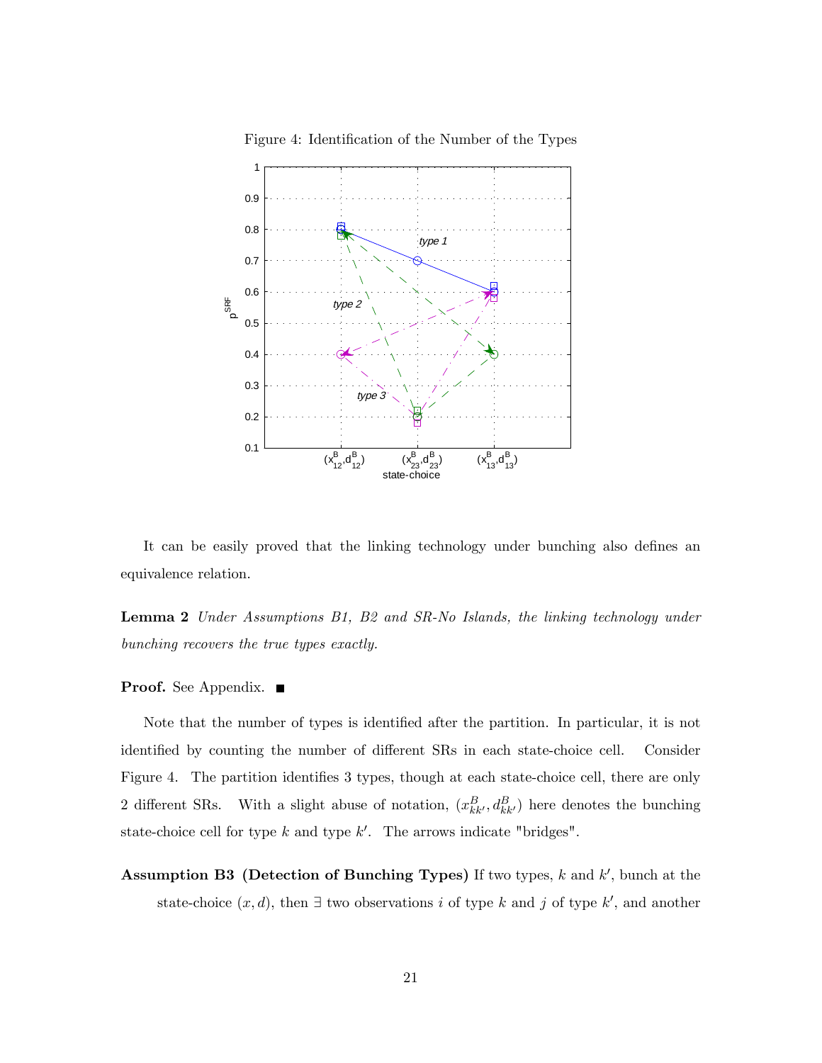Figure 4: Identification of the Number of the Types

It can be easily proved that the linking technology under bunching also defines an equivalence relation.

**Lemma 2** *Under Assumptions B1, B2 and SR-No Islands, the linking technology under bunching recovers the true types exactly.*

**Proof.** See Appendix. ■

Note that the number of types is identified after the partition. In particular, it is not identified by counting the number of different SRs in each state-choice cell. Consider Figure 4. The partition identifies 3 types, though at each state-choice cell, there are only 2 different SRs. With a slight abuse of notation, $(x^B_{kk'}, d^B_{kk'})$ here denotes the bunching state-choice cell for type $k$ and type $k'$. The arrows indicate "bridges".

**Assumption B3 (Detection of Bunching Types)** If two types, $k$ and $k'$, bunch at the state-choice $(x, d)$, then $\exists$ two observations $i$ of type $k$ and $j$ of type $k'$, and another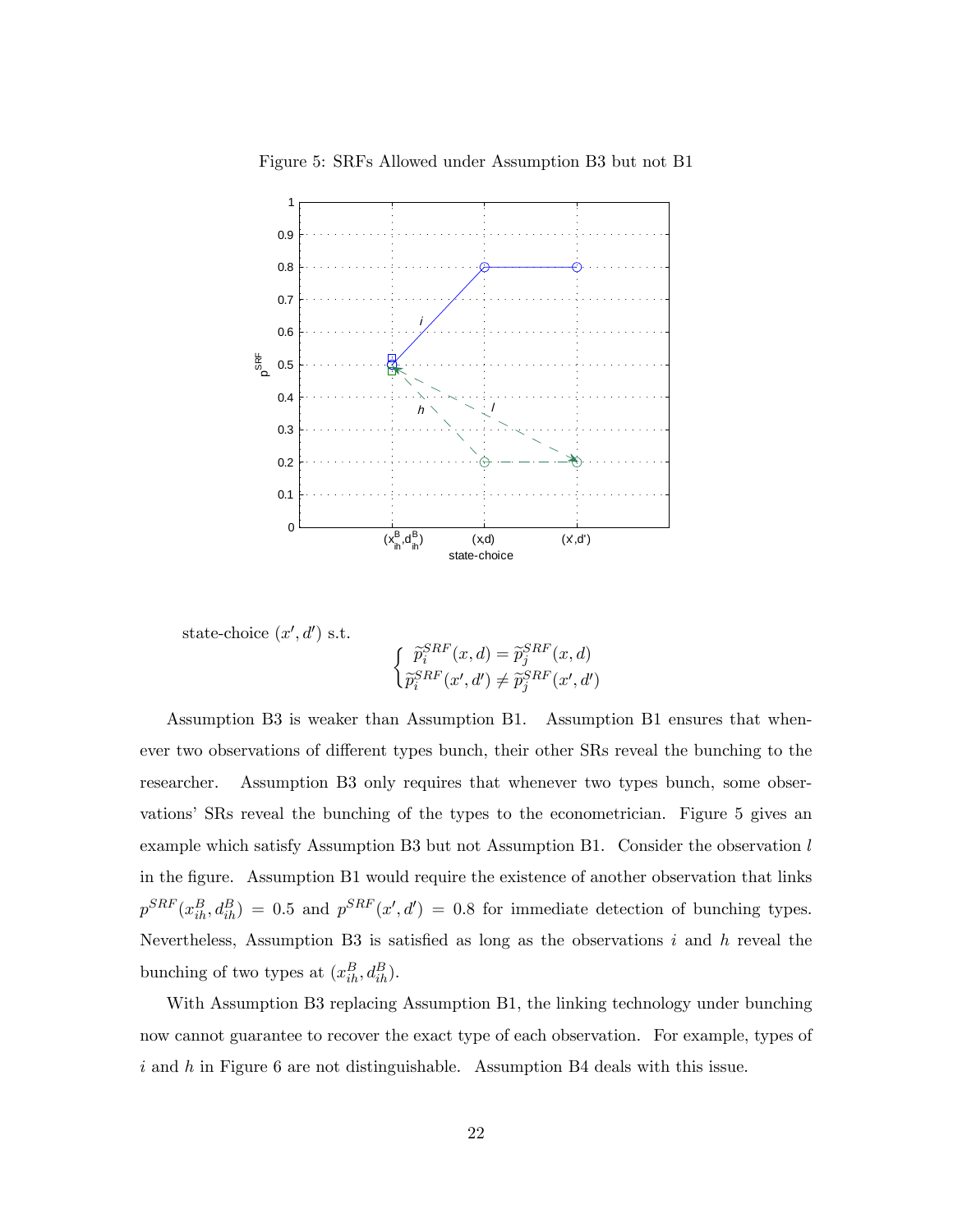Figure 5: SRFs Allowed under Assumption B3 but not B1

state-choice $(x', d')$ s.t.

$$\begin{cases} \widetilde{p}_i^{SRF}(x,d) = \widetilde{p}_j^{SRF}(x,d) \\ \widetilde{p}_i^{SRF}(x',d') \neq \widetilde{p}_j^{SRF}(x',d') \end{cases}$$

Assumption B3 is weaker than Assumption B1. Assumption B1 ensures that whenever two observations of different types bunch, their other SRs reveal the bunching to the researcher. Assumption B3 only requires that whenever two types bunch, some observations' SRs reveal the bunching of the types to the econometrician. Figure 5 gives an example which satisfy Assumption B3 but not Assumption B1. Consider the observation $l$ in the figure. Assumption B1 would require the existence of another observation that links $p^{SRF}(x_{ih}^B, d_{ih}^B) = 0.5$ and $p^{SRF}(x', d') = 0.8$ for immediate detection of bunching types. Nevertheless, Assumption B3 is satisfied as long as the observations $i$ and $h$ reveal the bunching of two types at $(x_{ih}^B, d_{ih}^B)$.

With Assumption B3 replacing Assumption B1, the linking technology under bunching now cannot guarantee to recover the exact type of each observation. For example, types of $i$ and $h$ in Figure 6 are not distinguishable. Assumption B4 deals with this issue.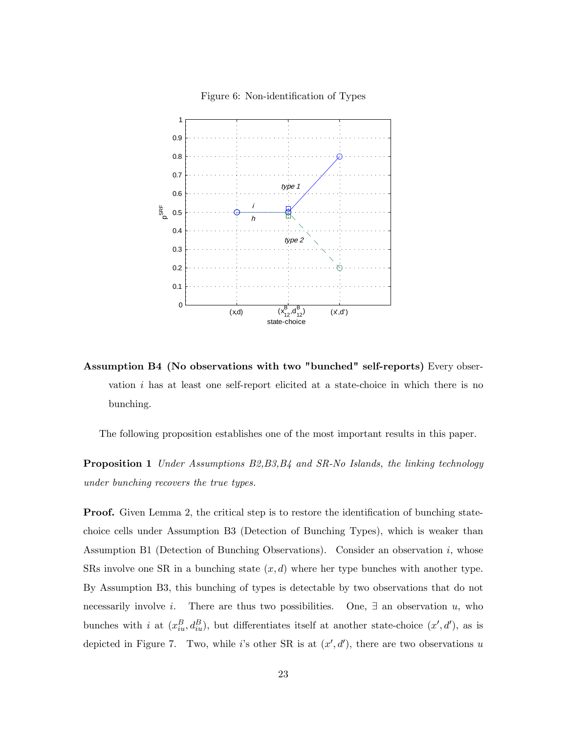Figure 6: Non-identification of Types

**Assumption B4 (No observations with two "bunched" self-reports)** Every observation $i$ has at least one self-report elicited at a state-choice in which there is no bunching.

The following proposition establishes one of the most important results in this paper.

**Proposition 1** *Under Assumptions B2,B3,B4 and SR-No Islands, the linking technology under bunching recovers the true types.*

**Proof.** Given Lemma 2, the critical step is to restore the identification of bunching state-choice cells under Assumption B3 (Detection of Bunching Types), which is weaker than Assumption B1 (Detection of Bunching Observations). Consider an observation $i$, whose SRs involve one SR in a bunching state $(x, d)$ where her type bunches with another type. By Assumption B3, this bunching of types is detectable by two observations that do not necessarily involve $i$. There are thus two possibilities. One, $\exists$ an observation $u$, who bunches with $i$ at $(x^B_{iu}, d^B_{iu})$, but differentiates itself at another state-choice $(x', d')$, as is depicted in Figure 7. Two, while $i$'s other SR is at $(x', d')$, there are two observations $u$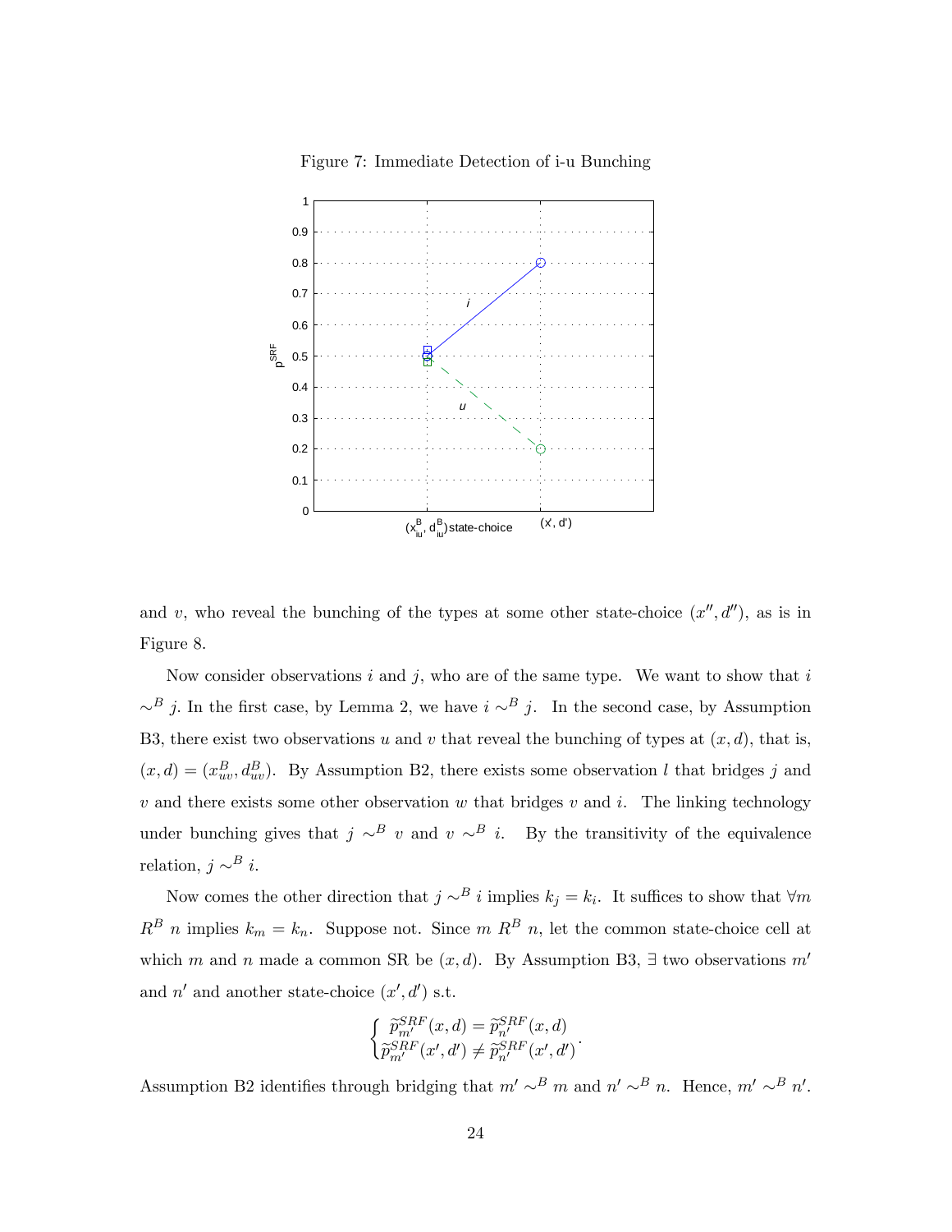Figure 7: Immediate Detection of i-u Bunching

and $v$, who reveal the bunching of the types at some other state-choice $(x'', d'')$, as is in Figure 8.

Now consider observations $i$ and $j$, who are of the same type. We want to show that $i \sim^B j$. In the first case, by Lemma 2, we have $i \sim^B j$. In the second case, by Assumption B3, there exist two observations $u$ and $v$ that reveal the bunching of types at $(x, d)$, that is, $(x, d) = (x^B_{uv}, d^B_{uv})$. By Assumption B2, there exists some observation $l$ that bridges $j$ and $v$ and there exists some other observation $w$ that bridges $v$ and $i$. The linking technology under bunching gives that $j \sim^B v$ and $v \sim^B i$. By the transitivity of the equivalence relation, $j \sim^B i$.

Now comes the other direction that $j \sim^B i$ implies $k_j = k_i$. It suffices to show that $\forall m$ $R^B$ $n$ implies $k_m = k_n$. Suppose not. Since $m$ $R^B$ $n$, let the common state-choice cell at which $m$ and $n$ made a common SR be $(x, d)$. By Assumption B3, $\exists$ two observations $m'$ and $n'$ and another state-choice $(x', d')$ s.t.

$$\begin{cases} \widetilde{p}^{SRF}_{m'}(x, d) = \widetilde{p}^{SRF}_{n'}(x, d) \\ \widetilde{p}^{SRF}_{m'}(x', d') \neq \widetilde{p}^{SRF}_{n'}(x', d') \end{cases}.$$

Assumption B2 identifies through bridging that $m' \sim^B m$ and $n' \sim^B n$. Hence, $m' \sim^B n'$.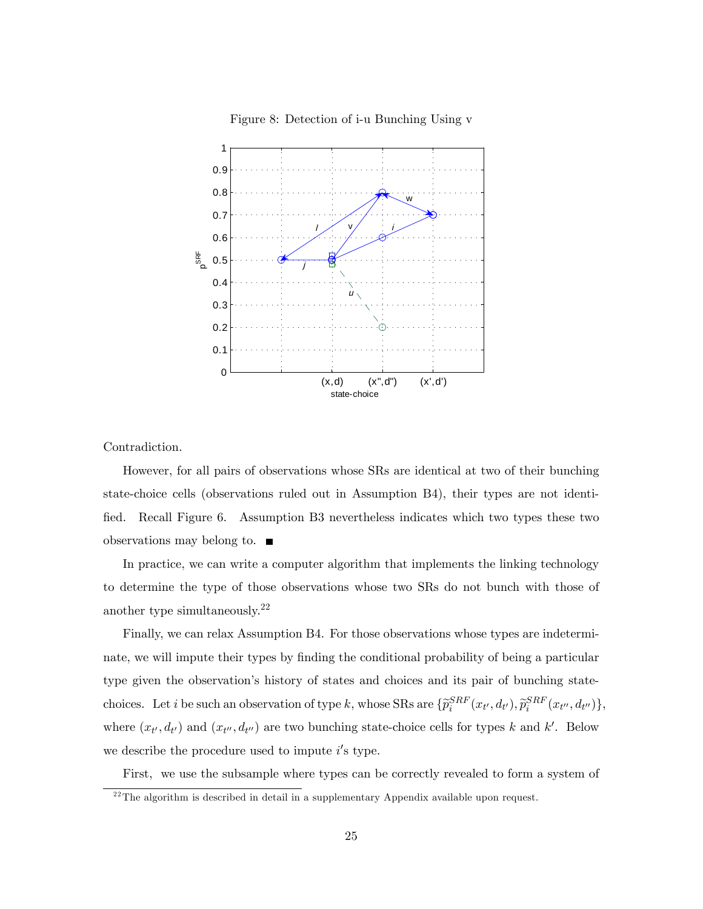Figure 8: Detection of i-u Bunching Using v

Contradiction.

However, for all pairs of observations whose SRs are identical at two of their bunching state-choice cells (observations ruled out in Assumption B4), their types are not identified. Recall Figure 6. Assumption B3 nevertheless indicates which two types these two observations may belong to. ■

In practice, we can write a computer algorithm that implements the linking technology to determine the type of those observations whose two SRs do not bunch with those of another type simultaneously.[22]

Finally, we can relax Assumption B4. For those observations whose types are indeterminate, we will impute their types by finding the conditional probability of being a particular type given the observation's history of states and choices and its pair of bunching state-choices. Let $i$ be such an observation of type $k$, whose SRs are $\{\widetilde{p}_i^{SRF}(x_{t'}, d_{t'}), \widetilde{p}_i^{SRF}(x_{t''}, d_{t''})\}$, where $(x_{t'}, d_{t'})$ and $(x_{t''}, d_{t''})$ are two bunching state-choice cells for types $k$ and $k'$. Below we describe the procedure used to impute $i'$s type.

First, we use the subsample where types can be correctly revealed to form a system of

[22] The algorithm is described in detail in a supplementary Appendix available upon request.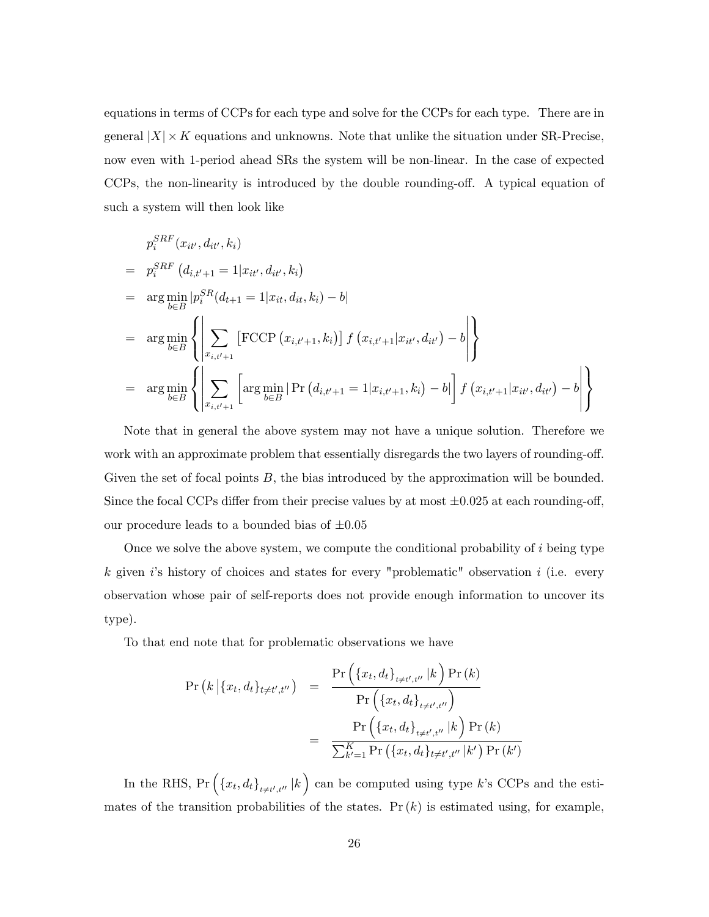equations in terms of CCPs for each type and solve for the CCPs for each type. There are in general $|X| \times K$ equations and unknowns. Note that unlike the situation under SR-Precise, now even with 1-period ahead SRs the system will be non-linear. In the case of expected CCPs, the non-linearity is introduced by the double rounding-off. A typical equation of such a system will then look like

$$
\begin{aligned}
& p_i^{SRF}(x_{it'}, d_{it'}, k_i) \\
= \ & p_i^{SRF}\left(d_{i,t'+1} = 1 | x_{it'}, d_{it'}, k_i\right) \\
= \ & \arg\min_{b \in B} |p_i^{SR}(d_{t+1} = 1 | x_{it}, d_{it}, k_i) - b| \\
= \ & \arg\min_{b \in B} \left\{ \left| \sum_{x_{i,t'+1}} \left[\text{FCCP}\left(x_{i,t'+1}, k_i\right)\right] f\left(x_{i,t'+1} | x_{it'}, d_{it'}\right) - b \right| \right\} \\
= \ & \arg\min_{b \in B} \left\{ \left| \sum_{x_{i,t'+1}} \left[\arg\min_{b \in B} | \Pr\left(d_{i,t'+1} = 1 | x_{i,t'+1}, k_i\right) - b|\right] f\left(x_{i,t'+1} | x_{it'}, d_{it'}\right) - b \right| \right\}
\end{aligned}
$$

Note that in general the above system may not have a unique solution. Therefore we work with an approximate problem that essentially disregards the two layers of rounding-off. Given the set of focal points $B$, the bias introduced by the approximation will be bounded. Since the focal CCPs differ from their precise values by at most $\pm 0.025$ at each rounding-off, our procedure leads to a bounded bias of $\pm 0.05$

Once we solve the above system, we compute the conditional probability of $i$ being type $k$ given $i$'s history of choices and states for every "problematic" observation $i$ (i.e. every observation whose pair of self-reports does not provide enough information to uncover its type).

To that end note that for problematic observations we have

$$
\begin{aligned}
\Pr\left(k \left| \{x_t, d_t\}_{t \neq t', t''}\right.\right) &= \frac{\Pr\left(\{x_t, d_t\}_{t \neq t', t''} | k\right) \Pr(k)}{\Pr\left(\{x_t, d_t\}_{t \neq t', t''}\right)} \\
&= \frac{\Pr\left(\{x_t, d_t\}_{t \neq t', t''} | k\right) \Pr(k)}{\sum_{k'=1}^{K} \Pr\left(\{x_t, d_t\}_{t \neq t', t''} | k'\right) \Pr(k')}
\end{aligned}
$$

In the RHS, $\Pr\left(\{x_t, d_t\}_{t \neq t', t''} | k\right)$ can be computed using type $k$'s CCPs and the estimates of the transition probabilities of the states. $\Pr(k)$ is estimated using, for example,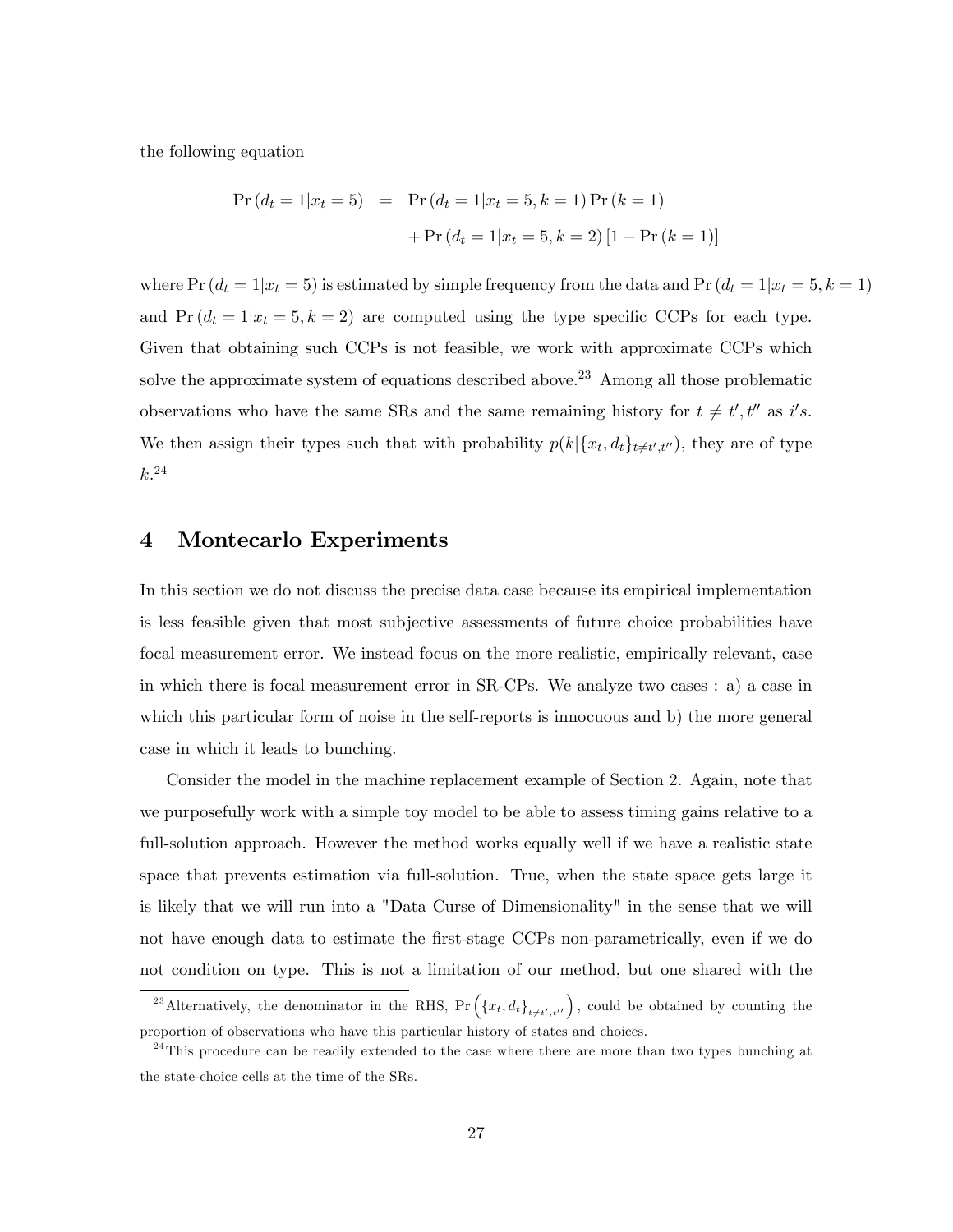the following equation

$$
\begin{aligned}
\Pr(d_t = 1 | x_t = 5) &= \Pr(d_t = 1 | x_t = 5, k = 1) \Pr(k = 1) \\
&\quad + \Pr(d_t = 1 | x_t = 5, k = 2) [1 - \Pr(k = 1)]
\end{aligned}
$$

where $\Pr(d_t = 1|x_t = 5)$ is estimated by simple frequency from the data and $\Pr(d_t = 1|x_t = 5, k = 1)$ and $\Pr(d_t = 1|x_t = 5, k = 2)$ are computed using the type specific CCPs for each type. Given that obtaining such CCPs is not feasible, we work with approximate CCPs which solve the approximate system of equations described above.[23] Among all those problematic observations who have the same SRs and the same remaining history for $t \neq t', t''$ as $i's$. We then assign their types such that with probability $p(k|\{x_t, d_t\}_{t \neq t', t''})$, they are of type $k$.[24]

## 4 Montecarlo Experiments

In this section we do not discuss the precise data case because its empirical implementation is less feasible given that most subjective assessments of future choice probabilities have focal measurement error. We instead focus on the more realistic, empirically relevant, case in which there is focal measurement error in SR-CPs. We analyze two cases : a) a case in which this particular form of noise in the self-reports is innocuous and b) the more general case in which it leads to bunching.

Consider the model in the machine replacement example of Section 2. Again, note that we purposefully work with a simple toy model to be able to assess timing gains relative to a full-solution approach. However the method works equally well if we have a realistic state space that prevents estimation via full-solution. True, when the state space gets large it is likely that we will run into a "Data Curse of Dimensionality" in the sense that we will not have enough data to estimate the first-stage CCPs non-parametrically, even if we do not condition on type. This is not a limitation of our method, but one shared with the

[23] Alternatively, the denominator in the RHS, $\Pr\left(\{x_t, d_t\}_{t \neq t', t''}\right)$, could be obtained by counting the proportion of observations who have this particular history of states and choices.

[24] This procedure can be readily extended to the case where there are more than two types bunching at the state-choice cells at the time of the SRs.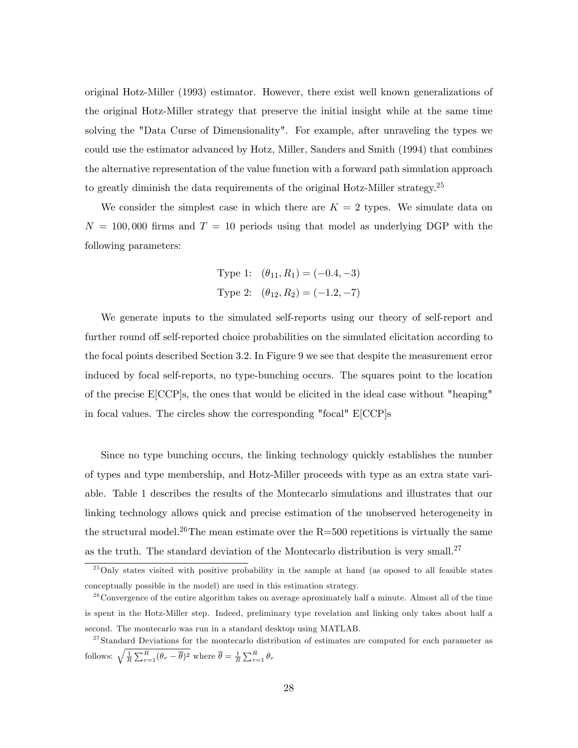original Hotz-Miller (1993) estimator. However, there exist well known generalizations of the original Hotz-Miller strategy that preserve the initial insight while at the same time solving the "Data Curse of Dimensionality". For example, after unraveling the types we could use the estimator advanced by Hotz, Miller, Sanders and Smith (1994) that combines the alternative representation of the value function with a forward path simulation approach to greatly diminish the data requirements of the original Hotz-Miller strategy.[25]

We consider the simplest case in which there are $K = 2$ types. We simulate data on $N = 100,000$ firms and $T = 10$ periods using that model as underlying DGP with the following parameters:

$$\text{Type 1:} \quad (\theta_{11}, R_1) = (-0.4, -3)$$
$$\text{Type 2:} \quad (\theta_{12}, R_2) = (-1.2, -7)$$

We generate inputs to the simulated self-reports using our theory of self-report and further round off self-reported choice probabilities on the simulated elicitation according to the focal points described Section 3.2. In Figure 9 we see that despite the measurement error induced by focal self-reports, no type-bunching occurs. The squares point to the location of the precise E[CCP]s, the ones that would be elicited in the ideal case without "heaping" in focal values. The circles show the corresponding "focal" E[CCP]s

Since no type bunching occurs, the linking technology quickly establishes the number of types and type membership, and Hotz-Miller proceeds with type as an extra state variable. Table 1 describes the results of the Montecarlo simulations and illustrates that our linking technology allows quick and precise estimation of the unobserved heterogeneity in the structural model.[26]The mean estimate over the R=500 repetitions is virtually the same as the truth. The standard deviation of the Montecarlo distribution is very small.[27]

[25] Only states visited with positive probability in the sample at hand (as oposed to all feasible states conceptually possible in the model) are used in this estimation strategy.

[26] Convergence of the entire algorithm takes on average aproximately half a minute. Almost all of the time is spent in the Hotz-Miller step. Indeed, preliminary type revelation and linking only takes about half a second. The montecarlo was run in a standard desktop using MATLAB.

[27] Standard Deviations for the montecarlo distribution of estimates are computed for each parameter as follows: $\sqrt{\frac{1}{R}\sum_{r=1}^{R}(\theta_r - \overline{\theta})^2}$ where $\overline{\theta} = \frac{1}{R}\sum_{r=1}^{R}\theta_r$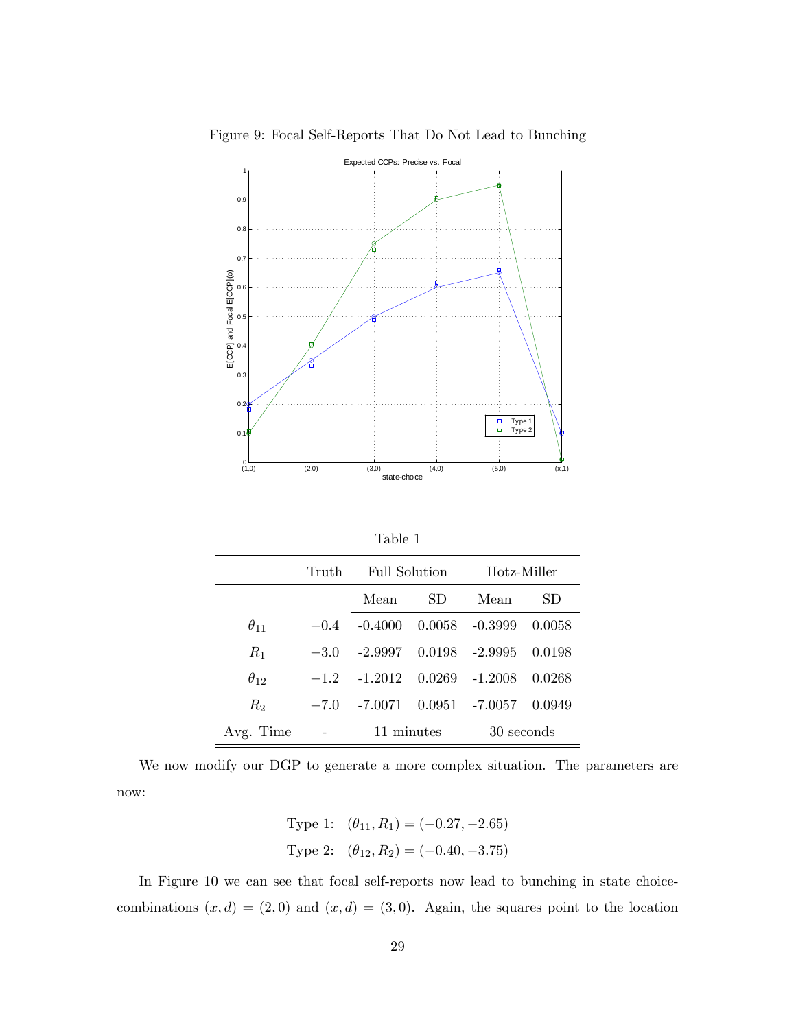Figure 9: Focal Self-Reports That Do Not Lead to Bunching

Table 1

| | Truth | Full Solution | | Hotz-Miller | |
|---|---|---|---|---|---|
| | | Mean | SD | Mean | SD |
| $\theta_{11}$ | $-0.4$ | -0.4000 | 0.0058 | -0.3999 | 0.0058 |
| $R_1$ | $-3.0$ | -2.9997 | 0.0198 | -2.9995 | 0.0198 |
| $\theta_{12}$ | $-1.2$ | -1.2012 | 0.0269 | -1.2008 | 0.0268 |
| $R_2$ | $-7.0$ | -7.0071 | 0.0951 | -7.0057 | 0.0949 |
| Avg. Time | - | 11 minutes | | 30 seconds | |

We now modify our DGP to generate a more complex situation. The parameters are now:

$$\text{Type 1:} \quad (\theta_{11}, R_1) = (-0.27, -2.65)$$

$$\text{Type 2:} \quad (\theta_{12}, R_2) = (-0.40, -3.75)$$

In Figure 10 we can see that focal self-reports now lead to bunching in state choice-combinations $(x, d) = (2, 0)$ and $(x, d) = (3, 0)$. Again, the squares point to the location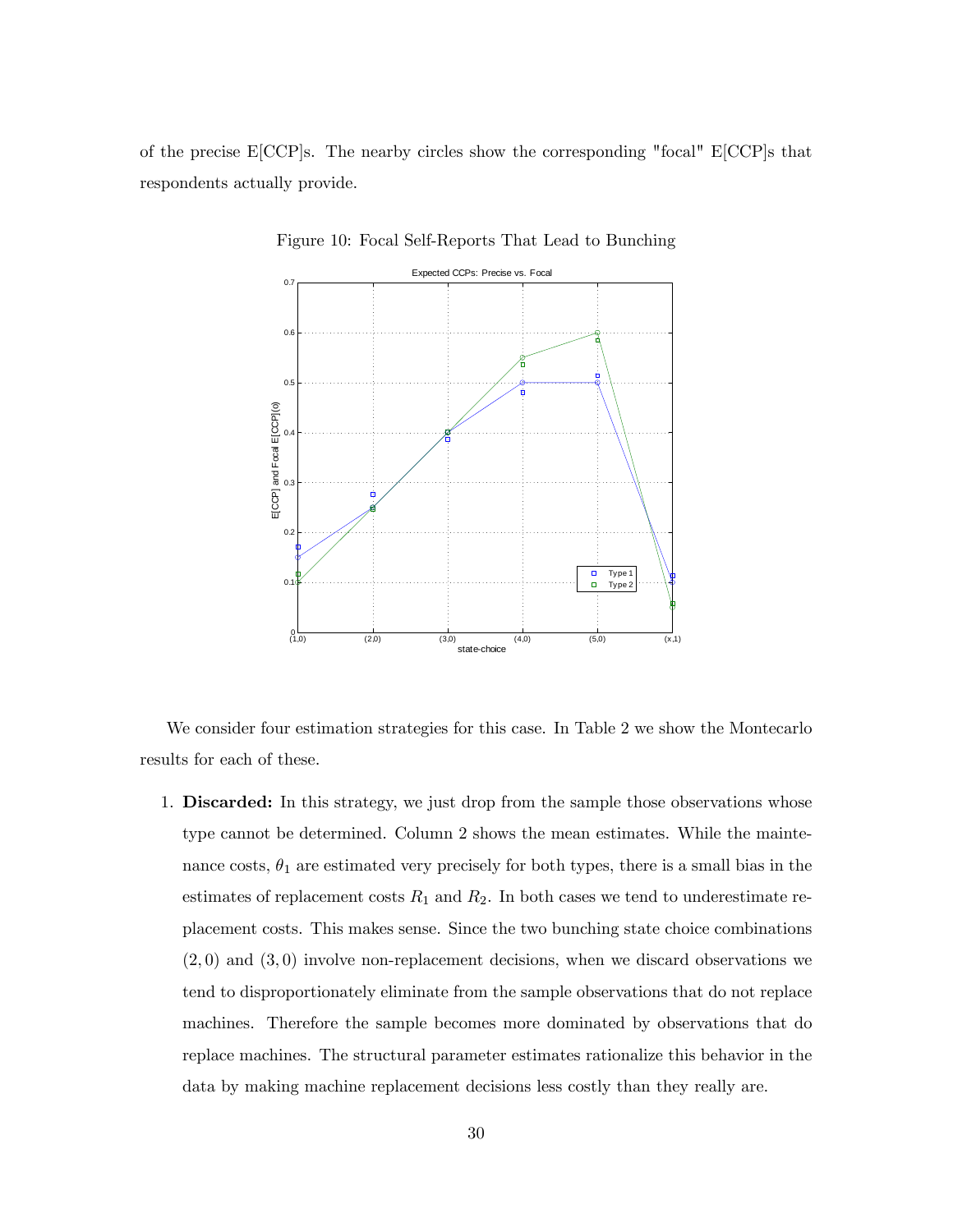of the precise E[CCP]s. The nearby circles show the corresponding "focal" E[CCP]s that respondents actually provide.

Figure 10: Focal Self-Reports That Lead to Bunching

We consider four estimation strategies for this case. In Table 2 we show the Montecarlo results for each of these.

1. **Discarded:** In this strategy, we just drop from the sample those observations whose type cannot be determined. Column 2 shows the mean estimates. While the maintenance costs, $\theta_1$ are estimated very precisely for both types, there is a small bias in the estimates of replacement costs $R_1$ and $R_2$. In both cases we tend to underestimate replacement costs. This makes sense. Since the two bunching state choice combinations $(2, 0)$ and $(3, 0)$ involve non-replacement decisions, when we discard observations we tend to disproportionately eliminate from the sample observations that do not replace machines. Therefore the sample becomes more dominated by observations that do replace machines. The structural parameter estimates rationalize this behavior in the data by making machine replacement decisions less costly than they really are.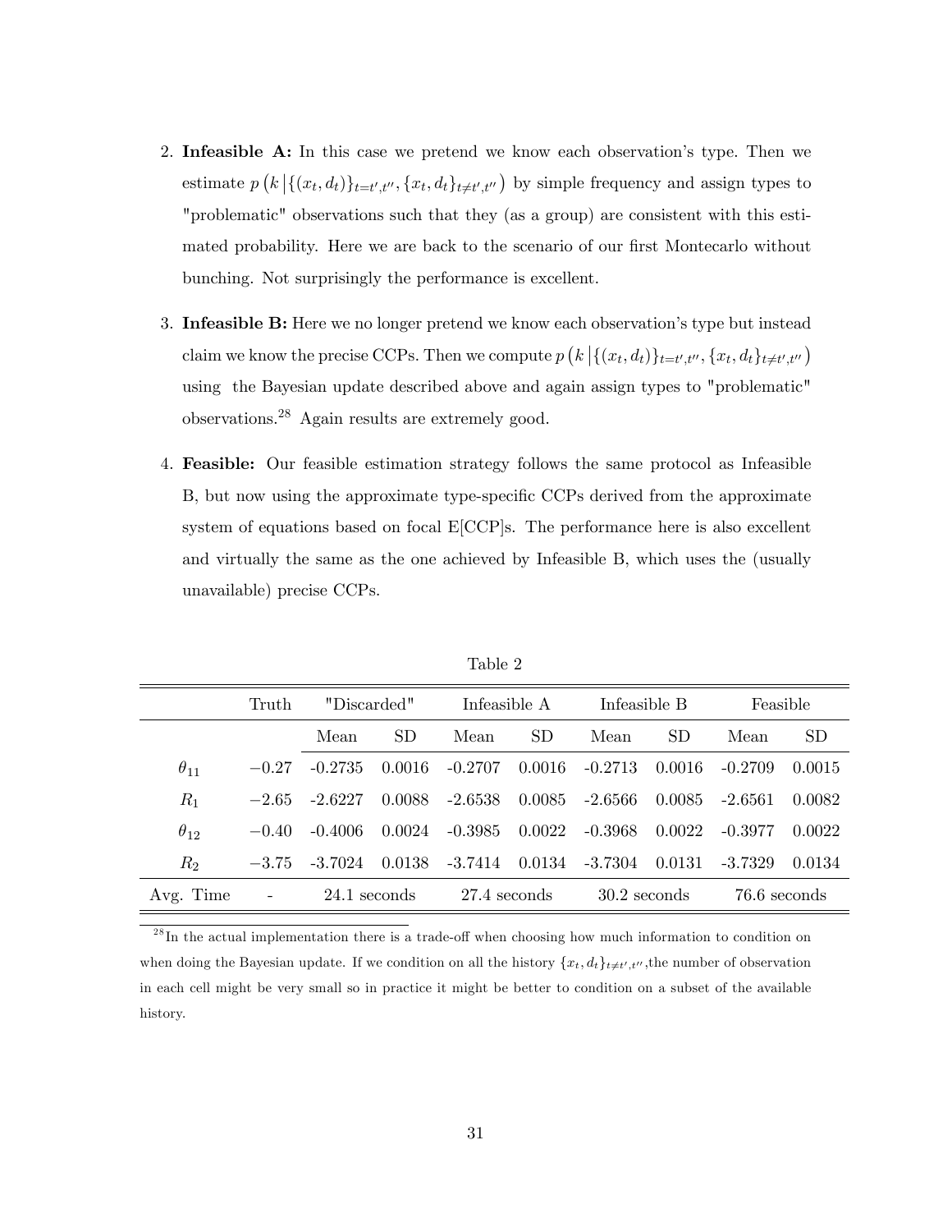2. **Infeasible A:** In this case we pretend we know each observation's type. Then we estimate $p\left(k\left|\{(x_t, d_t)\}_{t=t',t''}, \{x_t, d_t\}_{t\neq t',t''}\right.\right)$ by simple frequency and assign types to "problematic" observations such that they (as a group) are consistent with this estimated probability. Here we are back to the scenario of our first Montecarlo without bunching. Not surprisingly the performance is excellent.

3. **Infeasible B:** Here we no longer pretend we know each observation's type but instead claim we know the precise CCPs. Then we compute $p\left(k\left|\{(x_t, d_t)\}_{t=t',t''}, \{x_t, d_t\}_{t\neq t',t''}\right.\right)$ using the Bayesian update described above and again assign types to "problematic" observations.[28] Again results are extremely good.

4. **Feasible:** Our feasible estimation strategy follows the same protocol as Infeasible B, but now using the approximate type-specific CCPs derived from the approximate system of equations based on focal E[CCP]s. The performance here is also excellent and virtually the same as the one achieved by Infeasible B, which uses the (usually unavailable) precise CCPs.

Table 2

| | Truth | "Discarded" | | Infeasible A | | Infeasible B | | Feasible | |
|---|---|---|---|---|---|---|---|---|---|
| | | Mean | SD | Mean | SD | Mean | SD | Mean | SD |
| $\theta_{11}$ | $-0.27$ | -0.2735 | 0.0016 | -0.2707 | 0.0016 | -0.2713 | 0.0016 | -0.2709 | 0.0015 |
| $R_1$ | $-2.65$ | -2.6227 | 0.0088 | -2.6538 | 0.0085 | -2.6566 | 0.0085 | -2.6561 | 0.0082 |
| $\theta_{12}$ | $-0.40$ | -0.4006 | 0.0024 | -0.3985 | 0.0022 | -0.3968 | 0.0022 | -0.3977 | 0.0022 |
| $R_2$ | $-3.75$ | -3.7024 | 0.0138 | -3.7414 | 0.0134 | -3.7304 | 0.0131 | -3.7329 | 0.0134 |
| Avg. Time | - | 24.1 seconds | | 27.4 seconds | | 30.2 seconds | | 76.6 seconds | |

[28] In the actual implementation there is a trade-off when choosing how much information to condition on when doing the Bayesian update. If we condition on all the history $\{x_t, d_t\}_{t\neq t',t''}$, the number of observation in each cell might be very small so in practice it might be better to condition on a subset of the available history.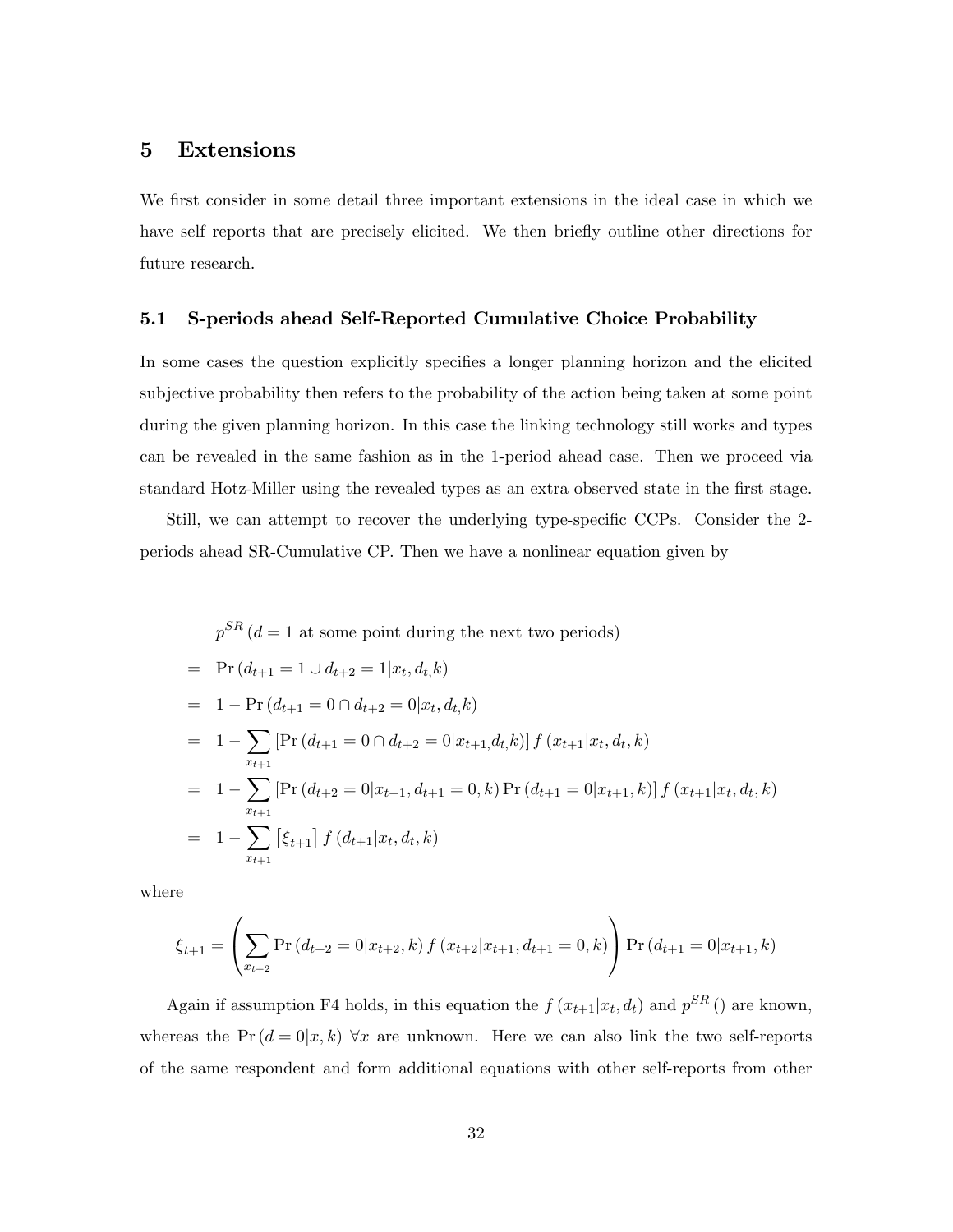# 5 Extensions

We first consider in some detail three important extensions in the ideal case in which we have self reports that are precisely elicited. We then briefly outline other directions for future research.

## 5.1 S-periods ahead Self-Reported Cumulative Choice Probability

In some cases the question explicitly specifies a longer planning horizon and the elicited subjective probability then refers to the probability of the action being taken at some point during the given planning horizon. In this case the linking technology still works and types can be revealed in the same fashion as in the 1-period ahead case. Then we proceed via standard Hotz-Miller using the revealed types as an extra observed state in the first stage.

Still, we can attempt to recover the underlying type-specific CCPs. Consider the 2-periods ahead SR-Cumulative CP. Then we have a nonlinear equation given by

$$
\begin{aligned}
& p^{SR}\left(d = 1 \text{ at some point during the next two periods}\right) \\
= \;& \Pr\left(d_{t+1} = 1 \cup d_{t+2} = 1 | x_t, d_{t,} k\right) \\
= \;& 1 - \Pr\left(d_{t+1} = 0 \cap d_{t+2} = 0 | x_t, d_{t,} k\right) \\
= \;& 1 - \sum_{x_{t+1}} \left[\Pr\left(d_{t+1} = 0 \cap d_{t+2} = 0 | x_{t+1,} d_{t,} k\right)\right] f\left(x_{t+1} | x_t, d_t, k\right) \\
= \;& 1 - \sum_{x_{t+1}} \left[\Pr\left(d_{t+2} = 0 | x_{t+1}, d_{t+1} = 0, k\right) \Pr\left(d_{t+1} = 0 | x_{t+1}, k\right)\right] f\left(x_{t+1} | x_t, d_t, k\right) \\
= \;& 1 - \sum_{x_{t+1}} \left[\xi_{t+1}\right] f\left(d_{t+1} | x_t, d_t, k\right)
\end{aligned}
$$

where

$$
\xi_{t+1} = \left( \sum_{x_{t+2}} \Pr\left(d_{t+2} = 0 | x_{t+2}, k\right) f\left(x_{t+2} | x_{t+1}, d_{t+1} = 0, k\right) \right) \Pr\left(d_{t+1} = 0 | x_{t+1}, k\right)
$$

Again if assumption F4 holds, in this equation the $f\left(x_{t+1} | x_t, d_t\right)$ and $p^{SR}\left(\right)$ are known, whereas the $\Pr\left(d = 0 | x, k\right)$ $\forall x$ are unknown. Here we can also link the two self-reports of the same respondent and form additional equations with other self-reports from other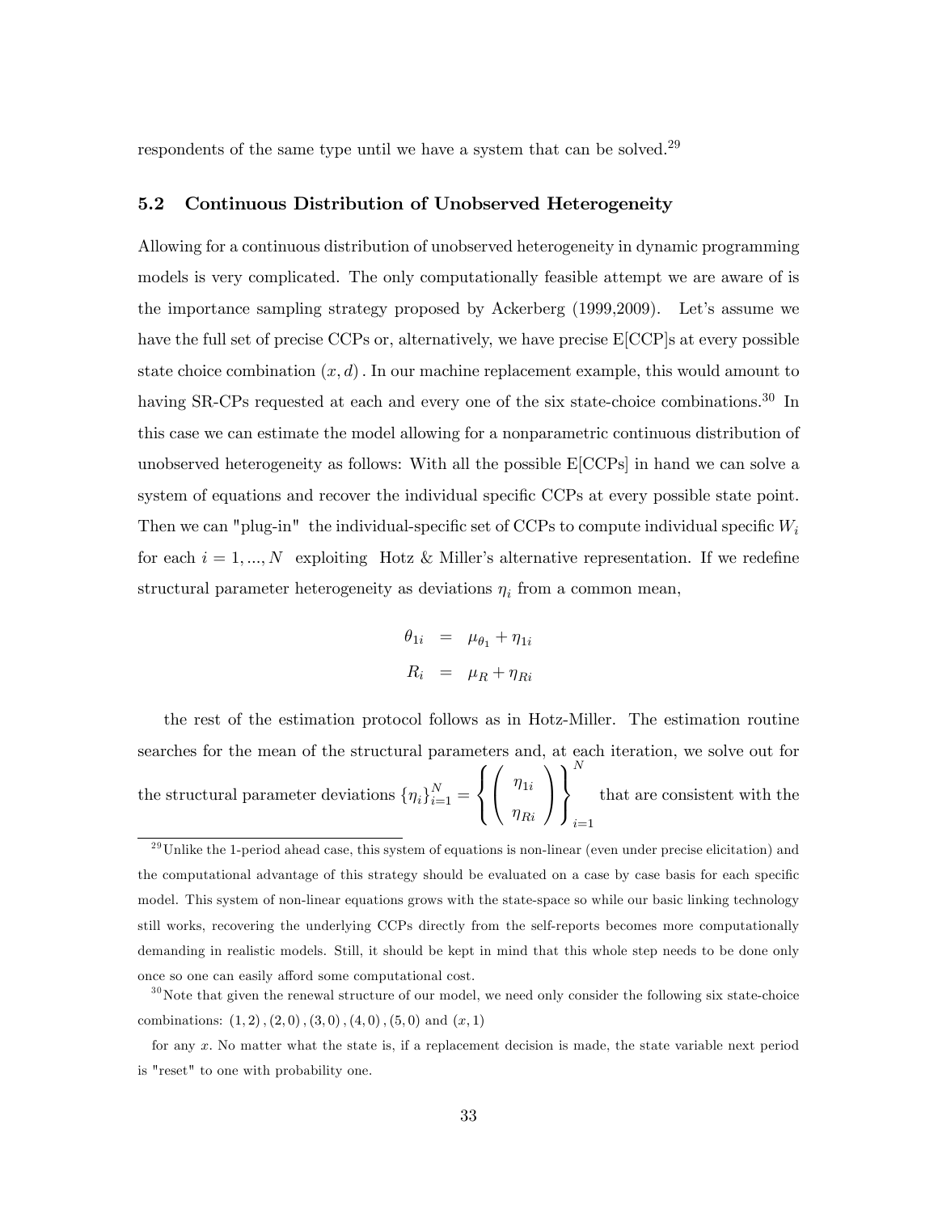respondents of the same type until we have a system that can be solved.[29]

### 5.2 Continuous Distribution of Unobserved Heterogeneity

Allowing for a continuous distribution of unobserved heterogeneity in dynamic programming models is very complicated. The only computationally feasible attempt we are aware of is the importance sampling strategy proposed by Ackerberg (1999,2009). Let's assume we have the full set of precise CCPs or, alternatively, we have precise E[CCP]s at every possible state choice combination $(x, d)$. In our machine replacement example, this would amount to having SR-CPs requested at each and every one of the six state-choice combinations.[30] In this case we can estimate the model allowing for a nonparametric continuous distribution of unobserved heterogeneity as follows: With all the possible E[CCPs] in hand we can solve a system of equations and recover the individual specific CCPs at every possible state point. Then we can "plug-in" the individual-specific set of CCPs to compute individual specific $W_i$ for each $i = 1, ..., N$ exploiting Hotz & Miller's alternative representation. If we redefine structural parameter heterogeneity as deviations $\eta_i$ from a common mean,

$$
\begin{aligned}
\theta_{1i} &= \mu_{\theta_1} + \eta_{1i} \\
R_i &= \mu_R + \eta_{Ri}
\end{aligned}
$$

the rest of the estimation protocol follows as in Hotz-Miller. The estimation routine searches for the mean of the structural parameters and, at each iteration, we solve out for the structural parameter deviations $\{\eta_i\}_{i=1}^N = \left\{ \begin{pmatrix} \eta_{1i} \\ \eta_{Ri} \end{pmatrix} \right\}_{i=1}^N$ that are consistent with the

---

[29] Unlike the 1-period ahead case, this system of equations is non-linear (even under precise elicitation) and the computational advantage of this strategy should be evaluated on a case by case basis for each specific model. This system of non-linear equations grows with the state-space so while our basic linking technology still works, recovering the underlying CCPs directly from the self-reports becomes more computationally demanding in realistic models. Still, it should be kept in mind that this whole step needs to be done only once so one can easily afford some computational cost.

[30] Note that given the renewal structure of our model, we need only consider the following six state-choice combinations: $(1, 2), (2, 0), (3, 0), (4, 0), (5, 0)$ and $(x, 1)$

for any $x$. No matter what the state is, if a replacement decision is made, the state variable next period is "reset" to one with probability one.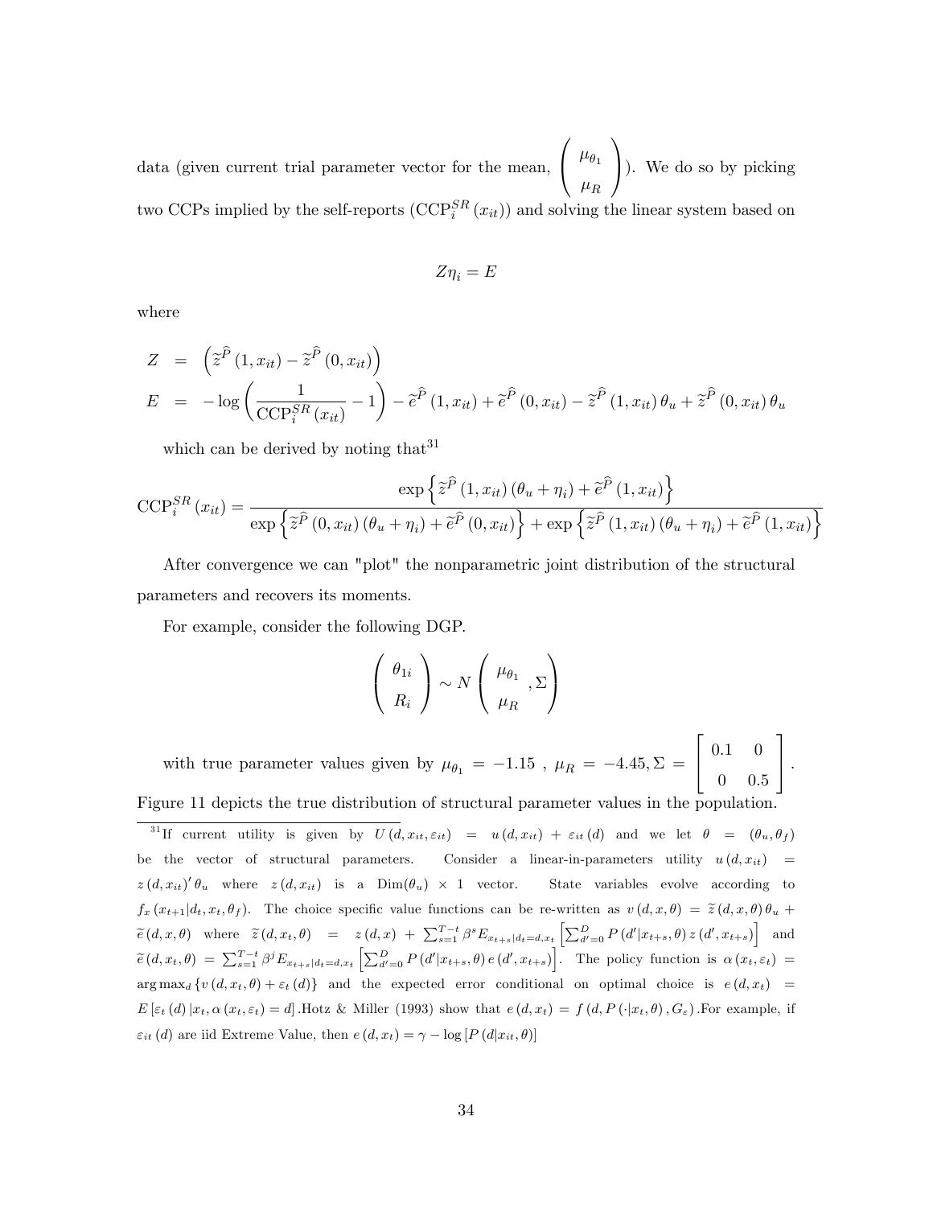data (given current trial parameter vector for the mean, $\begin{pmatrix} \mu_{\theta_1} \\ \mu_R \end{pmatrix}$). We do so by picking two CCPs implied by the self-reports ($\text{CCP}_i^{SR}(x_{it})$) and solving the linear system based on

$$Z\eta_i = E$$

where

$$
\begin{aligned}
Z &= \left(\widetilde{z}^{\widehat{P}}(1, x_{it}) - \widetilde{z}^{\widehat{P}}(0, x_{it})\right) \\
E &= -\log\left(\frac{1}{\text{CCP}_i^{SR}(x_{it})} - 1\right) - \widetilde{e}^{\widehat{P}}(1, x_{it}) + \widetilde{e}^{\widehat{P}}(0, x_{it}) - \widetilde{z}^{\widehat{P}}(1, x_{it})\,\theta_u + \widetilde{z}^{\widehat{P}}(0, x_{it})\,\theta_u
\end{aligned}
$$

which can be derived by noting that[31]

$$\text{CCP}_i^{SR}(x_{it}) = \frac{\exp\left\{\widetilde{z}^{\widehat{P}}(1, x_{it})(\theta_u + \eta_i) + \widetilde{e}^{\widehat{P}}(1, x_{it})\right\}}{\exp\left\{\widetilde{z}^{\widehat{P}}(0, x_{it})(\theta_u + \eta_i) + \widetilde{e}^{\widehat{P}}(0, x_{it})\right\} + \exp\left\{\widetilde{z}^{\widehat{P}}(1, x_{it})(\theta_u + \eta_i) + \widetilde{e}^{\widehat{P}}(1, x_{it})\right\}}$$

After convergence we can "plot" the nonparametric joint distribution of the structural parameters and recovers its moments.

For example, consider the following DGP.

$$\begin{pmatrix} \theta_{1i} \\ R_i \end{pmatrix} \sim N\left(\begin{pmatrix} \mu_{\theta_1} \\ \mu_R \end{pmatrix}, \Sigma\right)$$

with true parameter values given by $\mu_{\theta_1} = -1.15$ , $\mu_R = -4.45, \Sigma = \begin{bmatrix} 0.1 & 0 \\ 0 & 0.5 \end{bmatrix}$. Figure 11 depicts the true distribution of structural parameter values in the population.

[31] If current utility is given by $U(d, x_{it}, \varepsilon_{it}) = u(d, x_{it}) + \varepsilon_{it}(d)$ and we let $\theta = (\theta_u, \theta_f)$ be the vector of structural parameters. Consider a linear-in-parameters utility $u(d, x_{it}) = z(d, x_{it})'\theta_u$ where $z(d, x_{it})$ is a $\text{Dim}(\theta_u) \times 1$ vector. State variables evolve according to $f_x(x_{t+1}|d_t, x_t, \theta_f)$. The choice specific value functions can be re-written as $v(d, x, \theta) = \widetilde{z}(d, x, \theta)\,\theta_u + \widetilde{e}(d, x, \theta)$ where $\widetilde{z}(d, x_t, \theta) = z(d, x) + \sum_{s=1}^{T-t}\beta^s E_{x_{t+s}|d_t=d, x_t}\left[\sum_{d'=0}^{D} P(d'|x_{t+s}, \theta)\, z(d', x_{t+s})\right]$ and $\widetilde{e}(d, x_t, \theta) = \sum_{s=1}^{T-t}\beta^j E_{x_{t+s}|d_t=d, x_t}\left[\sum_{d'=0}^{D} P(d'|x_{t+s}, \theta)\, e(d', x_{t+s})\right]$. The policy function is $\alpha(x_t, \varepsilon_t) = \arg\max_d \{v(d, x_t, \theta) + \varepsilon_t(d)\}$ and the expected error conditional on optimal choice is $e(d, x_t) = E[\varepsilon_t(d)\,|x_t, \alpha(x_t, \varepsilon_t) = d]$. Hotz & Miller (1993) show that $e(d, x_t) = f(d, P(\cdot|x_t, \theta), G_\varepsilon)$. For example, if $\varepsilon_{it}(d)$ are iid Extreme Value, then $e(d, x_t) = \gamma - \log[P(d|x_{it}, \theta)]$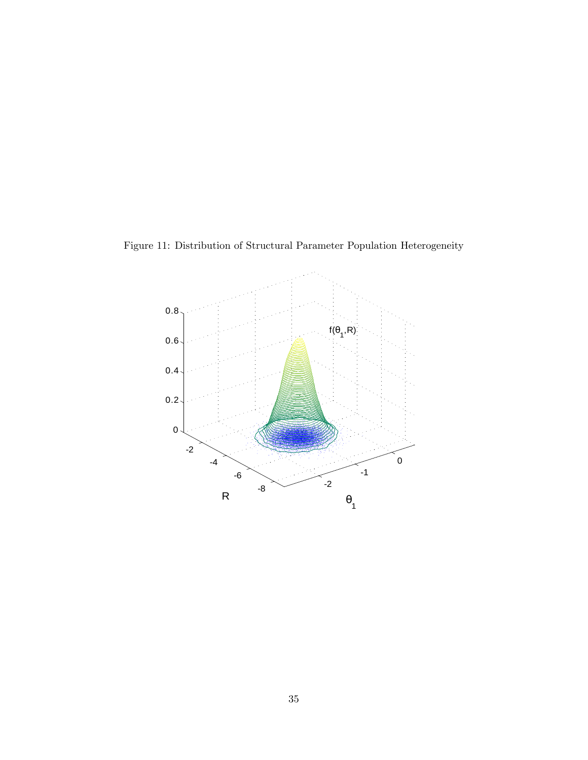Figure 11: Distribution of Structural Parameter Population Heterogeneity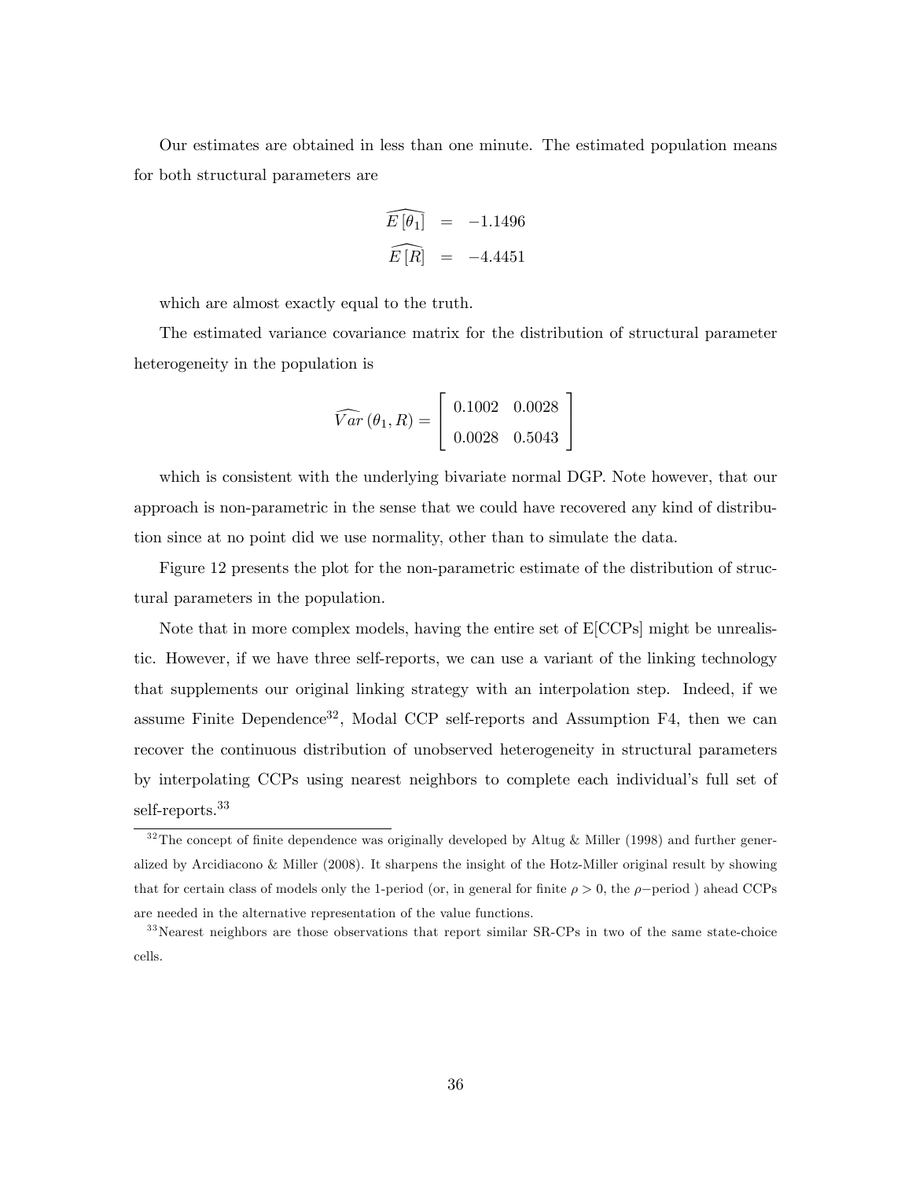Our estimates are obtained in less than one minute. The estimated population means for both structural parameters are

$$
\begin{aligned}
\widehat{E[\theta_1]} &= -1.1496 \\
\widehat{E[R]} &= -4.4451
\end{aligned}
$$

which are almost exactly equal to the truth.

The estimated variance covariance matrix for the distribution of structural parameter heterogeneity in the population is

$$
\widehat{Var}(\theta_1, R) = \begin{bmatrix} 0.1002 & 0.0028 \\ 0.0028 & 0.5043 \end{bmatrix}
$$

which is consistent with the underlying bivariate normal DGP. Note however, that our approach is non-parametric in the sense that we could have recovered any kind of distribution since at no point did we use normality, other than to simulate the data.

Figure 12 presents the plot for the non-parametric estimate of the distribution of structural parameters in the population.

Note that in more complex models, having the entire set of E[CCPs] might be unrealistic. However, if we have three self-reports, we can use a variant of the linking technology that supplements our original linking strategy with an interpolation step. Indeed, if we assume Finite Dependence[32], Modal CCP self-reports and Assumption F4, then we can recover the continuous distribution of unobserved heterogeneity in structural parameters by interpolating CCPs using nearest neighbors to complete each individual's full set of self-reports.[33]

[32] The concept of finite dependence was originally developed by Altug & Miller (1998) and further generalized by Arcidiacono & Miller (2008). It sharpens the insight of the Hotz-Miller original result by showing that for certain class of models only the 1-period (or, in general for finite $\rho > 0$, the $\rho-$period ) ahead CCPs are needed in the alternative representation of the value functions.

[33] Nearest neighbors are those observations that report similar SR-CPs in two of the same state-choice cells.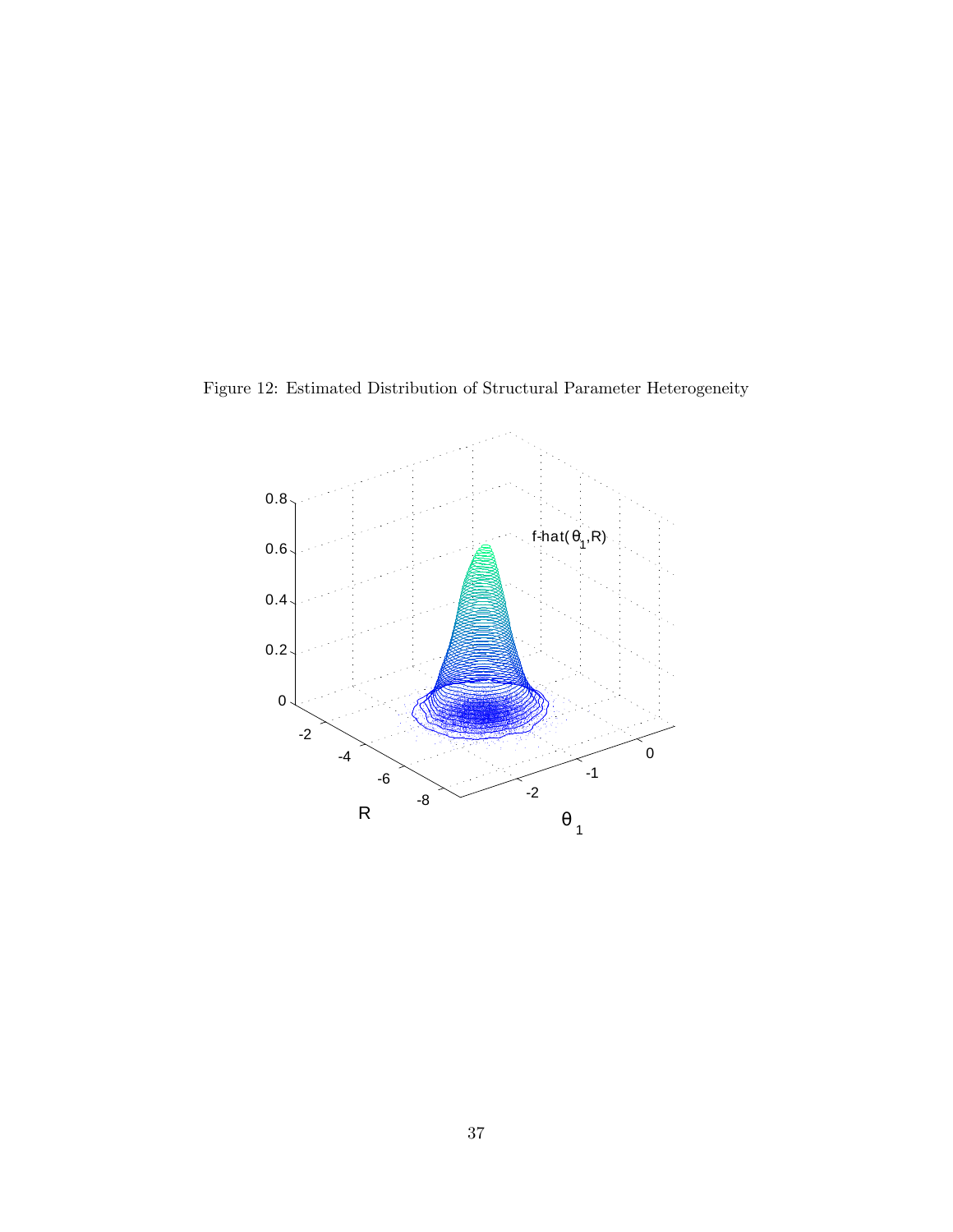Figure 12: Estimated Distribution of Structural Parameter Heterogeneity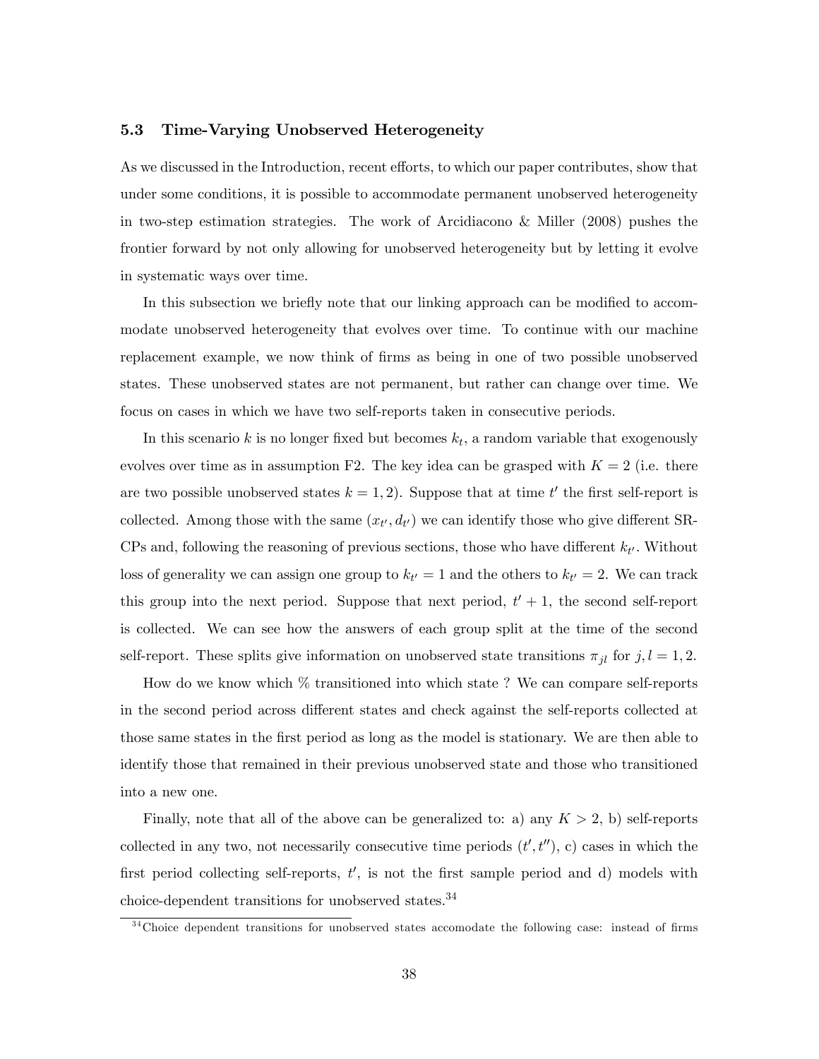### 5.3 Time-Varying Unobserved Heterogeneity

As we discussed in the Introduction, recent efforts, to which our paper contributes, show that under some conditions, it is possible to accommodate permanent unobserved heterogeneity in two-step estimation strategies. The work of Arcidiacono & Miller (2008) pushes the frontier forward by not only allowing for unobserved heterogeneity but by letting it evolve in systematic ways over time.

In this subsection we briefly note that our linking approach can be modified to accommodate unobserved heterogeneity that evolves over time. To continue with our machine replacement example, we now think of firms as being in one of two possible unobserved states. These unobserved states are not permanent, but rather can change over time. We focus on cases in which we have two self-reports taken in consecutive periods.

In this scenario $k$ is no longer fixed but becomes $k_t$, a random variable that exogenously evolves over time as in assumption F2. The key idea can be grasped with $K = 2$ (i.e. there are two possible unobserved states $k = 1, 2$). Suppose that at time $t'$ the first self-report is collected. Among those with the same $(x_{t'}, d_{t'})$ we can identify those who give different SR-CPs and, following the reasoning of previous sections, those who have different $k_{t'}$. Without loss of generality we can assign one group to $k_{t'} = 1$ and the others to $k_{t'} = 2$. We can track this group into the next period. Suppose that next period, $t' + 1$, the second self-report is collected. We can see how the answers of each group split at the time of the second self-report. These splits give information on unobserved state transitions $\pi_{jl}$ for $j, l = 1, 2$.

How do we know which % transitioned into which state ? We can compare self-reports in the second period across different states and check against the self-reports collected at those same states in the first period as long as the model is stationary. We are then able to identify those that remained in their previous unobserved state and those who transitioned into a new one.

Finally, note that all of the above can be generalized to: a) any $K > 2$, b) self-reports collected in any two, not necessarily consecutive time periods $(t', t'')$, c) cases in which the first period collecting self-reports, $t'$, is not the first sample period and d) models with choice-dependent transitions for unobserved states.[34]

[34] Choice dependent transitions for unobserved states accomodate the following case: instead of firms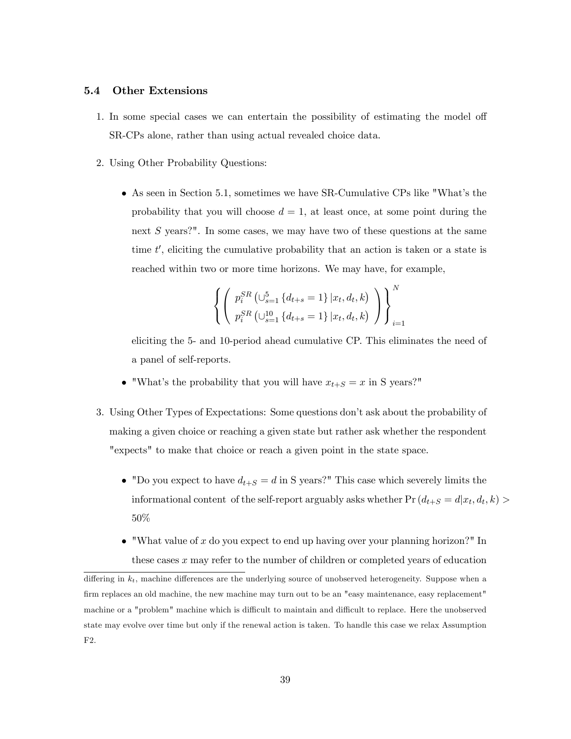### 5.4 Other Extensions

1. In some special cases we can entertain the possibility of estimating the model off SR-CPs alone, rather than using actual revealed choice data.

2. Using Other Probability Questions:

   - As seen in Section 5.1, sometimes we have SR-Cumulative CPs like "What's the probability that you will choose $d = 1$, at least once, at some point during the next $S$ years?". In some cases, we may have two of these questions at the same time $t'$, eliciting the cumulative probability that an action is taken or a state is reached within two or more time horizons. We may have, for example,

   $$\left\{ \left( \begin{array}{c} p_i^{SR}\left(\cup_{s=1}^{5}\{d_{t+s}=1\}\,|x_t,d_t,k\right) \\ p_i^{SR}\left(\cup_{s=1}^{10}\{d_{t+s}=1\}\,|x_t,d_t,k\right) \end{array} \right) \right\}_{i=1}^{N}$$

   eliciting the 5- and 10-period ahead cumulative CP. This eliminates the need of a panel of self-reports.

   - "What's the probability that you will have $x_{t+S} = x$ in S years?"

3. Using Other Types of Expectations: Some questions don't ask about the probability of making a given choice or reaching a given state but rather ask whether the respondent "expects" to make that choice or reach a given point in the state space.

   - "Do you expect to have $d_{t+S} = d$ in S years?" This case which severely limits the informational content of the self-report arguably asks whether $\Pr(d_{t+S} = d|x_t, d_t, k) > 50\%$

   - "What value of $x$ do you expect to end up having over your planning horizon?" In these cases $x$ may refer to the number of children or completed years of education

differing in $k_t$, machine differences are the underlying source of unobserved heterogeneity. Suppose when a firm replaces an old machine, the new machine may turn out to be an "easy maintenance, easy replacement" machine or a "problem" machine which is difficult to maintain and difficult to replace. Here the unobserved state may evolve over time but only if the renewal action is taken. To handle this case we relax Assumption F2.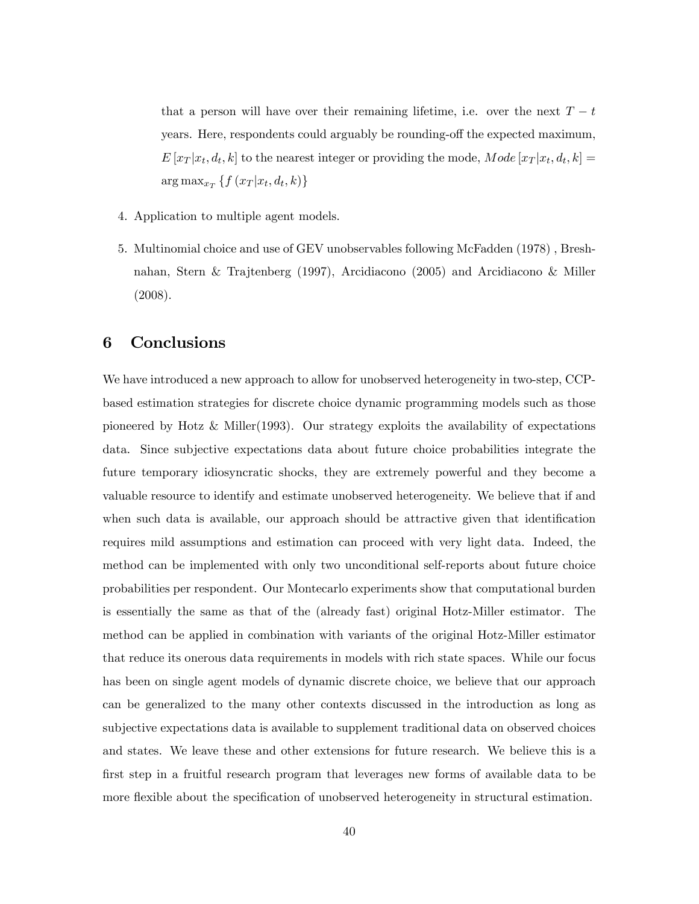that a person will have over their remaining lifetime, i.e. over the next $T - t$ years. Here, respondents could arguably be rounding-off the expected maximum, $E\left[x_T|x_t, d_t, k\right]$ to the nearest integer or providing the mode, $Mode\left[x_T|x_t, d_t, k\right] = \arg\max_{x_T}\left\{f\left(x_T|x_t, d_t, k\right)\right\}$

4. Application to multiple agent models.

5. Multinomial choice and use of GEV unobservables following McFadden (1978) , Breshnahan, Stern & Trajtenberg (1997), Arcidiacono (2005) and Arcidiacono & Miller (2008).

# 6 Conclusions

We have introduced a new approach to allow for unobserved heterogeneity in two-step, CCP-based estimation strategies for discrete choice dynamic programming models such as those pioneered by Hotz & Miller(1993). Our strategy exploits the availability of expectations data. Since subjective expectations data about future choice probabilities integrate the future temporary idiosyncratic shocks, they are extremely powerful and they become a valuable resource to identify and estimate unobserved heterogeneity. We believe that if and when such data is available, our approach should be attractive given that identification requires mild assumptions and estimation can proceed with very light data. Indeed, the method can be implemented with only two unconditional self-reports about future choice probabilities per respondent. Our Montecarlo experiments show that computational burden is essentially the same as that of the (already fast) original Hotz-Miller estimator. The method can be applied in combination with variants of the original Hotz-Miller estimator that reduce its onerous data requirements in models with rich state spaces. While our focus has been on single agent models of dynamic discrete choice, we believe that our approach can be generalized to the many other contexts discussed in the introduction as long as subjective expectations data is available to supplement traditional data on observed choices and states. We leave these and other extensions for future research. We believe this is a first step in a fruitful research program that leverages new forms of available data to be more flexible about the specification of unobserved heterogeneity in structural estimation.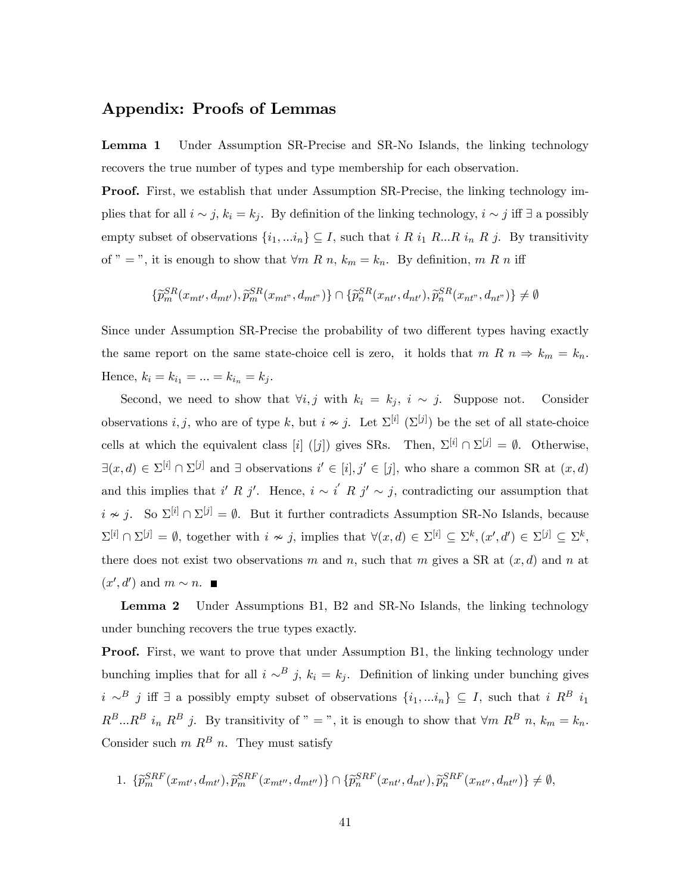## Appendix: Proofs of Lemmas

**Lemma 1** Under Assumption SR-Precise and SR-No Islands, the linking technology recovers the true number of types and type membership for each observation.

**Proof.** First, we establish that under Assumption SR-Precise, the linking technology implies that for all $i \sim j$, $k_i = k_j$. By definition of the linking technology, $i \sim j$ iff $\exists$ a possibly empty subset of observations $\{i_1, ...i_n\} \subseteq I$, such that $i\ R\ i_1\ R...R\ i_n\ R\ j$. By transitivity of " = ", it is enough to show that $\forall m\ R\ n$, $k_m = k_n$. By definition, $m\ R\ n$ iff

$$\{\widetilde{p}_m^{SR}(x_{mt'}, d_{mt'}), \widetilde{p}_m^{SR}(x_{mt"}, d_{mt"})\} \cap \{\widetilde{p}_n^{SR}(x_{nt'}, d_{nt'}), \widetilde{p}_n^{SR}(x_{nt"}, d_{nt"})\} \neq \emptyset$$

Since under Assumption SR-Precise the probability of two different types having exactly the same report on the same state-choice cell is zero, it holds that $m\ R\ n \Rightarrow k_m = k_n$. Hence, $k_i = k_{i_1} = ... = k_{i_n} = k_j$.

Second, we need to show that $\forall i, j$ with $k_i = k_j$, $i \sim j$. Suppose not. Consider observations $i, j$, who are of type $k$, but $i \nsim j$. Let $\Sigma^{[i]}$ ($\Sigma^{[j]}$) be the set of all state-choice cells at which the equivalent class $[i]$ ($[j]$) gives SRs. Then, $\Sigma^{[i]} \cap \Sigma^{[j]} = \emptyset$. Otherwise, $\exists (x, d) \in \Sigma^{[i]} \cap \Sigma^{[j]}$ and $\exists$ observations $i' \in [i], j' \in [j]$, who share a common SR at $(x, d)$ and this implies that $i'\ R\ j'$. Hence, $i \sim i'\ R\ j' \sim j$, contradicting our assumption that $i \nsim j$. So $\Sigma^{[i]} \cap \Sigma^{[j]} = \emptyset$. But it further contradicts Assumption SR-No Islands, because $\Sigma^{[i]} \cap \Sigma^{[j]} = \emptyset$, together with $i \nsim j$, implies that $\forall (x, d) \in \Sigma^{[i]} \subseteq \Sigma^k, (x', d') \in \Sigma^{[j]} \subseteq \Sigma^k$, there does not exist two observations $m$ and $n$, such that $m$ gives a SR at $(x, d)$ and $n$ at $(x', d')$ and $m \sim n$. ■

**Lemma 2** Under Assumptions B1, B2 and SR-No Islands, the linking technology under bunching recovers the true types exactly.

**Proof.** First, we want to prove that under Assumption B1, the linking technology under bunching implies that for all $i \sim^B j$, $k_i = k_j$. Definition of linking under bunching gives $i \sim^B j$ iff $\exists$ a possibly empty subset of observations $\{i_1, ...i_n\} \subseteq I$, such that $i\ R^B\ i_1\ R^B...R^B\ i_n\ R^B\ j$. By transitivity of " = ", it is enough to show that $\forall m\ R^B\ n$, $k_m = k_n$. Consider such $m\ R^B\ n$. They must satisfy

1. $\{\widetilde{p}_m^{SRF}(x_{mt'}, d_{mt'}), \widetilde{p}_m^{SRF}(x_{mt''}, d_{mt''})\} \cap \{\widetilde{p}_n^{SRF}(x_{nt'}, d_{nt'}), \widetilde{p}_n^{SRF}(x_{nt''}, d_{nt''})\} \neq \emptyset$,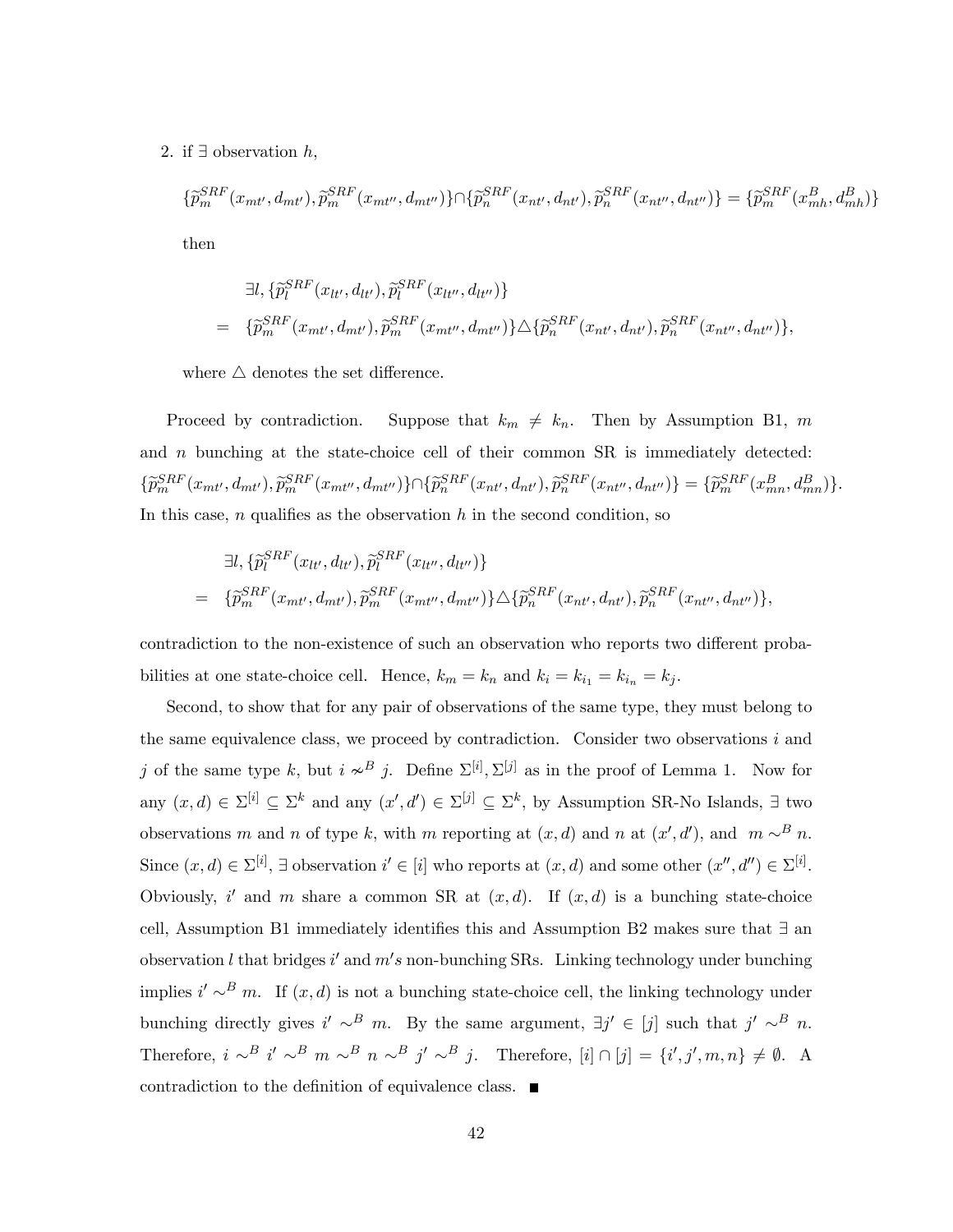2. if $\exists$ observation $h$,

$$\{\widetilde{p}_m^{SRF}(x_{mt'}, d_{mt'}), \widetilde{p}_m^{SRF}(x_{mt''}, d_{mt''})\} \cap \{\widetilde{p}_n^{SRF}(x_{nt'}, d_{nt'}), \widetilde{p}_n^{SRF}(x_{nt''}, d_{nt''})\} = \{\widetilde{p}_m^{SRF}(x_{mh}^B, d_{mh}^B)\}$$

then

$$\begin{aligned} &\exists l, \{\widetilde{p}_l^{SRF}(x_{lt'}, d_{lt'}), \widetilde{p}_l^{SRF}(x_{lt''}, d_{lt''})\} \\ = \;& \{\widetilde{p}_m^{SRF}(x_{mt'}, d_{mt'}), \widetilde{p}_m^{SRF}(x_{mt''}, d_{mt''})\} \triangle \{\widetilde{p}_n^{SRF}(x_{nt'}, d_{nt'}), \widetilde{p}_n^{SRF}(x_{nt''}, d_{nt''})\}, \end{aligned}$$

where $\triangle$ denotes the set difference.

Proceed by contradiction. Suppose that $k_m \neq k_n$. Then by Assumption B1, $m$ and $n$ bunching at the state-choice cell of their common SR is immediately detected: $\{\widetilde{p}_m^{SRF}(x_{mt'}, d_{mt'}), \widetilde{p}_m^{SRF}(x_{mt''}, d_{mt''})\} \cap \{\widetilde{p}_n^{SRF}(x_{nt'}, d_{nt'}), \widetilde{p}_n^{SRF}(x_{nt''}, d_{nt''})\} = \{\widetilde{p}_m^{SRF}(x_{mn}^B, d_{mn}^B)\}$. In this case, $n$ qualifies as the observation $h$ in the second condition, so

$$\begin{aligned} &\exists l, \{\widetilde{p}_l^{SRF}(x_{lt'}, d_{lt'}), \widetilde{p}_l^{SRF}(x_{lt''}, d_{lt''})\} \\ = \;& \{\widetilde{p}_m^{SRF}(x_{mt'}, d_{mt'}), \widetilde{p}_m^{SRF}(x_{mt''}, d_{mt''})\} \triangle \{\widetilde{p}_n^{SRF}(x_{nt'}, d_{nt'}), \widetilde{p}_n^{SRF}(x_{nt''}, d_{nt''})\}, \end{aligned}$$

contradiction to the non-existence of such an observation who reports two different probabilities at one state-choice cell. Hence, $k_m = k_n$ and $k_i = k_{i_1} = k_{i_n} = k_j$.

Second, to show that for any pair of observations of the same type, they must belong to the same equivalence class, we proceed by contradiction. Consider two observations $i$ and $j$ of the same type $k$, but $i \nsim^B j$. Define $\Sigma^{[i]}, \Sigma^{[j]}$ as in the proof of Lemma 1. Now for any $(x, d) \in \Sigma^{[i]} \subseteq \Sigma^k$ and any $(x', d') \in \Sigma^{[j]} \subseteq \Sigma^k$, by Assumption SR-No Islands, $\exists$ two observations $m$ and $n$ of type $k$, with $m$ reporting at $(x, d)$ and $n$ at $(x', d')$, and $m \sim^B n$. Since $(x, d) \in \Sigma^{[i]}$, $\exists$ observation $i' \in [i]$ who reports at $(x, d)$ and some other $(x'', d'') \in \Sigma^{[i]}$. Obviously, $i'$ and $m$ share a common SR at $(x, d)$. If $(x, d)$ is a bunching state-choice cell, Assumption B1 immediately identifies this and Assumption B2 makes sure that $\exists$ an observation $l$ that bridges $i'$ and $m's$ non-bunching SRs. Linking technology under bunching implies $i' \sim^B m$. If $(x, d)$ is not a bunching state-choice cell, the linking technology under bunching directly gives $i' \sim^B m$. By the same argument, $\exists j' \in [j]$ such that $j' \sim^B n$. Therefore, $i \sim^B i' \sim^B m \sim^B n \sim^B j' \sim^B j$. Therefore, $[i] \cap [j] = \{i', j', m, n\} \neq \emptyset$. A contradiction to the definition of equivalence class. ■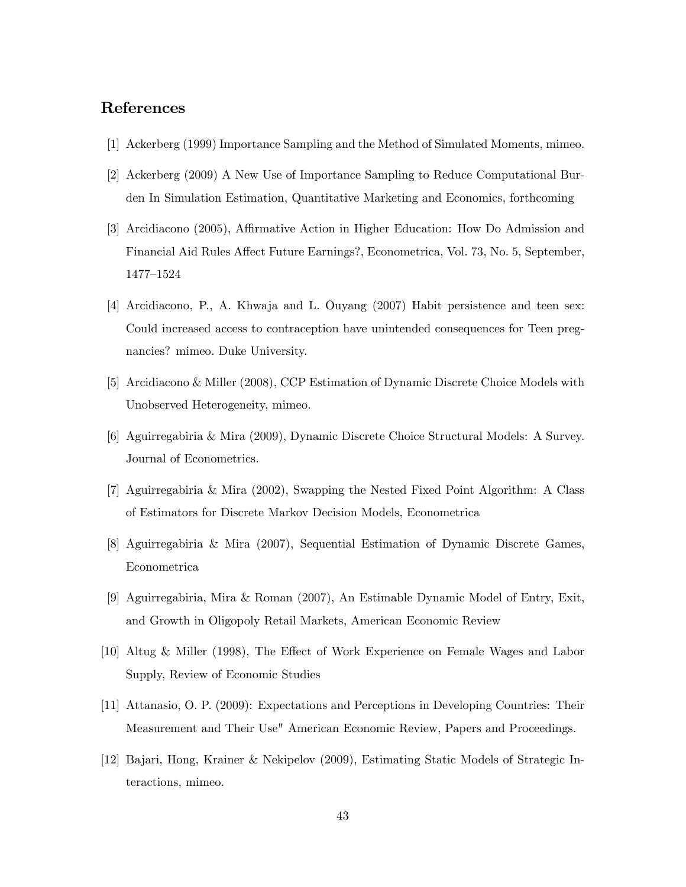## References

[1] Ackerberg (1999) Importance Sampling and the Method of Simulated Moments, mimeo.

[2] Ackerberg (2009) A New Use of Importance Sampling to Reduce Computational Burden In Simulation Estimation, Quantitative Marketing and Economics, forthcoming

[3] Arcidiacono (2005), Affirmative Action in Higher Education: How Do Admission and Financial Aid Rules Affect Future Earnings?, Econometrica, Vol. 73, No. 5, September, 1477–1524

[4] Arcidiacono, P., A. Khwaja and L. Ouyang (2007) Habit persistence and teen sex: Could increased access to contraception have unintended consequences for Teen pregnancies? mimeo. Duke University.

[5] Arcidiacono & Miller (2008), CCP Estimation of Dynamic Discrete Choice Models with Unobserved Heterogeneity, mimeo.

[6] Aguirregabiria & Mira (2009), Dynamic Discrete Choice Structural Models: A Survey. Journal of Econometrics.

[7] Aguirregabiria & Mira (2002), Swapping the Nested Fixed Point Algorithm: A Class of Estimators for Discrete Markov Decision Models, Econometrica

[8] Aguirregabiria & Mira (2007), Sequential Estimation of Dynamic Discrete Games, Econometrica

[9] Aguirregabiria, Mira & Roman (2007), An Estimable Dynamic Model of Entry, Exit, and Growth in Oligopoly Retail Markets, American Economic Review

[10] Altug & Miller (1998), The Effect of Work Experience on Female Wages and Labor Supply, Review of Economic Studies

[11] Attanasio, O. P. (2009): Expectations and Perceptions in Developing Countries: Their Measurement and Their Use" American Economic Review, Papers and Proceedings.

[12] Bajari, Hong, Krainer & Nekipelov (2009), Estimating Static Models of Strategic Interactions, mimeo.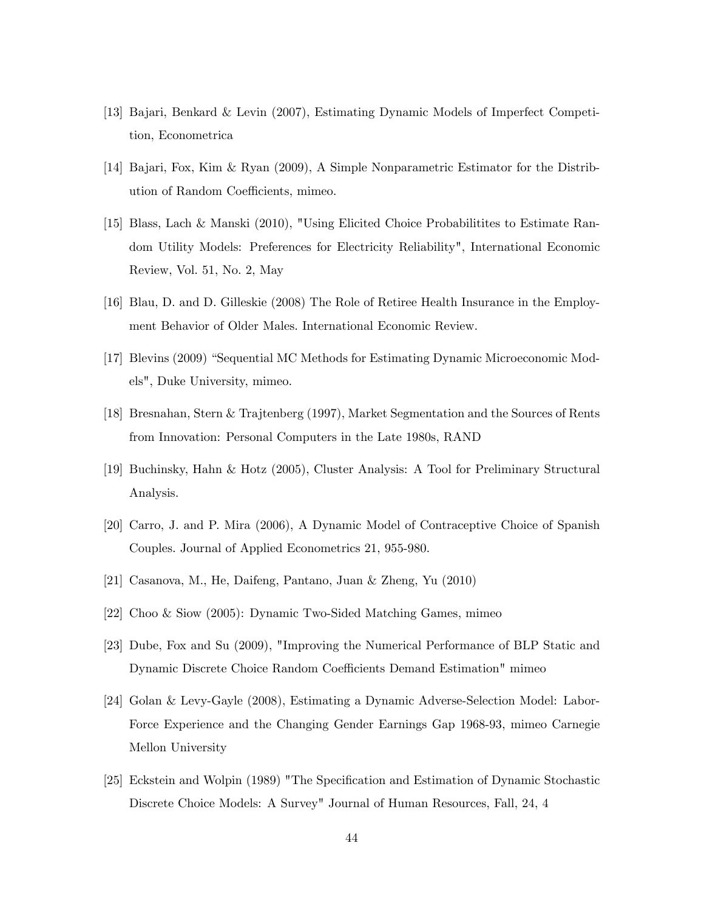[13] Bajari, Benkard & Levin (2007), Estimating Dynamic Models of Imperfect Competition, Econometrica

[14] Bajari, Fox, Kim & Ryan (2009), A Simple Nonparametric Estimator for the Distribution of Random Coefficients, mimeo.

[15] Blass, Lach & Manski (2010), "Using Elicited Choice Probabilitites to Estimate Random Utility Models: Preferences for Electricity Reliability", International Economic Review, Vol. 51, No. 2, May

[16] Blau, D. and D. Gilleskie (2008) The Role of Retiree Health Insurance in the Employment Behavior of Older Males. International Economic Review.

[17] Blevins (2009) "Sequential MC Methods for Estimating Dynamic Microeconomic Models", Duke University, mimeo.

[18] Bresnahan, Stern & Trajtenberg (1997), Market Segmentation and the Sources of Rents from Innovation: Personal Computers in the Late 1980s, RAND

[19] Buchinsky, Hahn & Hotz (2005), Cluster Analysis: A Tool for Preliminary Structural Analysis.

[20] Carro, J. and P. Mira (2006), A Dynamic Model of Contraceptive Choice of Spanish Couples. Journal of Applied Econometrics 21, 955-980.

[21] Casanova, M., He, Daifeng, Pantano, Juan & Zheng, Yu (2010)

[22] Choo & Siow (2005): Dynamic Two-Sided Matching Games, mimeo

[23] Dube, Fox and Su (2009), "Improving the Numerical Performance of BLP Static and Dynamic Discrete Choice Random Coefficients Demand Estimation" mimeo

[24] Golan & Levy-Gayle (2008), Estimating a Dynamic Adverse-Selection Model: Labor-Force Experience and the Changing Gender Earnings Gap 1968-93, mimeo Carnegie Mellon University

[25] Eckstein and Wolpin (1989) "The Specification and Estimation of Dynamic Stochastic Discrete Choice Models: A Survey" Journal of Human Resources, Fall, 24, 4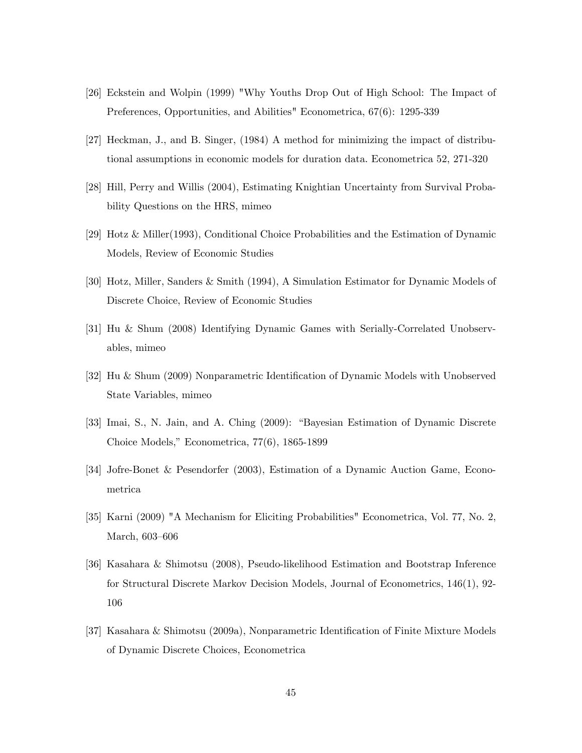[26] Eckstein and Wolpin (1999) "Why Youths Drop Out of High School: The Impact of Preferences, Opportunities, and Abilities" Econometrica, 67(6): 1295-339

[27] Heckman, J., and B. Singer, (1984) A method for minimizing the impact of distributional assumptions in economic models for duration data. Econometrica 52, 271-320

[28] Hill, Perry and Willis (2004), Estimating Knightian Uncertainty from Survival Probability Questions on the HRS, mimeo

[29] Hotz & Miller(1993), Conditional Choice Probabilities and the Estimation of Dynamic Models, Review of Economic Studies

[30] Hotz, Miller, Sanders & Smith (1994), A Simulation Estimator for Dynamic Models of Discrete Choice, Review of Economic Studies

[31] Hu & Shum (2008) Identifying Dynamic Games with Serially-Correlated Unobservables, mimeo

[32] Hu & Shum (2009) Nonparametric Identification of Dynamic Models with Unobserved State Variables, mimeo

[33] Imai, S., N. Jain, and A. Ching (2009): "Bayesian Estimation of Dynamic Discrete Choice Models," Econometrica, 77(6), 1865-1899

[34] Jofre-Bonet & Pesendorfer (2003), Estimation of a Dynamic Auction Game, Econometrica

[35] Karni (2009) "A Mechanism for Eliciting Probabilities" Econometrica, Vol. 77, No. 2, March, 603–606

[36] Kasahara & Shimotsu (2008), Pseudo-likelihood Estimation and Bootstrap Inference for Structural Discrete Markov Decision Models, Journal of Econometrics, 146(1), 92-106

[37] Kasahara & Shimotsu (2009a), Nonparametric Identification of Finite Mixture Models of Dynamic Discrete Choices, Econometrica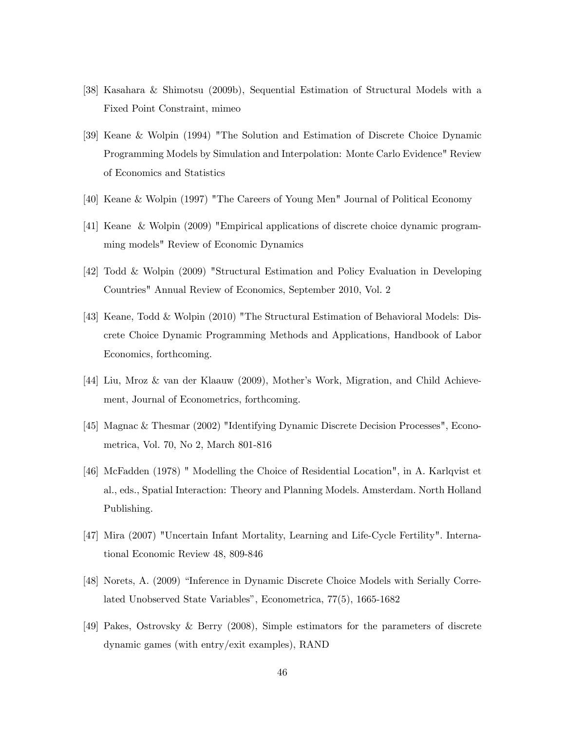[38] Kasahara & Shimotsu (2009b), Sequential Estimation of Structural Models with a Fixed Point Constraint, mimeo

[39] Keane & Wolpin (1994) "The Solution and Estimation of Discrete Choice Dynamic Programming Models by Simulation and Interpolation: Monte Carlo Evidence" Review of Economics and Statistics

[40] Keane & Wolpin (1997) "The Careers of Young Men" Journal of Political Economy

[41] Keane & Wolpin (2009) "Empirical applications of discrete choice dynamic programming models" Review of Economic Dynamics

[42] Todd & Wolpin (2009) "Structural Estimation and Policy Evaluation in Developing Countries" Annual Review of Economics, September 2010, Vol. 2

[43] Keane, Todd & Wolpin (2010) "The Structural Estimation of Behavioral Models: Discrete Choice Dynamic Programming Methods and Applications, Handbook of Labor Economics, forthcoming.

[44] Liu, Mroz & van der Klaauw (2009), Mother's Work, Migration, and Child Achievement, Journal of Econometrics, forthcoming.

[45] Magnac & Thesmar (2002) "Identifying Dynamic Discrete Decision Processes", Econometrica, Vol. 70, No 2, March 801-816

[46] McFadden (1978) " Modelling the Choice of Residential Location", in A. Karlqvist et al., eds., Spatial Interaction: Theory and Planning Models. Amsterdam. North Holland Publishing.

[47] Mira (2007) "Uncertain Infant Mortality, Learning and Life-Cycle Fertility". International Economic Review 48, 809-846

[48] Norets, A. (2009) "Inference in Dynamic Discrete Choice Models with Serially Correlated Unobserved State Variables", Econometrica, 77(5), 1665-1682

[49] Pakes, Ostrovsky & Berry (2008), Simple estimators for the parameters of discrete dynamic games (with entry/exit examples), RAND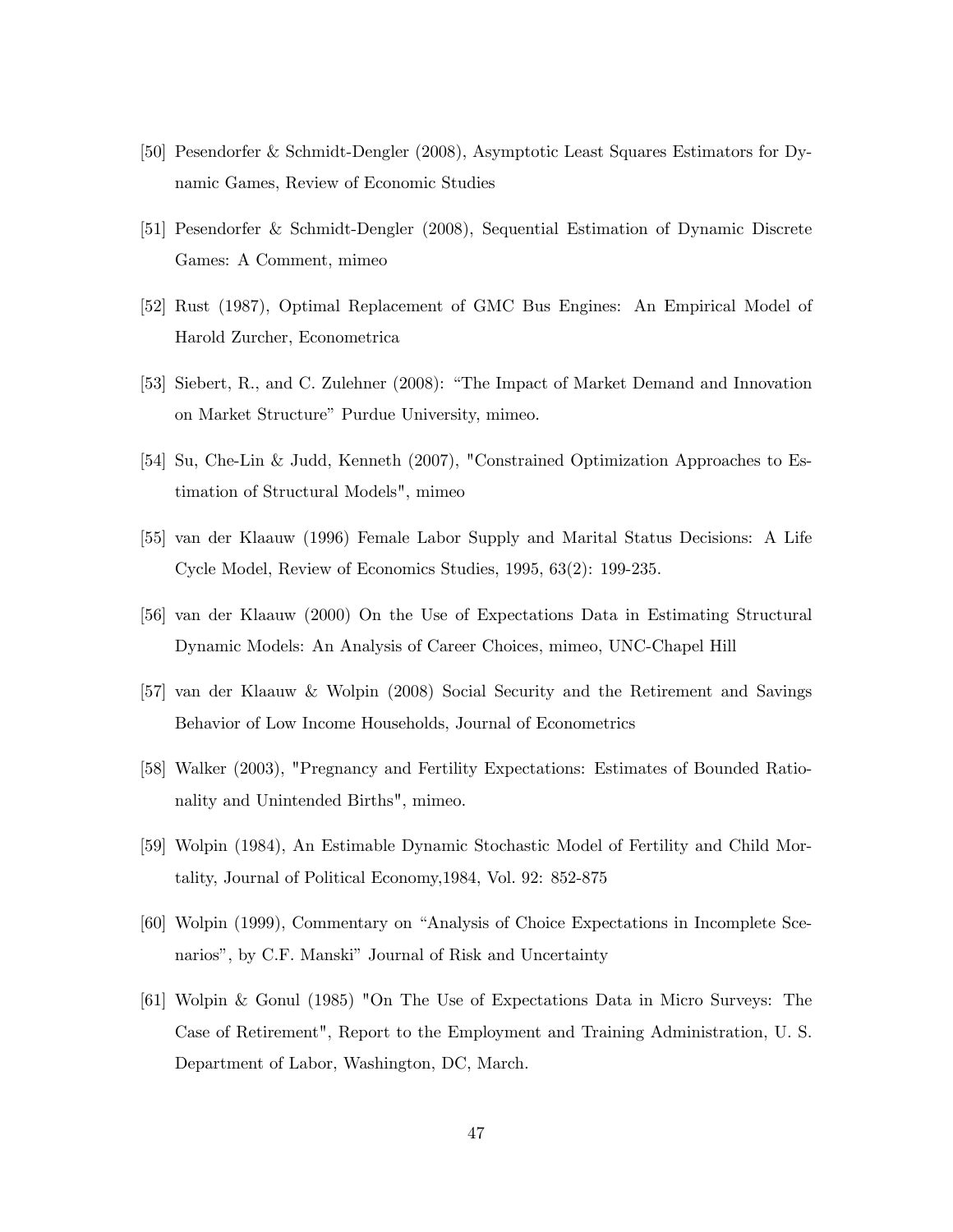[50] Pesendorfer & Schmidt-Dengler (2008), Asymptotic Least Squares Estimators for Dynamic Games, Review of Economic Studies

[51] Pesendorfer & Schmidt-Dengler (2008), Sequential Estimation of Dynamic Discrete Games: A Comment, mimeo

[52] Rust (1987), Optimal Replacement of GMC Bus Engines: An Empirical Model of Harold Zurcher, Econometrica

[53] Siebert, R., and C. Zulehner (2008): "The Impact of Market Demand and Innovation on Market Structure" Purdue University, mimeo.

[54] Su, Che-Lin & Judd, Kenneth (2007), "Constrained Optimization Approaches to Estimation of Structural Models", mimeo

[55] van der Klaauw (1996) Female Labor Supply and Marital Status Decisions: A Life Cycle Model, Review of Economics Studies, 1995, 63(2): 199-235.

[56] van der Klaauw (2000) On the Use of Expectations Data in Estimating Structural Dynamic Models: An Analysis of Career Choices, mimeo, UNC-Chapel Hill

[57] van der Klaauw & Wolpin (2008) Social Security and the Retirement and Savings Behavior of Low Income Households, Journal of Econometrics

[58] Walker (2003), "Pregnancy and Fertility Expectations: Estimates of Bounded Rationality and Unintended Births", mimeo.

[59] Wolpin (1984), An Estimable Dynamic Stochastic Model of Fertility and Child Mortality, Journal of Political Economy,1984, Vol. 92: 852-875

[60] Wolpin (1999), Commentary on "Analysis of Choice Expectations in Incomplete Scenarios", by C.F. Manski" Journal of Risk and Uncertainty

[61] Wolpin & Gonul (1985) "On The Use of Expectations Data in Micro Surveys: The Case of Retirement", Report to the Employment and Training Administration, U. S. Department of Labor, Washington, DC, March.